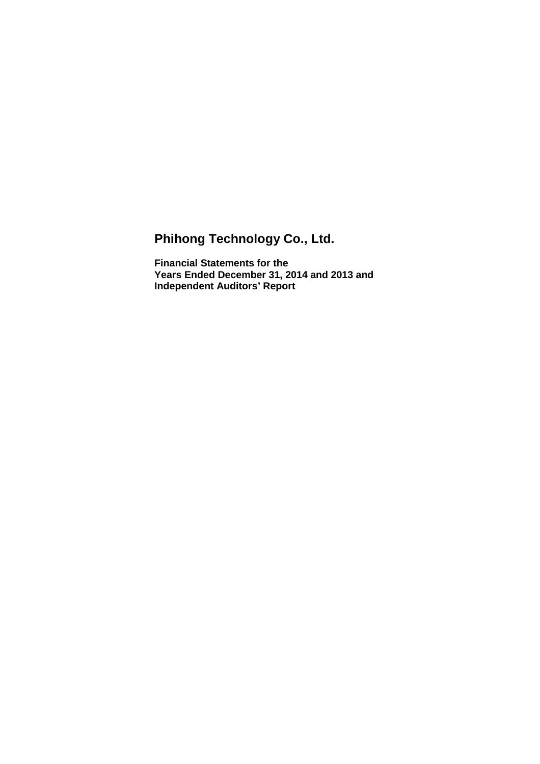# Phihong Technology Co., Ltd.

**Financial Statements for the Years Ended December 31, 2014 and 2013 and Independent Auditors' Report**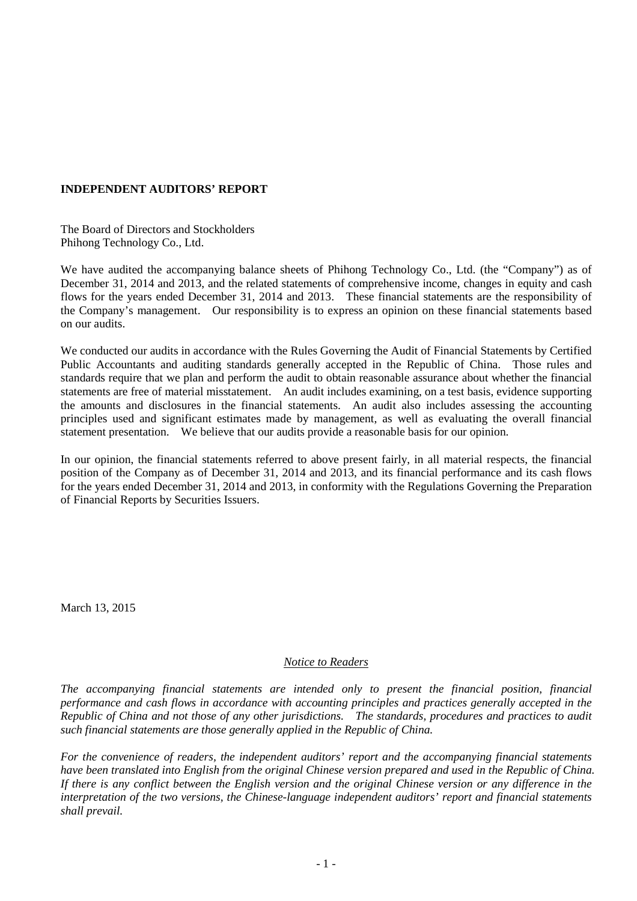**INDEPENDENT AUDITORS' REPORT**

The Board of Directors and Stockholders
Phihong Technology Co., Ltd.

We have audited the accompanying balance sheets of Phihong Technology Co., Ltd. (the "Company") as of December 31, 2014 and 2013, and the related statements of comprehensive income, changes in equity and cash flows for the years ended December 31, 2014 and 2013. These financial statements are the responsibility of the Company's management. Our responsibility is to express an opinion on these financial statements based on our audits.

We conducted our audits in accordance with the Rules Governing the Audit of Financial Statements by Certified Public Accountants and auditing standards generally accepted in the Republic of China. Those rules and standards require that we plan and perform the audit to obtain reasonable assurance about whether the financial statements are free of material misstatement. An audit includes examining, on a test basis, evidence supporting the amounts and disclosures in the financial statements. An audit also includes assessing the accounting principles used and significant estimates made by management, as well as evaluating the overall financial statement presentation. We believe that our audits provide a reasonable basis for our opinion.

In our opinion, the financial statements referred to above present fairly, in all material respects, the financial position of the Company as of December 31, 2014 and 2013, and its financial performance and its cash flows for the years ended December 31, 2014 and 2013, in conformity with the Regulations Governing the Preparation of Financial Reports by Securities Issuers.

March 13, 2015

*Notice to Readers*

*The accompanying financial statements are intended only to present the financial position, financial performance and cash flows in accordance with accounting principles and practices generally accepted in the Republic of China and not those of any other jurisdictions. The standards, procedures and practices to audit such financial statements are those generally applied in the Republic of China.*

*For the convenience of readers, the independent auditors' report and the accompanying financial statements have been translated into English from the original Chinese version prepared and used in the Republic of China. If there is any conflict between the English version and the original Chinese version or any difference in the interpretation of the two versions, the Chinese-language independent auditors' report and financial statements shall prevail.*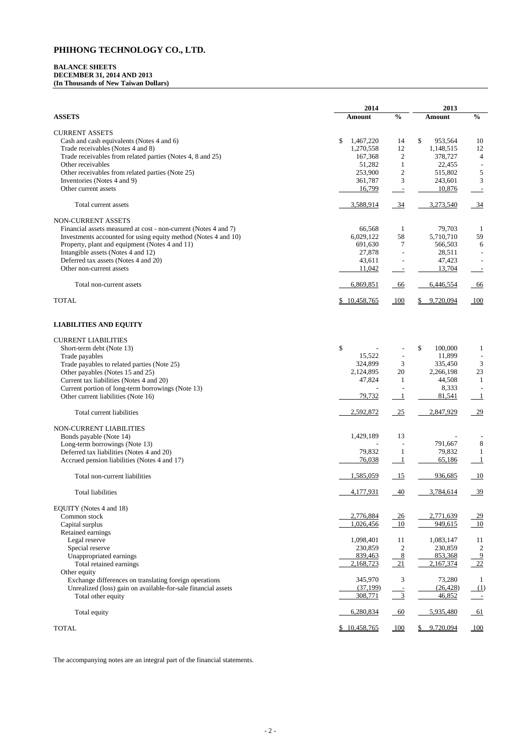# PHIHONG TECHNOLOGY CO., LTD.

**BALANCE SHEETS**
**DECEMBER 31, 2014 AND 2013**
**(In Thousands of New Taiwan Dollars)**

| | 2014 | | 2013 | |
|---|---|---|---|---|
| **ASSETS** | **Amount** | **%** | **Amount** | **%** |
| CURRENT ASSETS | | | | |
| Cash and cash equivalents (Notes 4 and 6) | $ 1,467,220 | 14 | $ 953,564 | 10 |
| Trade receivables (Notes 4 and 8) | 1,270,558 | 12 | 1,148,515 | 12 |
| Trade receivables from related parties (Notes 4, 8 and 25) | 167,368 | 2 | 378,727 | 4 |
| Other receivables | 51,282 | 1 | 22,455 | - |
| Other receivables from related parties (Note 25) | 253,900 | 2 | 515,802 | 5 |
| Inventories (Notes 4 and 9) | 361,787 | 3 | 243,601 | 3 |
| Other current assets | 16,799 | - | 10,876 | - |
| Total current assets | 3,588,914 | 34 | 3,273,540 | 34 |
| NON-CURRENT ASSETS | | | | |
| Financial assets measured at cost - non-current (Notes 4 and 7) | 66,568 | 1 | 79,703 | 1 |
| Investments accounted for using equity method (Notes 4 and 10) | 6,029,122 | 58 | 5,710,710 | 59 |
| Property, plant and equipment (Notes 4 and 11) | 691,630 | 7 | 566,503 | 6 |
| Intangible assets (Notes 4 and 12) | 27,878 | - | 28,511 | - |
| Deferred tax assets (Notes 4 and 20) | 43,611 | - | 47,423 | - |
| Other non-current assets | 11,042 | - | 13,704 | - |
| Total non-current assets | 6,869,851 | 66 | 6,446,554 | 66 |
| TOTAL | $ 10,458,765 | 100 | $ 9,720,094 | 100 |
| **LIABILITIES AND EQUITY** | | | | |
| CURRENT LIABILITIES | | | | |
| Short-term debt (Note 13) | $ - | - | $ 100,000 | 1 |
| Trade payables | 15,522 | - | 11,899 | - |
| Trade payables to related parties (Note 25) | 324,899 | 3 | 335,450 | 3 |
| Other payables (Notes 15 and 25) | 2,124,895 | 20 | 2,266,198 | 23 |
| Current tax liabilities (Notes 4 and 20) | 47,824 | 1 | 44,508 | 1 |
| Current portion of long-term borrowings (Note 13) | - | - | 8,333 | - |
| Other current liabilities (Note 16) | 79,732 | 1 | 81,541 | 1 |
| Total current liabilities | 2,592,872 | 25 | 2,847,929 | 29 |
| NON-CURRENT LIABILITIES | | | | |
| Bonds payable (Note 14) | 1,429,189 | 13 | - | - |
| Long-term borrowings (Note 13) | - | - | 791,667 | 8 |
| Deferred tax liabilities (Notes 4 and 20) | 79,832 | 1 | 79,832 | 1 |
| Accrued pension liabilities (Notes 4 and 17) | 76,038 | 1 | 65,186 | 1 |
| Total non-current liabilities | 1,585,059 | 15 | 936,685 | 10 |
| Total liabilities | 4,177,931 | 40 | 3,784,614 | 39 |
| EQUITY (Notes 4 and 18) | | | | |
| Common stock | 2,776,884 | 26 | 2,771,639 | 29 |
| Capital surplus | 1,026,456 | 10 | 949,615 | 10 |
| Retained earnings | | | | |
| Legal reserve | 1,098,401 | 11 | 1,083,147 | 11 |
| Special reserve | 230,859 | 2 | 230,859 | 2 |
| Unappropriated earnings | 839,463 | 8 | 853,368 | 9 |
| Total retained earnings | 2,168,723 | 21 | 2,167,374 | 22 |
| Other equity | | | | |
| Exchange differences on translating foreign operations | 345,970 | 3 | 73,280 | 1 |
| Unrealized (loss) gain on available-for-sale financial assets | (37,199) | - | (26,428) | (1) |
| Total other equity | 308,771 | 3 | 46,852 | - |
| Total equity | 6,280,834 | 60 | 5,935,480 | 61 |
| TOTAL | $ 10,458,765 | 100 | $ 9,720,094 | 100 |

The accompanying notes are an integral part of the financial statements.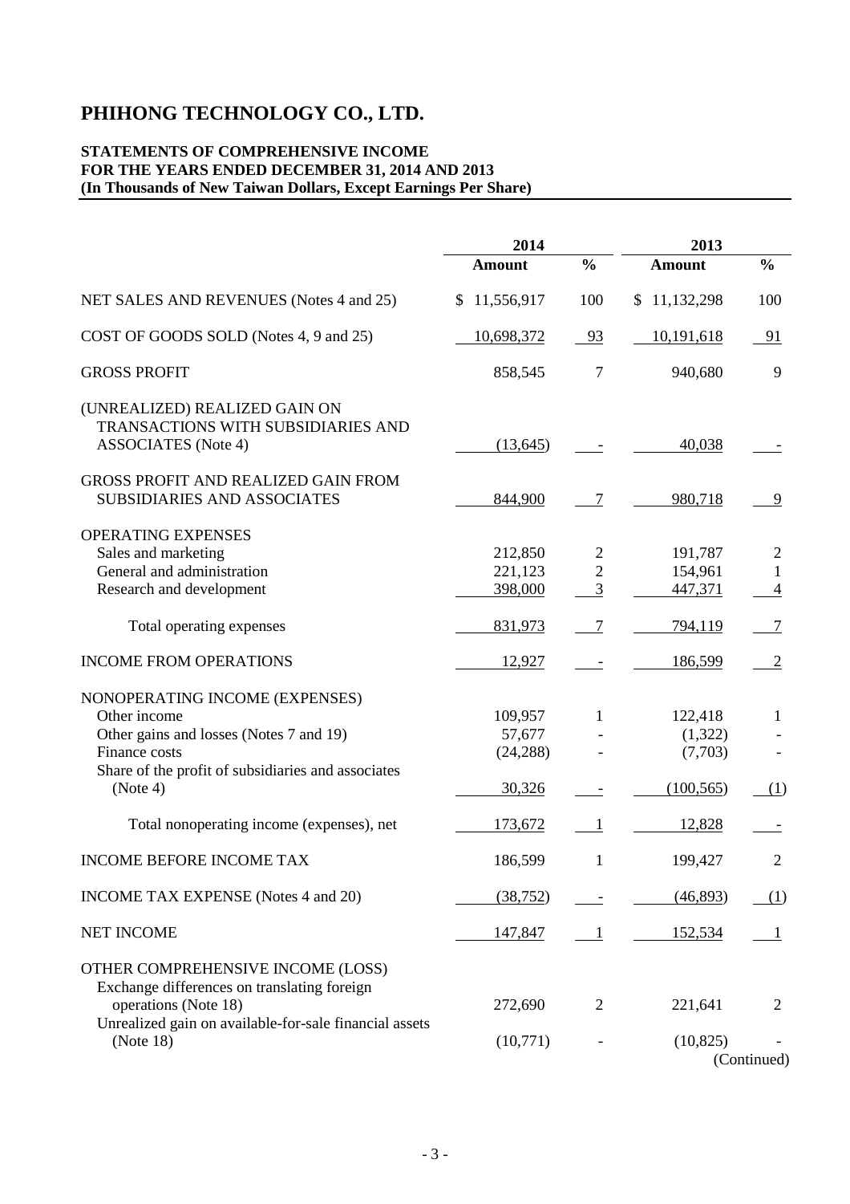# PHIHONG TECHNOLOGY CO., LTD.

**STATEMENTS OF COMPREHENSIVE INCOME**
**FOR THE YEARS ENDED DECEMBER 31, 2014 AND 2013**
**(In Thousands of New Taiwan Dollars, Except Earnings Per Share)**

| | 2014 | | 2013 | |
|---|---|---|---|---|
| | **Amount** | **%** | **Amount** | **%** |
| NET SALES AND REVENUES (Notes 4 and 25) | $ 11,556,917 | 100 | $ 11,132,298 | 100 |
| COST OF GOODS SOLD (Notes 4, 9 and 25) | 10,698,372 | 93 | 10,191,618 | 91 |
| GROSS PROFIT | 858,545 | 7 | 940,680 | 9 |
| (UNREALIZED) REALIZED GAIN ON TRANSACTIONS WITH SUBSIDIARIES AND ASSOCIATES (Note 4) | (13,645) | - | 40,038 | - |
| GROSS PROFIT AND REALIZED GAIN FROM SUBSIDIARIES AND ASSOCIATES | 844,900 | 7 | 980,718 | 9 |
| OPERATING EXPENSES | | | | |
| Sales and marketing | 212,850 | 2 | 191,787 | 2 |
| General and administration | 221,123 | 2 | 154,961 | 1 |
| Research and development | 398,000 | 3 | 447,371 | 4 |
| Total operating expenses | 831,973 | 7 | 794,119 | 7 |
| INCOME FROM OPERATIONS | 12,927 | - | 186,599 | 2 |
| NONOPERATING INCOME (EXPENSES) | | | | |
| Other income | 109,957 | 1 | 122,418 | 1 |
| Other gains and losses (Notes 7 and 19) | 57,677 | - | (1,322) | - |
| Finance costs | (24,288) | - | (7,703) | - |
| Share of the profit of subsidiaries and associates (Note 4) | 30,326 | - | (100,565) | (1) |
| Total nonoperating income (expenses), net | 173,672 | 1 | 12,828 | - |
| INCOME BEFORE INCOME TAX | 186,599 | 1 | 199,427 | 2 |
| INCOME TAX EXPENSE (Notes 4 and 20) | (38,752) | - | (46,893) | (1) |
| NET INCOME | 147,847 | 1 | 152,534 | 1 |
| OTHER COMPREHENSIVE INCOME (LOSS) | | | | |
| Exchange differences on translating foreign operations (Note 18) | 272,690 | 2 | 221,641 | 2 |
| Unrealized gain on available-for-sale financial assets (Note 18) | (10,771) | - | (10,825) | - |

(Continued)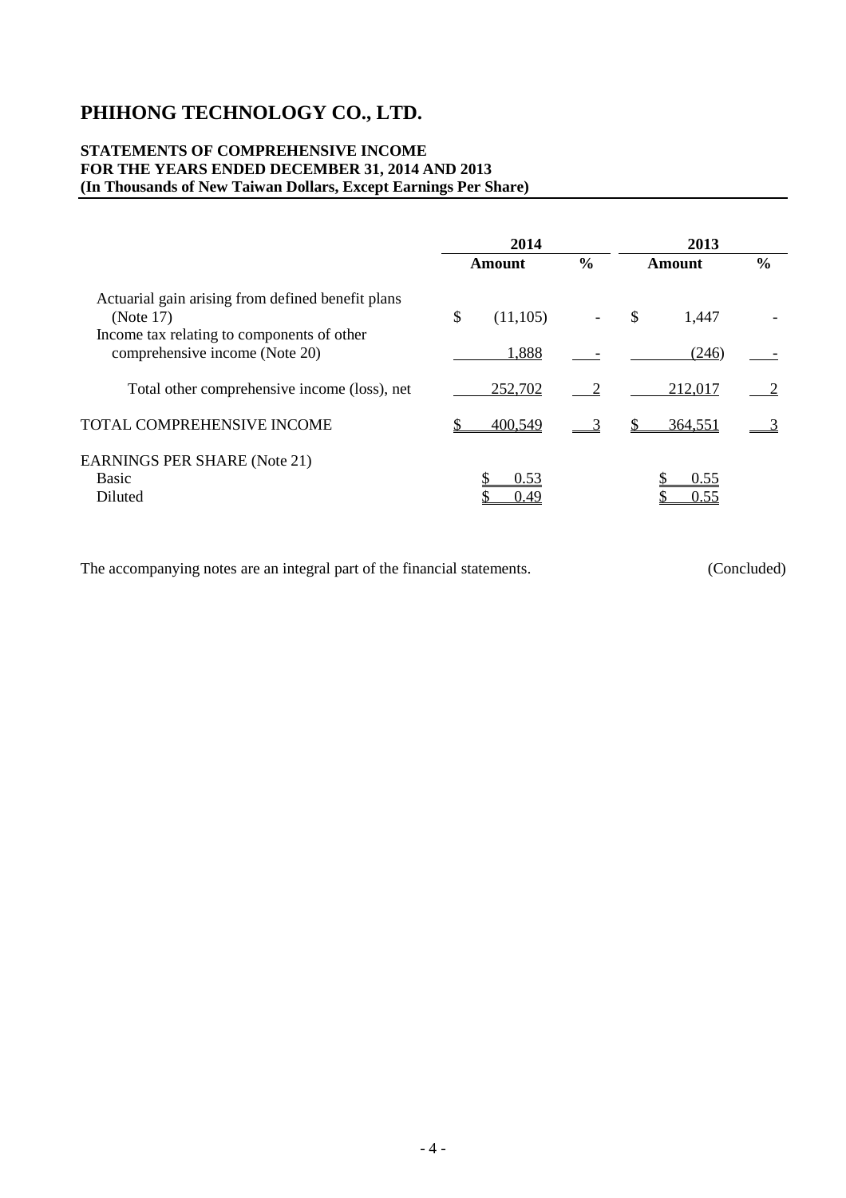# PHIHONG TECHNOLOGY CO., LTD.

**STATEMENTS OF COMPREHENSIVE INCOME**
**FOR THE YEARS ENDED DECEMBER 31, 2014 AND 2013**
**(In Thousands of New Taiwan Dollars, Except Earnings Per Share)**

| | 2014 | | 2013 | |
|---|---|---|---|---|
| | **Amount** | **%** | **Amount** | **%** |
| Actuarial gain arising from defined benefit plans (Note 17) | $ (11,105) | - | $ 1,447 | - |
| Income tax relating to components of other comprehensive income (Note 20) | 1,888 | - | (246) | - |
| Total other comprehensive income (loss), net | 252,702 | 2 | 212,017 | 2 |
| TOTAL COMPREHENSIVE INCOME | $ 400,549 | 3 | $ 364,551 | 3 |
| EARNINGS PER SHARE (Note 21) | | | | |
| Basic | $ 0.53 | | $ 0.55 | |
| Diluted | $ 0.49 | | $ 0.55 | |

The accompanying notes are an integral part of the financial statements. (Concluded)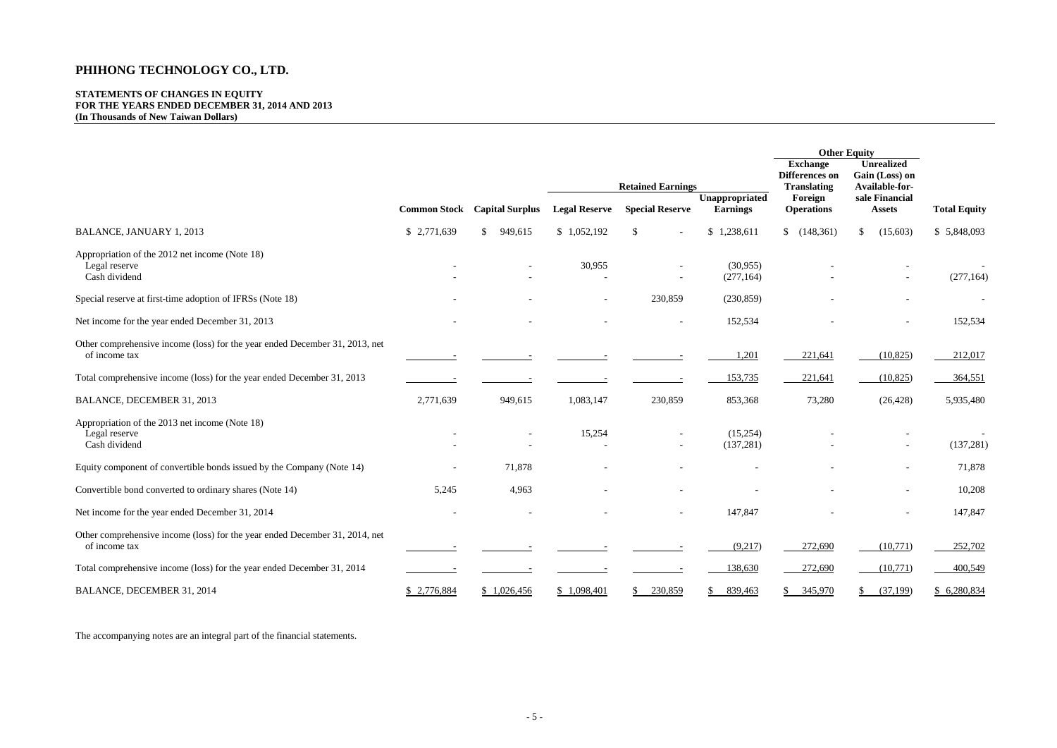# PHIHONG TECHNOLOGY CO., LTD.

**STATEMENTS OF CHANGES IN EQUITY**
**FOR THE YEARS ENDED DECEMBER 31, 2014 AND 2013**
**(In Thousands of New Taiwan Dollars)**

| | | | Retained Earnings | | | Other Equity | | |
|---|---|---|---|---|---|---|---|---|
| | Common Stock | Capital Surplus | Legal Reserve | Special Reserve | Unappropriated Earnings | Exchange Differences on Translating Foreign Operations | Unrealized Gain (Loss) on Available-for-sale Financial Assets | Total Equity |
| BALANCE, JANUARY 1, 2013 | $ 2,771,639 | $ 949,615 | $ 1,052,192 | $ - | $ 1,238,611 | $ (148,361) | $ (15,603) | $ 5,848,093 |
| Appropriation of the 2012 net income (Note 18) | | | | | | | | |
| Legal reserve | - | - | 30,955 | - | (30,955) | - | - | - |
| Cash dividend | - | - | - | - | (277,164) | - | - | (277,164) |
| Special reserve at first-time adoption of IFRSs (Note 18) | - | - | - | 230,859 | (230,859) | - | - | - |
| Net income for the year ended December 31, 2013 | - | - | - | - | 152,534 | - | - | 152,534 |
| Other comprehensive income (loss) for the year ended December 31, 2013, net of income tax | - | - | - | - | 1,201 | 221,641 | (10,825) | 212,017 |
| Total comprehensive income (loss) for the year ended December 31, 2013 | - | - | - | - | 153,735 | 221,641 | (10,825) | 364,551 |
| BALANCE, DECEMBER 31, 2013 | 2,771,639 | 949,615 | 1,083,147 | 230,859 | 853,368 | 73,280 | (26,428) | 5,935,480 |
| Appropriation of the 2013 net income (Note 18) | | | | | | | | |
| Legal reserve | - | - | 15,254 | - | (15,254) | - | - | - |
| Cash dividend | - | - | - | - | (137,281) | - | - | (137,281) |
| Equity component of convertible bonds issued by the Company (Note 14) | - | 71,878 | - | - | - | - | - | 71,878 |
| Convertible bond converted to ordinary shares (Note 14) | 5,245 | 4,963 | - | - | - | - | - | 10,208 |
| Net income for the year ended December 31, 2014 | - | - | - | - | 147,847 | - | - | 147,847 |
| Other comprehensive income (loss) for the year ended December 31, 2014, net of income tax | - | - | - | - | (9,217) | 272,690 | (10,771) | 252,702 |
| Total comprehensive income (loss) for the year ended December 31, 2014 | - | - | - | - | 138,630 | 272,690 | (10,771) | 400,549 |
| BALANCE, DECEMBER 31, 2014 | $ 2,776,884 | $ 1,026,456 | $ 1,098,401 | $ 230,859 | $ 839,463 | $ 345,970 | $ (37,199) | $ 6,280,834 |

The accompanying notes are an integral part of the financial statements.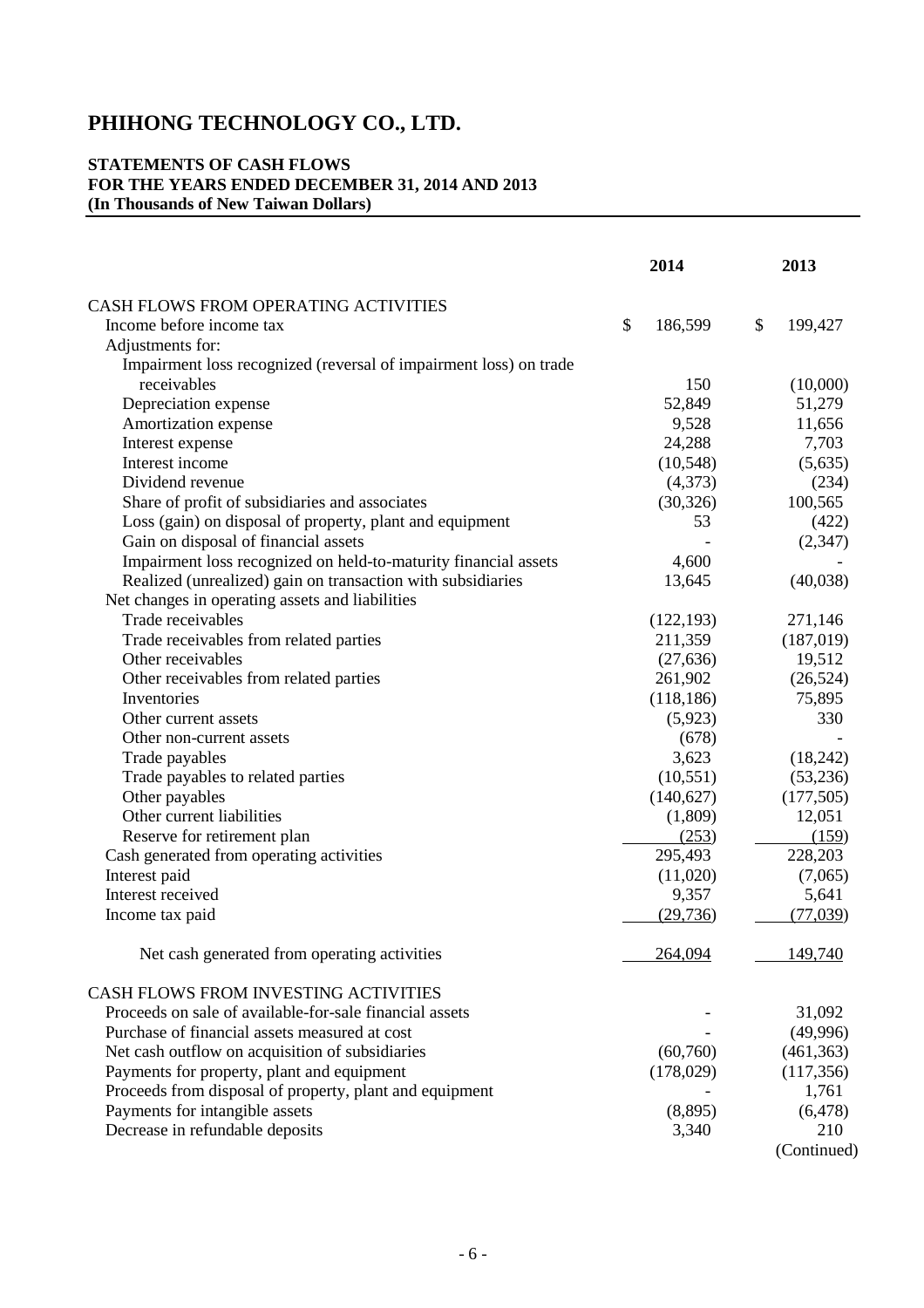# PHIHONG TECHNOLOGY CO., LTD.

**STATEMENTS OF CASH FLOWS**
**FOR THE YEARS ENDED DECEMBER 31, 2014 AND 2013**
**(In Thousands of New Taiwan Dollars)**

| | 2014 | 2013 |
|---|---|---|
| CASH FLOWS FROM OPERATING ACTIVITIES | | |
| Income before income tax | $ 186,599 | $ 199,427 |
| Adjustments for: | | |
| Impairment loss recognized (reversal of impairment loss) on trade receivables | 150 | (10,000) |
| Depreciation expense | 52,849 | 51,279 |
| Amortization expense | 9,528 | 11,656 |
| Interest expense | 24,288 | 7,703 |
| Interest income | (10,548) | (5,635) |
| Dividend revenue | (4,373) | (234) |
| Share of profit of subsidiaries and associates | (30,326) | 100,565 |
| Loss (gain) on disposal of property, plant and equipment | 53 | (422) |
| Gain on disposal of financial assets | - | (2,347) |
| Impairment loss recognized on held-to-maturity financial assets | 4,600 | - |
| Realized (unrealized) gain on transaction with subsidiaries | 13,645 | (40,038) |
| Net changes in operating assets and liabilities | | |
| Trade receivables | (122,193) | 271,146 |
| Trade receivables from related parties | 211,359 | (187,019) |
| Other receivables | (27,636) | 19,512 |
| Other receivables from related parties | 261,902 | (26,524) |
| Inventories | (118,186) | 75,895 |
| Other current assets | (5,923) | 330 |
| Other non-current assets | (678) | - |
| Trade payables | 3,623 | (18,242) |
| Trade payables to related parties | (10,551) | (53,236) |
| Other payables | (140,627) | (177,505) |
| Other current liabilities | (1,809) | 12,051 |
| Reserve for retirement plan | (253) | (159) |
| Cash generated from operating activities | 295,493 | 228,203 |
| Interest paid | (11,020) | (7,065) |
| Interest received | 9,357 | 5,641 |
| Income tax paid | (29,736) | (77,039) |
| Net cash generated from operating activities | 264,094 | 149,740 |
| CASH FLOWS FROM INVESTING ACTIVITIES | | |
| Proceeds on sale of available-for-sale financial assets | - | 31,092 |
| Purchase of financial assets measured at cost | - | (49,996) |
| Net cash outflow on acquisition of subsidiaries | (60,760) | (461,363) |
| Payments for property, plant and equipment | (178,029) | (117,356) |
| Proceeds from disposal of property, plant and equipment | - | 1,761 |
| Payments for intangible assets | (8,895) | (6,478) |
| Decrease in refundable deposits | 3,340 | 210 |

(Continued)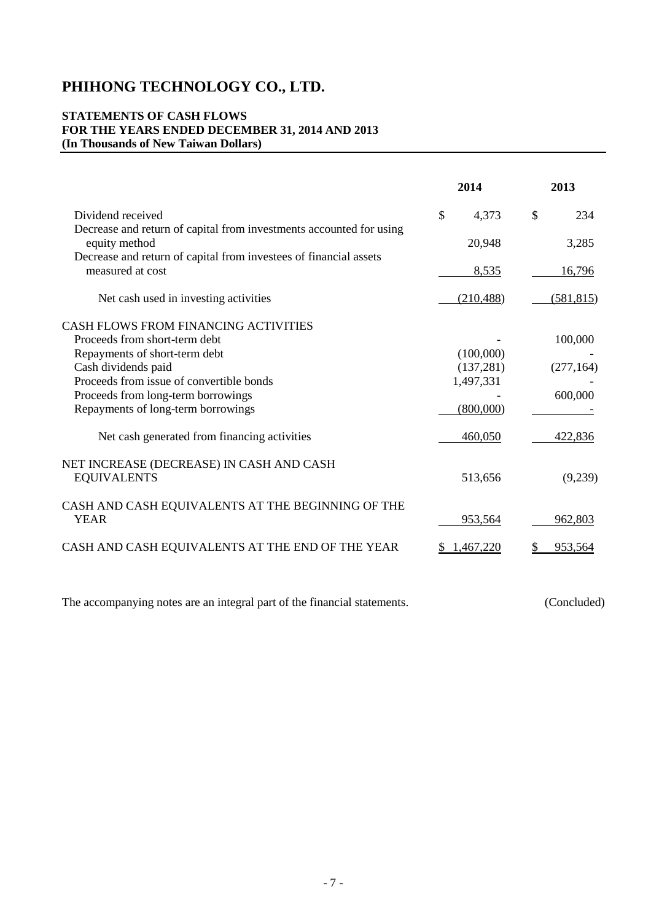# PHIHONG TECHNOLOGY CO., LTD.

**STATEMENTS OF CASH FLOWS**
**FOR THE YEARS ENDED DECEMBER 31, 2014 AND 2013**
**(In Thousands of New Taiwan Dollars)**

| | 2014 | 2013 |
|---|---|---|
| Dividend received | $ 4,373 | $ 234 |
| Decrease and return of capital from investments accounted for using equity method | 20,948 | 3,285 |
| Decrease and return of capital from investees of financial assets measured at cost | 8,535 | 16,796 |
| Net cash used in investing activities | (210,488) | (581,815) |
| CASH FLOWS FROM FINANCING ACTIVITIES | | |
| Proceeds from short-term debt | - | 100,000 |
| Repayments of short-term debt | (100,000) | - |
| Cash dividends paid | (137,281) | (277,164) |
| Proceeds from issue of convertible bonds | 1,497,331 | - |
| Proceeds from long-term borrowings | - | 600,000 |
| Repayments of long-term borrowings | (800,000) | - |
| Net cash generated from financing activities | 460,050 | 422,836 |
| NET INCREASE (DECREASE) IN CASH AND CASH EQUIVALENTS | 513,656 | (9,239) |
| CASH AND CASH EQUIVALENTS AT THE BEGINNING OF THE YEAR | 953,564 | 962,803 |
| CASH AND CASH EQUIVALENTS AT THE END OF THE YEAR | $ 1,467,220 | $ 953,564 |

The accompanying notes are an integral part of the financial statements. (Concluded)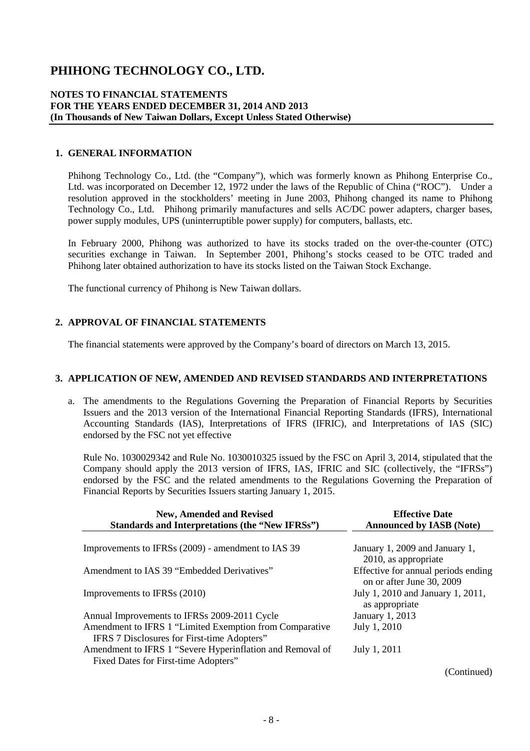# PHIHONG TECHNOLOGY CO., LTD.

**NOTES TO FINANCIAL STATEMENTS**
**FOR THE YEARS ENDED DECEMBER 31, 2014 AND 2013**
**(In Thousands of New Taiwan Dollars, Except Unless Stated Otherwise)**

## 1. GENERAL INFORMATION

Phihong Technology Co., Ltd. (the "Company"), which was formerly known as Phihong Enterprise Co., Ltd. was incorporated on December 12, 1972 under the laws of the Republic of China ("ROC"). Under a resolution approved in the stockholders' meeting in June 2003, Phihong changed its name to Phihong Technology Co., Ltd. Phihong primarily manufactures and sells AC/DC power adapters, charger bases, power supply modules, UPS (uninterruptible power supply) for computers, ballasts, etc.

In February 2000, Phihong was authorized to have its stocks traded on the over-the-counter (OTC) securities exchange in Taiwan. In September 2001, Phihong's stocks ceased to be OTC traded and Phihong later obtained authorization to have its stocks listed on the Taiwan Stock Exchange.

The functional currency of Phihong is New Taiwan dollars.

## 2. APPROVAL OF FINANCIAL STATEMENTS

The financial statements were approved by the Company's board of directors on March 13, 2015.

## 3. APPLICATION OF NEW, AMENDED AND REVISED STANDARDS AND INTERPRETATIONS

a. The amendments to the Regulations Governing the Preparation of Financial Reports by Securities Issuers and the 2013 version of the International Financial Reporting Standards (IFRS), International Accounting Standards (IAS), Interpretations of IFRS (IFRIC), and Interpretations of IAS (SIC) endorsed by the FSC not yet effective

Rule No. 1030029342 and Rule No. 1030010325 issued by the FSC on April 3, 2014, stipulated that the Company should apply the 2013 version of IFRS, IAS, IFRIC and SIC (collectively, the "IFRSs") endorsed by the FSC and the related amendments to the Regulations Governing the Preparation of Financial Reports by Securities Issuers starting January 1, 2015.

| New, Amended and Revised Standards and Interpretations (the "New IFRSs") | Effective Date Announced by IASB (Note) |
|---|---|
| Improvements to IFRSs (2009) - amendment to IAS 39 | January 1, 2009 and January 1, 2010, as appropriate |
| Amendment to IAS 39 "Embedded Derivatives" | Effective for annual periods ending on or after June 30, 2009 |
| Improvements to IFRSs (2010) | July 1, 2010 and January 1, 2011, as appropriate |
| Annual Improvements to IFRSs 2009-2011 Cycle | January 1, 2013 |
| Amendment to IFRS 1 "Limited Exemption from Comparative IFRS 7 Disclosures for First-time Adopters" | July 1, 2010 |
| Amendment to IFRS 1 "Severe Hyperinflation and Removal of Fixed Dates for First-time Adopters" | July 1, 2011 |

(Continued)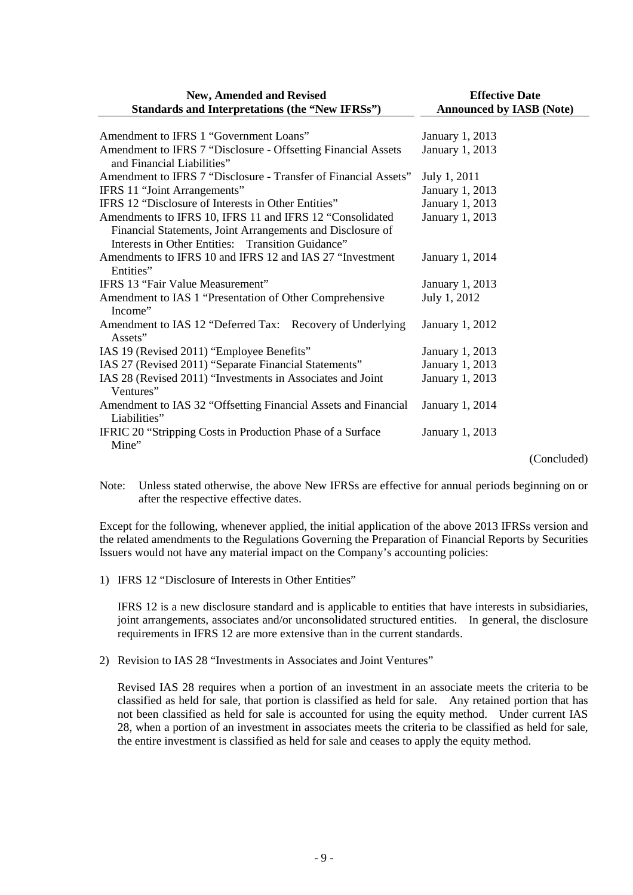| New, Amended and Revised Standards and Interpretations (the "New IFRSs") | Effective Date Announced by IASB (Note) |
|---|---|
| Amendment to IFRS 1 "Government Loans" | January 1, 2013 |
| Amendment to IFRS 7 "Disclosure - Offsetting Financial Assets and Financial Liabilities" | January 1, 2013 |
| Amendment to IFRS 7 "Disclosure - Transfer of Financial Assets" | July 1, 2011 |
| IFRS 11 "Joint Arrangements" | January 1, 2013 |
| IFRS 12 "Disclosure of Interests in Other Entities" | January 1, 2013 |
| Amendments to IFRS 10, IFRS 11 and IFRS 12 "Consolidated Financial Statements, Joint Arrangements and Disclosure of Interests in Other Entities: Transition Guidance" | January 1, 2013 |
| Amendments to IFRS 10 and IFRS 12 and IAS 27 "Investment Entities" | January 1, 2014 |
| IFRS 13 "Fair Value Measurement" | January 1, 2013 |
| Amendment to IAS 1 "Presentation of Other Comprehensive Income" | July 1, 2012 |
| Amendment to IAS 12 "Deferred Tax: Recovery of Underlying Assets" | January 1, 2012 |
| IAS 19 (Revised 2011) "Employee Benefits" | January 1, 2013 |
| IAS 27 (Revised 2011) "Separate Financial Statements" | January 1, 2013 |
| IAS 28 (Revised 2011) "Investments in Associates and Joint Ventures" | January 1, 2013 |
| Amendment to IAS 32 "Offsetting Financial Assets and Financial Liabilities" | January 1, 2014 |
| IFRIC 20 "Stripping Costs in Production Phase of a Surface Mine" | January 1, 2013 |

(Concluded)

Note: Unless stated otherwise, the above New IFRSs are effective for annual periods beginning on or after the respective effective dates.

Except for the following, whenever applied, the initial application of the above 2013 IFRSs version and the related amendments to the Regulations Governing the Preparation of Financial Reports by Securities Issuers would not have any material impact on the Company's accounting policies:

1) IFRS 12 "Disclosure of Interests in Other Entities"

   IFRS 12 is a new disclosure standard and is applicable to entities that have interests in subsidiaries, joint arrangements, associates and/or unconsolidated structured entities. In general, the disclosure requirements in IFRS 12 are more extensive than in the current standards.

2) Revision to IAS 28 "Investments in Associates and Joint Ventures"

   Revised IAS 28 requires when a portion of an investment in an associate meets the criteria to be classified as held for sale, that portion is classified as held for sale. Any retained portion that has not been classified as held for sale is accounted for using the equity method. Under current IAS 28, when a portion of an investment in associates meets the criteria to be classified as held for sale, the entire investment is classified as held for sale and ceases to apply the equity method.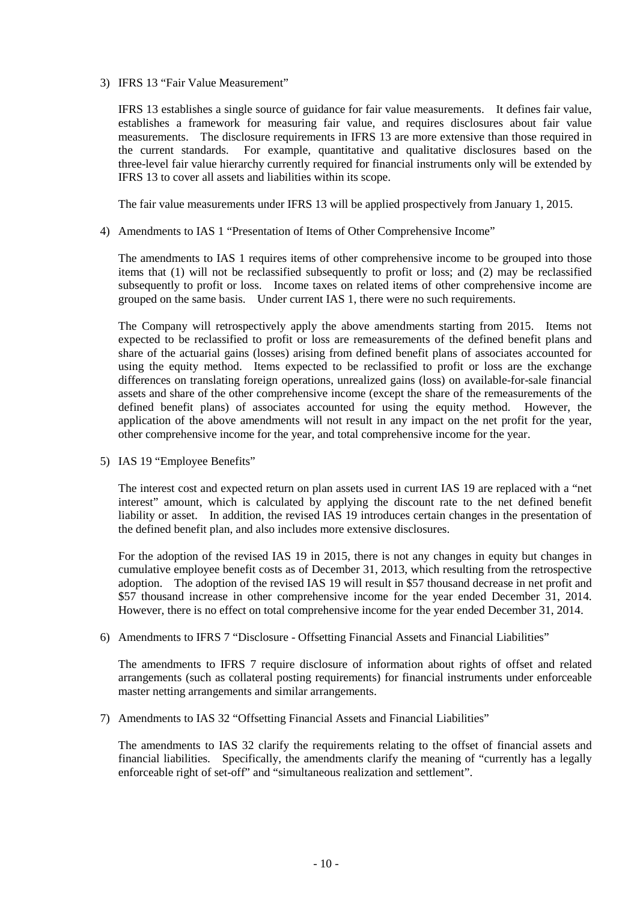3) IFRS 13 "Fair Value Measurement"

IFRS 13 establishes a single source of guidance for fair value measurements. It defines fair value, establishes a framework for measuring fair value, and requires disclosures about fair value measurements. The disclosure requirements in IFRS 13 are more extensive than those required in the current standards. For example, quantitative and qualitative disclosures based on the three-level fair value hierarchy currently required for financial instruments only will be extended by IFRS 13 to cover all assets and liabilities within its scope.

The fair value measurements under IFRS 13 will be applied prospectively from January 1, 2015.

4) Amendments to IAS 1 "Presentation of Items of Other Comprehensive Income"

The amendments to IAS 1 requires items of other comprehensive income to be grouped into those items that (1) will not be reclassified subsequently to profit or loss; and (2) may be reclassified subsequently to profit or loss. Income taxes on related items of other comprehensive income are grouped on the same basis. Under current IAS 1, there were no such requirements.

The Company will retrospectively apply the above amendments starting from 2015. Items not expected to be reclassified to profit or loss are remeasurements of the defined benefit plans and share of the actuarial gains (losses) arising from defined benefit plans of associates accounted for using the equity method. Items expected to be reclassified to profit or loss are the exchange differences on translating foreign operations, unrealized gains (loss) on available-for-sale financial assets and share of the other comprehensive income (except the share of the remeasurements of the defined benefit plans) of associates accounted for using the equity method. However, the application of the above amendments will not result in any impact on the net profit for the year, other comprehensive income for the year, and total comprehensive income for the year.

5) IAS 19 "Employee Benefits"

The interest cost and expected return on plan assets used in current IAS 19 are replaced with a "net interest" amount, which is calculated by applying the discount rate to the net defined benefit liability or asset. In addition, the revised IAS 19 introduces certain changes in the presentation of the defined benefit plan, and also includes more extensive disclosures.

For the adoption of the revised IAS 19 in 2015, there is not any changes in equity but changes in cumulative employee benefit costs as of December 31, 2013, which resulting from the retrospective adoption. The adoption of the revised IAS 19 will result in $57 thousand decrease in net profit and $57 thousand increase in other comprehensive income for the year ended December 31, 2014. However, there is no effect on total comprehensive income for the year ended December 31, 2014.

6) Amendments to IFRS 7 "Disclosure - Offsetting Financial Assets and Financial Liabilities"

The amendments to IFRS 7 require disclosure of information about rights of offset and related arrangements (such as collateral posting requirements) for financial instruments under enforceable master netting arrangements and similar arrangements.

7) Amendments to IAS 32 "Offsetting Financial Assets and Financial Liabilities"

The amendments to IAS 32 clarify the requirements relating to the offset of financial assets and financial liabilities. Specifically, the amendments clarify the meaning of "currently has a legally enforceable right of set-off" and "simultaneous realization and settlement".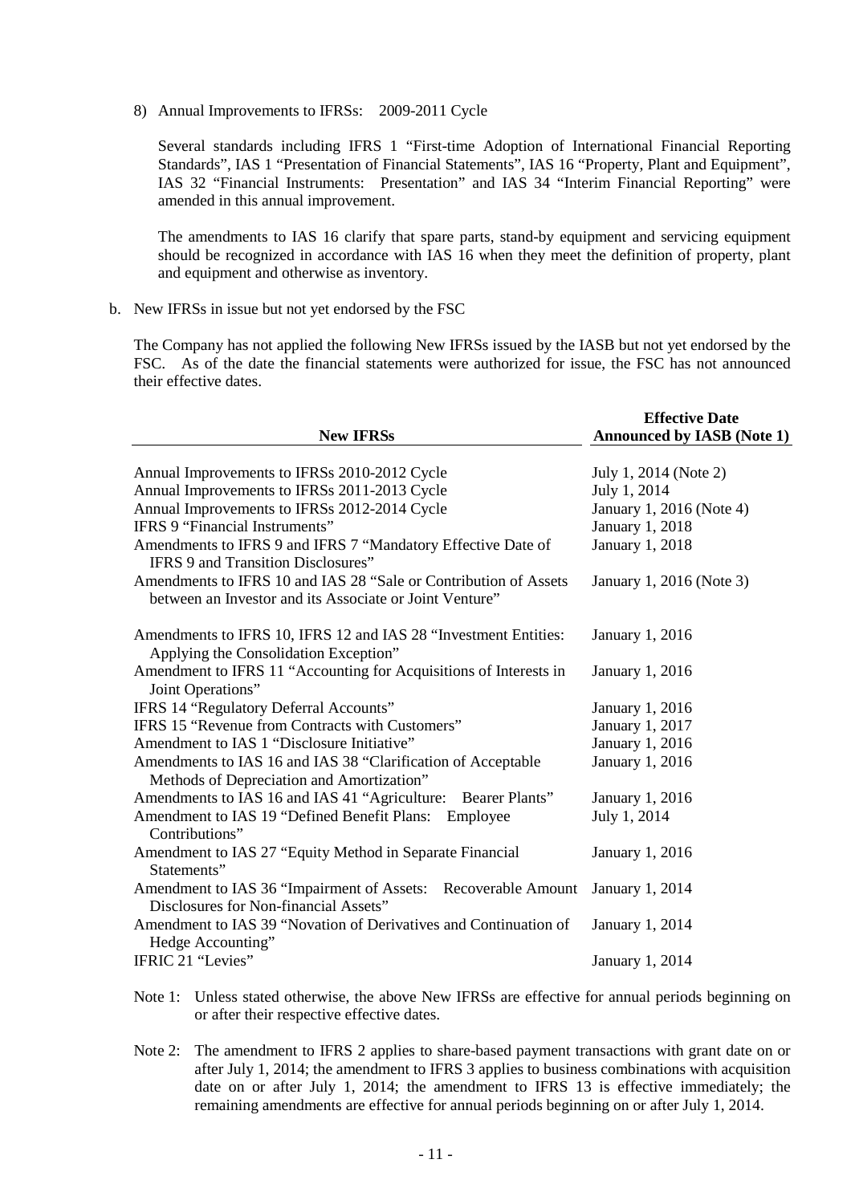8) Annual Improvements to IFRSs: 2009-2011 Cycle

Several standards including IFRS 1 "First-time Adoption of International Financial Reporting Standards", IAS 1 "Presentation of Financial Statements", IAS 16 "Property, Plant and Equipment", IAS 32 "Financial Instruments: Presentation" and IAS 34 "Interim Financial Reporting" were amended in this annual improvement.

The amendments to IAS 16 clarify that spare parts, stand-by equipment and servicing equipment should be recognized in accordance with IAS 16 when they meet the definition of property, plant and equipment and otherwise as inventory.

b. New IFRSs in issue but not yet endorsed by the FSC

The Company has not applied the following New IFRSs issued by the IASB but not yet endorsed by the FSC. As of the date the financial statements were authorized for issue, the FSC has not announced their effective dates.

| New IFRSs | Effective Date Announced by IASB (Note 1) |
|---|---|
| Annual Improvements to IFRSs 2010-2012 Cycle | July 1, 2014 (Note 2) |
| Annual Improvements to IFRSs 2011-2013 Cycle | July 1, 2014 |
| Annual Improvements to IFRSs 2012-2014 Cycle | January 1, 2016 (Note 4) |
| IFRS 9 "Financial Instruments" | January 1, 2018 |
| Amendments to IFRS 9 and IFRS 7 "Mandatory Effective Date of IFRS 9 and Transition Disclosures" | January 1, 2018 |
| Amendments to IFRS 10 and IAS 28 "Sale or Contribution of Assets between an Investor and its Associate or Joint Venture" | January 1, 2016 (Note 3) |
| Amendments to IFRS 10, IFRS 12 and IAS 28 "Investment Entities: Applying the Consolidation Exception" | January 1, 2016 |
| Amendment to IFRS 11 "Accounting for Acquisitions of Interests in Joint Operations" | January 1, 2016 |
| IFRS 14 "Regulatory Deferral Accounts" | January 1, 2016 |
| IFRS 15 "Revenue from Contracts with Customers" | January 1, 2017 |
| Amendment to IAS 1 "Disclosure Initiative" | January 1, 2016 |
| Amendments to IAS 16 and IAS 38 "Clarification of Acceptable Methods of Depreciation and Amortization" | January 1, 2016 |
| Amendments to IAS 16 and IAS 41 "Agriculture: Bearer Plants" | January 1, 2016 |
| Amendment to IAS 19 "Defined Benefit Plans: Employee Contributions" | July 1, 2014 |
| Amendment to IAS 27 "Equity Method in Separate Financial Statements" | January 1, 2016 |
| Amendment to IAS 36 "Impairment of Assets: Recoverable Amount Disclosures for Non-financial Assets" | January 1, 2014 |
| Amendment to IAS 39 "Novation of Derivatives and Continuation of Hedge Accounting" | January 1, 2014 |
| IFRIC 21 "Levies" | January 1, 2014 |

Note 1: Unless stated otherwise, the above New IFRSs are effective for annual periods beginning on or after their respective effective dates.

Note 2: The amendment to IFRS 2 applies to share-based payment transactions with grant date on or after July 1, 2014; the amendment to IFRS 3 applies to business combinations with acquisition date on or after July 1, 2014; the amendment to IFRS 13 is effective immediately; the remaining amendments are effective for annual periods beginning on or after July 1, 2014.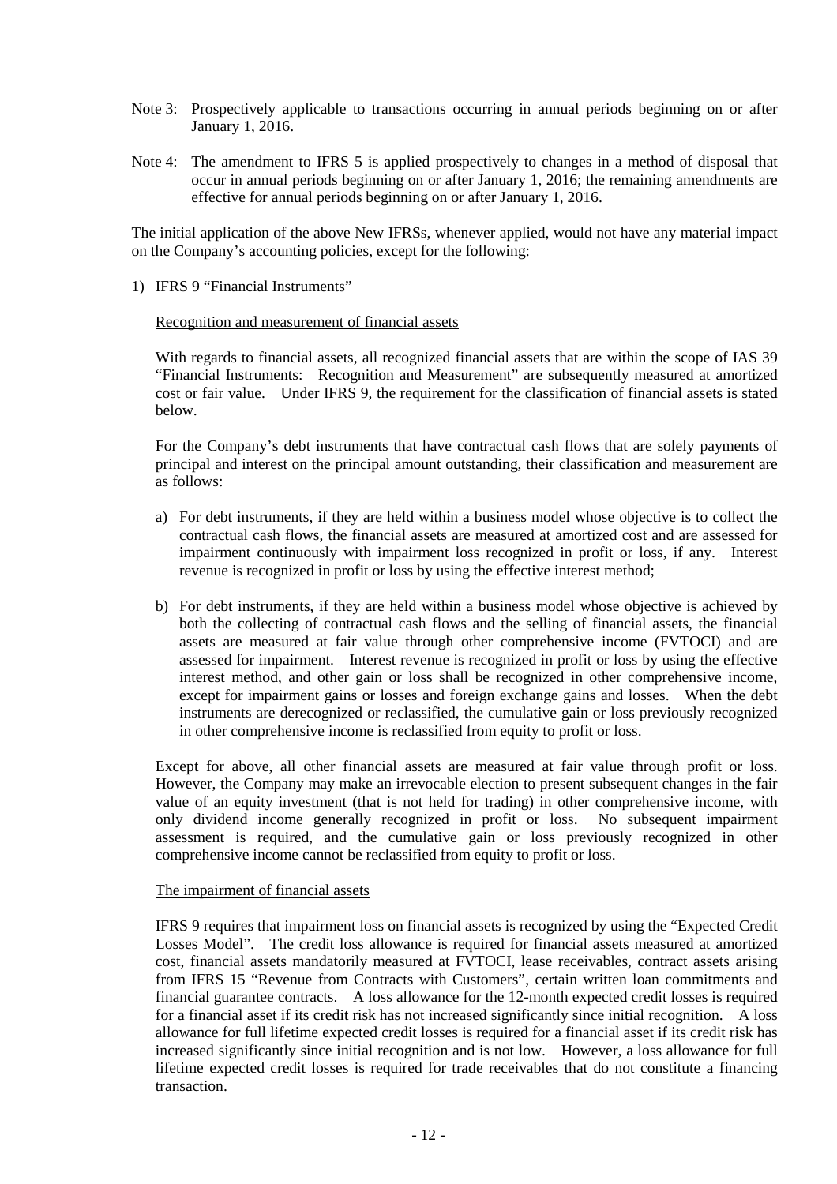Note 3: Prospectively applicable to transactions occurring in annual periods beginning on or after January 1, 2016.

Note 4: The amendment to IFRS 5 is applied prospectively to changes in a method of disposal that occur in annual periods beginning on or after January 1, 2016; the remaining amendments are effective for annual periods beginning on or after January 1, 2016.

The initial application of the above New IFRSs, whenever applied, would not have any material impact on the Company's accounting policies, except for the following:

1) IFRS 9 "Financial Instruments"

Recognition and measurement of financial assets

With regards to financial assets, all recognized financial assets that are within the scope of IAS 39 "Financial Instruments: Recognition and Measurement" are subsequently measured at amortized cost or fair value. Under IFRS 9, the requirement for the classification of financial assets is stated below.

For the Company's debt instruments that have contractual cash flows that are solely payments of principal and interest on the principal amount outstanding, their classification and measurement are as follows:

a) For debt instruments, if they are held within a business model whose objective is to collect the contractual cash flows, the financial assets are measured at amortized cost and are assessed for impairment continuously with impairment loss recognized in profit or loss, if any. Interest revenue is recognized in profit or loss by using the effective interest method;

b) For debt instruments, if they are held within a business model whose objective is achieved by both the collecting of contractual cash flows and the selling of financial assets, the financial assets are measured at fair value through other comprehensive income (FVTOCI) and are assessed for impairment. Interest revenue is recognized in profit or loss by using the effective interest method, and other gain or loss shall be recognized in other comprehensive income, except for impairment gains or losses and foreign exchange gains and losses. When the debt instruments are derecognized or reclassified, the cumulative gain or loss previously recognized in other comprehensive income is reclassified from equity to profit or loss.

Except for above, all other financial assets are measured at fair value through profit or loss. However, the Company may make an irrevocable election to present subsequent changes in the fair value of an equity investment (that is not held for trading) in other comprehensive income, with only dividend income generally recognized in profit or loss. No subsequent impairment assessment is required, and the cumulative gain or loss previously recognized in other comprehensive income cannot be reclassified from equity to profit or loss.

The impairment of financial assets

IFRS 9 requires that impairment loss on financial assets is recognized by using the "Expected Credit Losses Model". The credit loss allowance is required for financial assets measured at amortized cost, financial assets mandatorily measured at FVTOCI, lease receivables, contract assets arising from IFRS 15 "Revenue from Contracts with Customers", certain written loan commitments and financial guarantee contracts. A loss allowance for the 12-month expected credit losses is required for a financial asset if its credit risk has not increased significantly since initial recognition. A loss allowance for full lifetime expected credit losses is required for a financial asset if its credit risk has increased significantly since initial recognition and is not low. However, a loss allowance for full lifetime expected credit losses is required for trade receivables that do not constitute a financing transaction.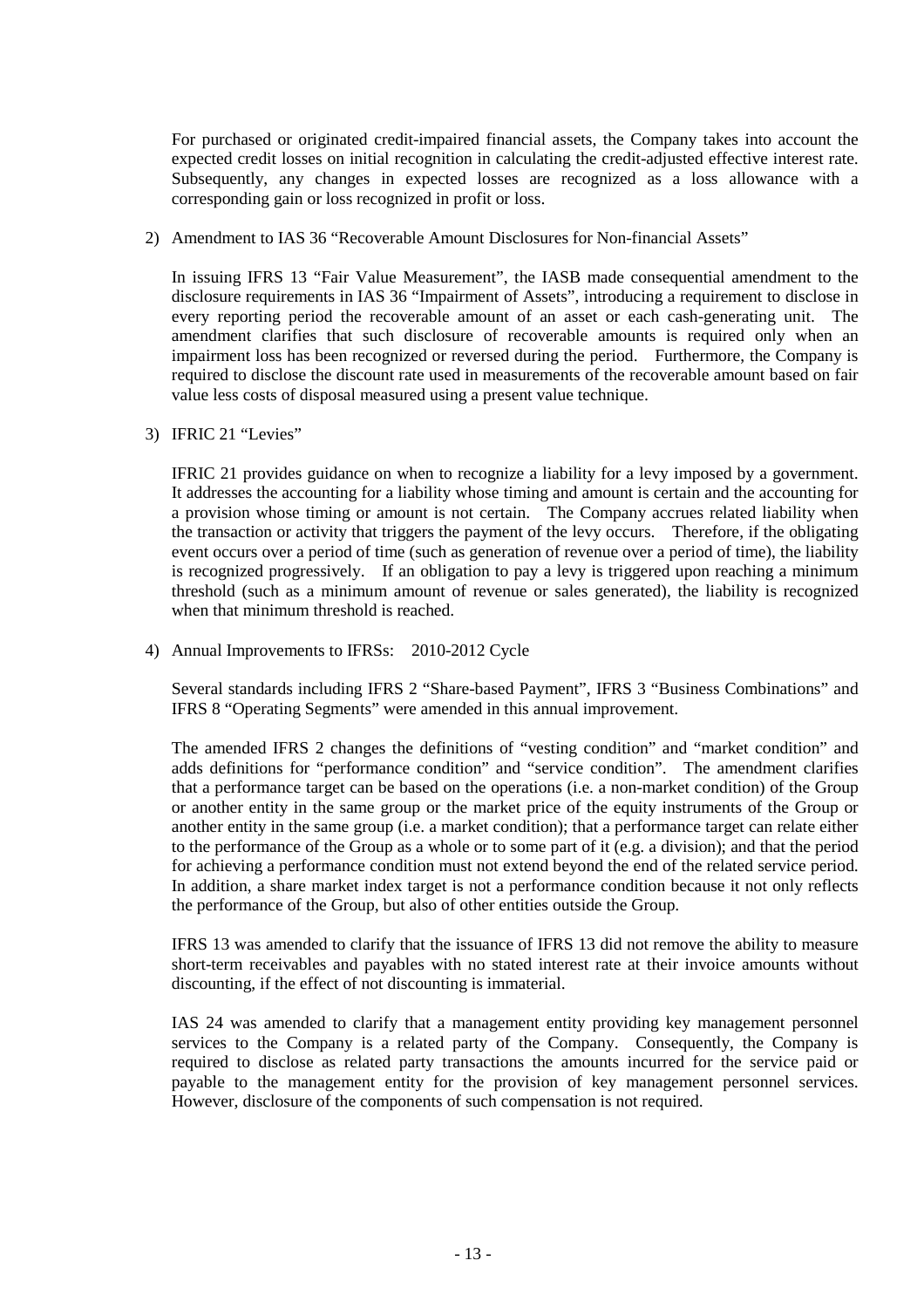For purchased or originated credit-impaired financial assets, the Company takes into account the expected credit losses on initial recognition in calculating the credit-adjusted effective interest rate. Subsequently, any changes in expected losses are recognized as a loss allowance with a corresponding gain or loss recognized in profit or loss.

2) Amendment to IAS 36 "Recoverable Amount Disclosures for Non-financial Assets"

In issuing IFRS 13 "Fair Value Measurement", the IASB made consequential amendment to the disclosure requirements in IAS 36 "Impairment of Assets", introducing a requirement to disclose in every reporting period the recoverable amount of an asset or each cash-generating unit. The amendment clarifies that such disclosure of recoverable amounts is required only when an impairment loss has been recognized or reversed during the period. Furthermore, the Company is required to disclose the discount rate used in measurements of the recoverable amount based on fair value less costs of disposal measured using a present value technique.

3) IFRIC 21 "Levies"

IFRIC 21 provides guidance on when to recognize a liability for a levy imposed by a government. It addresses the accounting for a liability whose timing and amount is certain and the accounting for a provision whose timing or amount is not certain. The Company accrues related liability when the transaction or activity that triggers the payment of the levy occurs. Therefore, if the obligating event occurs over a period of time (such as generation of revenue over a period of time), the liability is recognized progressively. If an obligation to pay a levy is triggered upon reaching a minimum threshold (such as a minimum amount of revenue or sales generated), the liability is recognized when that minimum threshold is reached.

4) Annual Improvements to IFRSs: 2010-2012 Cycle

Several standards including IFRS 2 "Share-based Payment", IFRS 3 "Business Combinations" and IFRS 8 "Operating Segments" were amended in this annual improvement.

The amended IFRS 2 changes the definitions of "vesting condition" and "market condition" and adds definitions for "performance condition" and "service condition". The amendment clarifies that a performance target can be based on the operations (i.e. a non-market condition) of the Group or another entity in the same group or the market price of the equity instruments of the Group or another entity in the same group (i.e. a market condition); that a performance target can relate either to the performance of the Group as a whole or to some part of it (e.g. a division); and that the period for achieving a performance condition must not extend beyond the end of the related service period. In addition, a share market index target is not a performance condition because it not only reflects the performance of the Group, but also of other entities outside the Group.

IFRS 13 was amended to clarify that the issuance of IFRS 13 did not remove the ability to measure short-term receivables and payables with no stated interest rate at their invoice amounts without discounting, if the effect of not discounting is immaterial.

IAS 24 was amended to clarify that a management entity providing key management personnel services to the Company is a related party of the Company. Consequently, the Company is required to disclose as related party transactions the amounts incurred for the service paid or payable to the management entity for the provision of key management personnel services. However, disclosure of the components of such compensation is not required.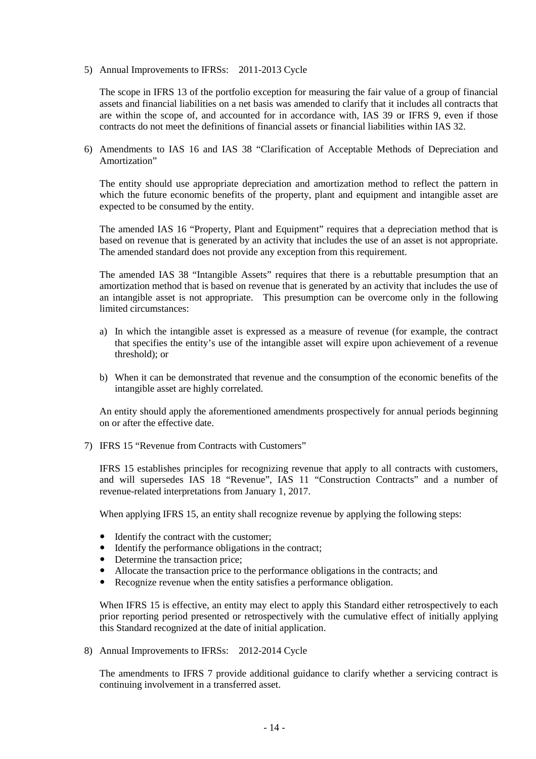5) Annual Improvements to IFRSs: 2011-2013 Cycle

   The scope in IFRS 13 of the portfolio exception for measuring the fair value of a group of financial assets and financial liabilities on a net basis was amended to clarify that it includes all contracts that are within the scope of, and accounted for in accordance with, IAS 39 or IFRS 9, even if those contracts do not meet the definitions of financial assets or financial liabilities within IAS 32.

6) Amendments to IAS 16 and IAS 38 "Clarification of Acceptable Methods of Depreciation and Amortization"

   The entity should use appropriate depreciation and amortization method to reflect the pattern in which the future economic benefits of the property, plant and equipment and intangible asset are expected to be consumed by the entity.

   The amended IAS 16 "Property, Plant and Equipment" requires that a depreciation method that is based on revenue that is generated by an activity that includes the use of an asset is not appropriate. The amended standard does not provide any exception from this requirement.

   The amended IAS 38 "Intangible Assets" requires that there is a rebuttable presumption that an amortization method that is based on revenue that is generated by an activity that includes the use of an intangible asset is not appropriate. This presumption can be overcome only in the following limited circumstances:

   a) In which the intangible asset is expressed as a measure of revenue (for example, the contract that specifies the entity's use of the intangible asset will expire upon achievement of a revenue threshold); or

   b) When it can be demonstrated that revenue and the consumption of the economic benefits of the intangible asset are highly correlated.

   An entity should apply the aforementioned amendments prospectively for annual periods beginning on or after the effective date.

7) IFRS 15 "Revenue from Contracts with Customers"

   IFRS 15 establishes principles for recognizing revenue that apply to all contracts with customers, and will supersedes IAS 18 "Revenue", IAS 11 "Construction Contracts" and a number of revenue-related interpretations from January 1, 2017.

   When applying IFRS 15, an entity shall recognize revenue by applying the following steps:

   - Identify the contract with the customer;
   - Identify the performance obligations in the contract;
   - Determine the transaction price;
   - Allocate the transaction price to the performance obligations in the contracts; and
   - Recognize revenue when the entity satisfies a performance obligation.

   When IFRS 15 is effective, an entity may elect to apply this Standard either retrospectively to each prior reporting period presented or retrospectively with the cumulative effect of initially applying this Standard recognized at the date of initial application.

8) Annual Improvements to IFRSs: 2012-2014 Cycle

   The amendments to IFRS 7 provide additional guidance to clarify whether a servicing contract is continuing involvement in a transferred asset.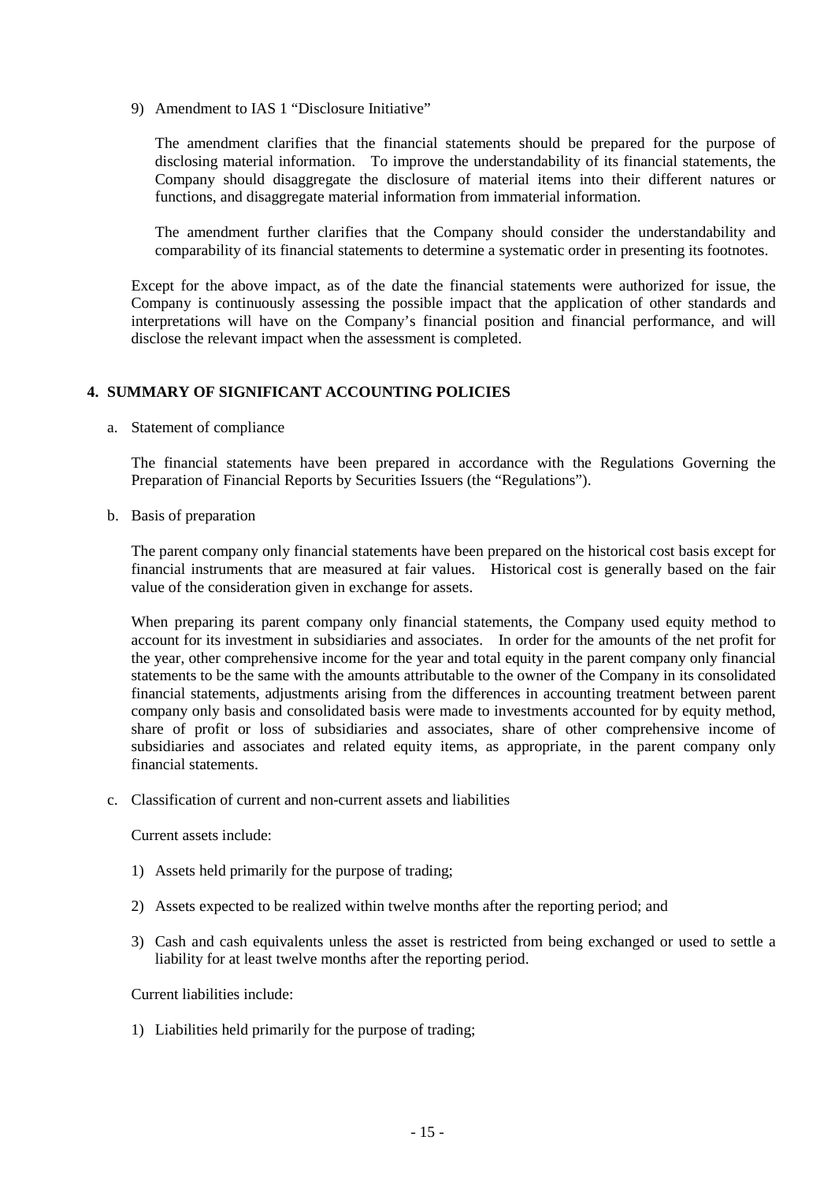9) Amendment to IAS 1 "Disclosure Initiative"

The amendment clarifies that the financial statements should be prepared for the purpose of disclosing material information. To improve the understandability of its financial statements, the Company should disaggregate the disclosure of material items into their different natures or functions, and disaggregate material information from immaterial information.

The amendment further clarifies that the Company should consider the understandability and comparability of its financial statements to determine a systematic order in presenting its footnotes.

Except for the above impact, as of the date the financial statements were authorized for issue, the Company is continuously assessing the possible impact that the application of other standards and interpretations will have on the Company's financial position and financial performance, and will disclose the relevant impact when the assessment is completed.

## 4. SUMMARY OF SIGNIFICANT ACCOUNTING POLICIES

a. Statement of compliance

The financial statements have been prepared in accordance with the Regulations Governing the Preparation of Financial Reports by Securities Issuers (the "Regulations").

b. Basis of preparation

The parent company only financial statements have been prepared on the historical cost basis except for financial instruments that are measured at fair values. Historical cost is generally based on the fair value of the consideration given in exchange for assets.

When preparing its parent company only financial statements, the Company used equity method to account for its investment in subsidiaries and associates. In order for the amounts of the net profit for the year, other comprehensive income for the year and total equity in the parent company only financial statements to be the same with the amounts attributable to the owner of the Company in its consolidated financial statements, adjustments arising from the differences in accounting treatment between parent company only basis and consolidated basis were made to investments accounted for by equity method, share of profit or loss of subsidiaries and associates, share of other comprehensive income of subsidiaries and associates and related equity items, as appropriate, in the parent company only financial statements.

c. Classification of current and non-current assets and liabilities

Current assets include:

1) Assets held primarily for the purpose of trading;

2) Assets expected to be realized within twelve months after the reporting period; and

3) Cash and cash equivalents unless the asset is restricted from being exchanged or used to settle a liability for at least twelve months after the reporting period.

Current liabilities include:

1) Liabilities held primarily for the purpose of trading;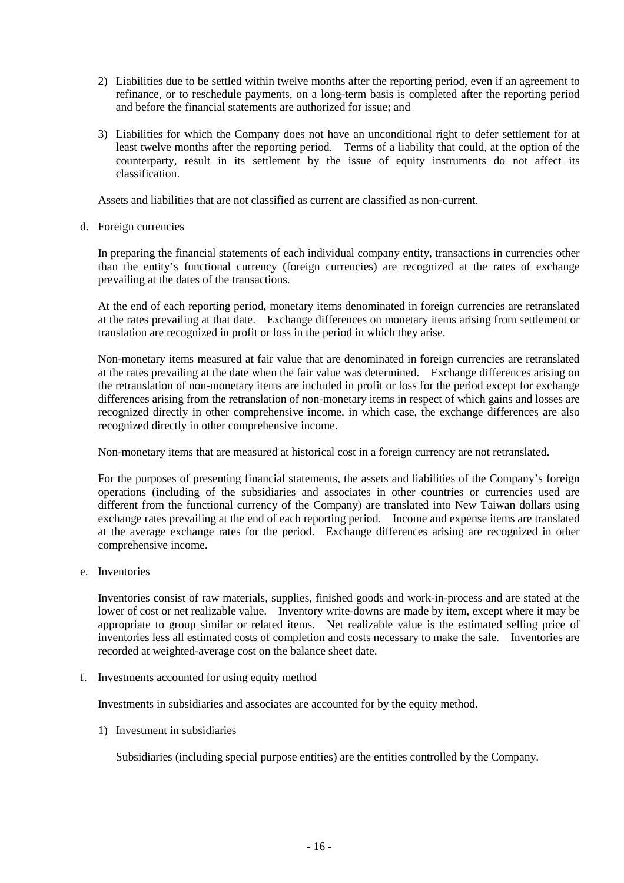2) Liabilities due to be settled within twelve months after the reporting period, even if an agreement to refinance, or to reschedule payments, on a long-term basis is completed after the reporting period and before the financial statements are authorized for issue; and

3) Liabilities for which the Company does not have an unconditional right to defer settlement for at least twelve months after the reporting period. Terms of a liability that could, at the option of the counterparty, result in its settlement by the issue of equity instruments do not affect its classification.

Assets and liabilities that are not classified as current are classified as non-current.

d. Foreign currencies

In preparing the financial statements of each individual company entity, transactions in currencies other than the entity's functional currency (foreign currencies) are recognized at the rates of exchange prevailing at the dates of the transactions.

At the end of each reporting period, monetary items denominated in foreign currencies are retranslated at the rates prevailing at that date. Exchange differences on monetary items arising from settlement or translation are recognized in profit or loss in the period in which they arise.

Non-monetary items measured at fair value that are denominated in foreign currencies are retranslated at the rates prevailing at the date when the fair value was determined. Exchange differences arising on the retranslation of non-monetary items are included in profit or loss for the period except for exchange differences arising from the retranslation of non-monetary items in respect of which gains and losses are recognized directly in other comprehensive income, in which case, the exchange differences are also recognized directly in other comprehensive income.

Non-monetary items that are measured at historical cost in a foreign currency are not retranslated.

For the purposes of presenting financial statements, the assets and liabilities of the Company's foreign operations (including of the subsidiaries and associates in other countries or currencies used are different from the functional currency of the Company) are translated into New Taiwan dollars using exchange rates prevailing at the end of each reporting period. Income and expense items are translated at the average exchange rates for the period. Exchange differences arising are recognized in other comprehensive income.

e. Inventories

Inventories consist of raw materials, supplies, finished goods and work-in-process and are stated at the lower of cost or net realizable value. Inventory write-downs are made by item, except where it may be appropriate to group similar or related items. Net realizable value is the estimated selling price of inventories less all estimated costs of completion and costs necessary to make the sale. Inventories are recorded at weighted-average cost on the balance sheet date.

f. Investments accounted for using equity method

Investments in subsidiaries and associates are accounted for by the equity method.

1) Investment in subsidiaries

Subsidiaries (including special purpose entities) are the entities controlled by the Company.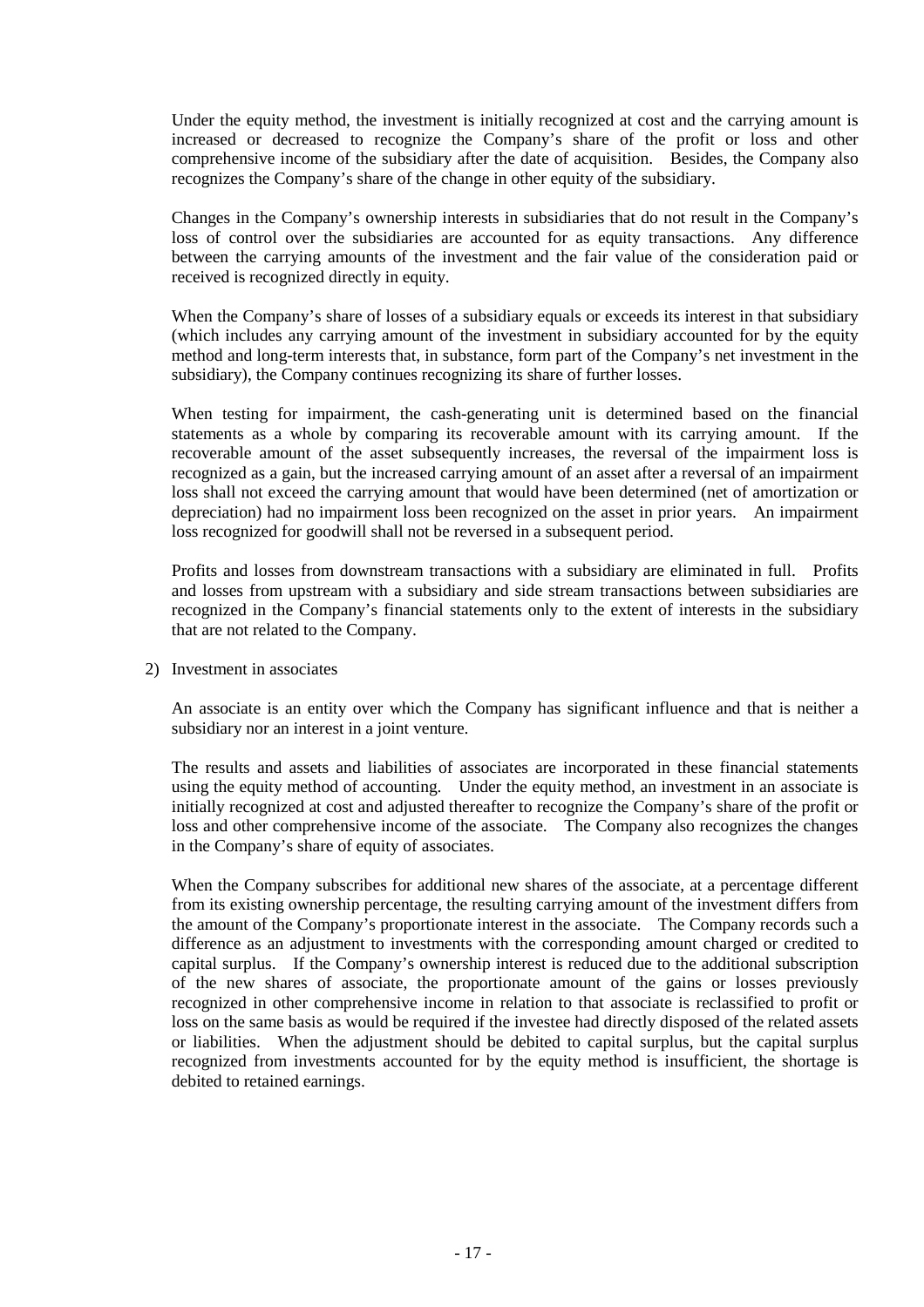Under the equity method, the investment is initially recognized at cost and the carrying amount is increased or decreased to recognize the Company's share of the profit or loss and other comprehensive income of the subsidiary after the date of acquisition. Besides, the Company also recognizes the Company's share of the change in other equity of the subsidiary.

Changes in the Company's ownership interests in subsidiaries that do not result in the Company's loss of control over the subsidiaries are accounted for as equity transactions. Any difference between the carrying amounts of the investment and the fair value of the consideration paid or received is recognized directly in equity.

When the Company's share of losses of a subsidiary equals or exceeds its interest in that subsidiary (which includes any carrying amount of the investment in subsidiary accounted for by the equity method and long-term interests that, in substance, form part of the Company's net investment in the subsidiary), the Company continues recognizing its share of further losses.

When testing for impairment, the cash-generating unit is determined based on the financial statements as a whole by comparing its recoverable amount with its carrying amount. If the recoverable amount of the asset subsequently increases, the reversal of the impairment loss is recognized as a gain, but the increased carrying amount of an asset after a reversal of an impairment loss shall not exceed the carrying amount that would have been determined (net of amortization or depreciation) had no impairment loss been recognized on the asset in prior years. An impairment loss recognized for goodwill shall not be reversed in a subsequent period.

Profits and losses from downstream transactions with a subsidiary are eliminated in full. Profits and losses from upstream with a subsidiary and side stream transactions between subsidiaries are recognized in the Company's financial statements only to the extent of interests in the subsidiary that are not related to the Company.

2) Investment in associates

An associate is an entity over which the Company has significant influence and that is neither a subsidiary nor an interest in a joint venture.

The results and assets and liabilities of associates are incorporated in these financial statements using the equity method of accounting. Under the equity method, an investment in an associate is initially recognized at cost and adjusted thereafter to recognize the Company's share of the profit or loss and other comprehensive income of the associate. The Company also recognizes the changes in the Company's share of equity of associates.

When the Company subscribes for additional new shares of the associate, at a percentage different from its existing ownership percentage, the resulting carrying amount of the investment differs from the amount of the Company's proportionate interest in the associate. The Company records such a difference as an adjustment to investments with the corresponding amount charged or credited to capital surplus. If the Company's ownership interest is reduced due to the additional subscription of the new shares of associate, the proportionate amount of the gains or losses previously recognized in other comprehensive income in relation to that associate is reclassified to profit or loss on the same basis as would be required if the investee had directly disposed of the related assets or liabilities. When the adjustment should be debited to capital surplus, but the capital surplus recognized from investments accounted for by the equity method is insufficient, the shortage is debited to retained earnings.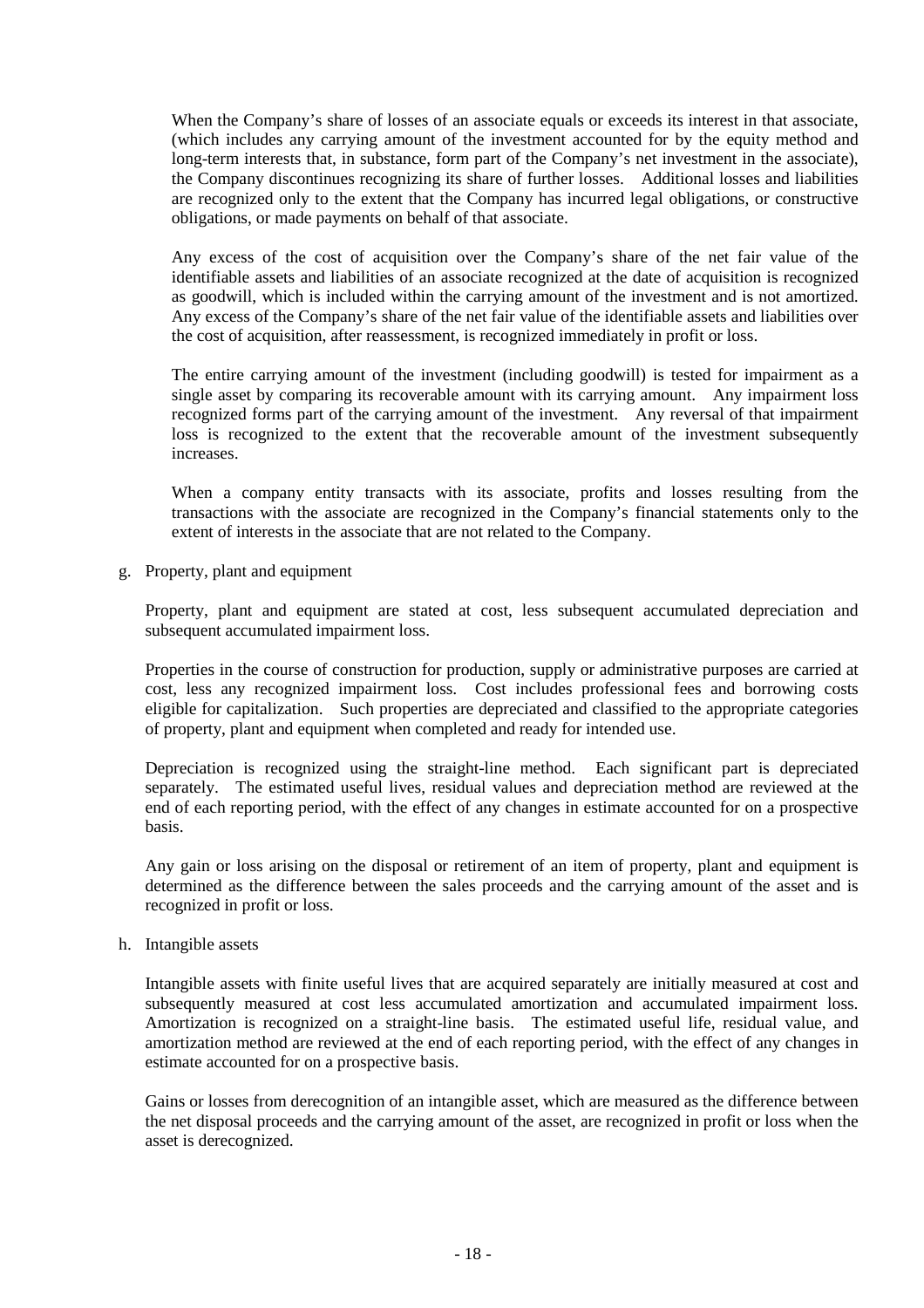When the Company's share of losses of an associate equals or exceeds its interest in that associate, (which includes any carrying amount of the investment accounted for by the equity method and long-term interests that, in substance, form part of the Company's net investment in the associate), the Company discontinues recognizing its share of further losses. Additional losses and liabilities are recognized only to the extent that the Company has incurred legal obligations, or constructive obligations, or made payments on behalf of that associate.

Any excess of the cost of acquisition over the Company's share of the net fair value of the identifiable assets and liabilities of an associate recognized at the date of acquisition is recognized as goodwill, which is included within the carrying amount of the investment and is not amortized. Any excess of the Company's share of the net fair value of the identifiable assets and liabilities over the cost of acquisition, after reassessment, is recognized immediately in profit or loss.

The entire carrying amount of the investment (including goodwill) is tested for impairment as a single asset by comparing its recoverable amount with its carrying amount. Any impairment loss recognized forms part of the carrying amount of the investment. Any reversal of that impairment loss is recognized to the extent that the recoverable amount of the investment subsequently increases.

When a company entity transacts with its associate, profits and losses resulting from the transactions with the associate are recognized in the Company's financial statements only to the extent of interests in the associate that are not related to the Company.

g. Property, plant and equipment

Property, plant and equipment are stated at cost, less subsequent accumulated depreciation and subsequent accumulated impairment loss.

Properties in the course of construction for production, supply or administrative purposes are carried at cost, less any recognized impairment loss. Cost includes professional fees and borrowing costs eligible for capitalization. Such properties are depreciated and classified to the appropriate categories of property, plant and equipment when completed and ready for intended use.

Depreciation is recognized using the straight-line method. Each significant part is depreciated separately. The estimated useful lives, residual values and depreciation method are reviewed at the end of each reporting period, with the effect of any changes in estimate accounted for on a prospective basis.

Any gain or loss arising on the disposal or retirement of an item of property, plant and equipment is determined as the difference between the sales proceeds and the carrying amount of the asset and is recognized in profit or loss.

h. Intangible assets

Intangible assets with finite useful lives that are acquired separately are initially measured at cost and subsequently measured at cost less accumulated amortization and accumulated impairment loss. Amortization is recognized on a straight-line basis. The estimated useful life, residual value, and amortization method are reviewed at the end of each reporting period, with the effect of any changes in estimate accounted for on a prospective basis.

Gains or losses from derecognition of an intangible asset, which are measured as the difference between the net disposal proceeds and the carrying amount of the asset, are recognized in profit or loss when the asset is derecognized.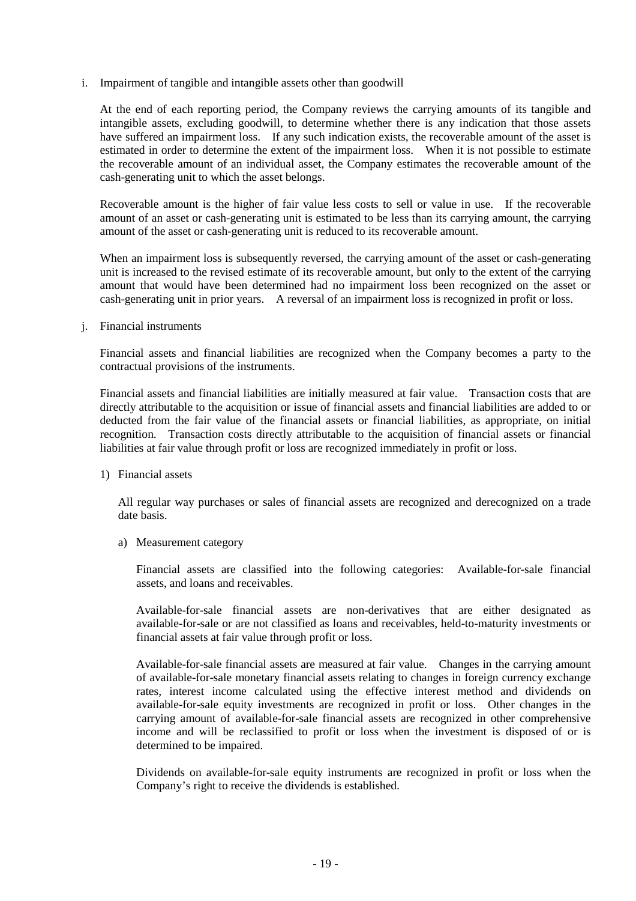i. Impairment of tangible and intangible assets other than goodwill

At the end of each reporting period, the Company reviews the carrying amounts of its tangible and intangible assets, excluding goodwill, to determine whether there is any indication that those assets have suffered an impairment loss. If any such indication exists, the recoverable amount of the asset is estimated in order to determine the extent of the impairment loss. When it is not possible to estimate the recoverable amount of an individual asset, the Company estimates the recoverable amount of the cash-generating unit to which the asset belongs.

Recoverable amount is the higher of fair value less costs to sell or value in use. If the recoverable amount of an asset or cash-generating unit is estimated to be less than its carrying amount, the carrying amount of the asset or cash-generating unit is reduced to its recoverable amount.

When an impairment loss is subsequently reversed, the carrying amount of the asset or cash-generating unit is increased to the revised estimate of its recoverable amount, but only to the extent of the carrying amount that would have been determined had no impairment loss been recognized on the asset or cash-generating unit in prior years. A reversal of an impairment loss is recognized in profit or loss.

j. Financial instruments

Financial assets and financial liabilities are recognized when the Company becomes a party to the contractual provisions of the instruments.

Financial assets and financial liabilities are initially measured at fair value. Transaction costs that are directly attributable to the acquisition or issue of financial assets and financial liabilities are added to or deducted from the fair value of the financial assets or financial liabilities, as appropriate, on initial recognition. Transaction costs directly attributable to the acquisition of financial assets or financial liabilities at fair value through profit or loss are recognized immediately in profit or loss.

1) Financial assets

All regular way purchases or sales of financial assets are recognized and derecognized on a trade date basis.

a) Measurement category

Financial assets are classified into the following categories: Available-for-sale financial assets, and loans and receivables.

Available-for-sale financial assets are non-derivatives that are either designated as available-for-sale or are not classified as loans and receivables, held-to-maturity investments or financial assets at fair value through profit or loss.

Available-for-sale financial assets are measured at fair value. Changes in the carrying amount of available-for-sale monetary financial assets relating to changes in foreign currency exchange rates, interest income calculated using the effective interest method and dividends on available-for-sale equity investments are recognized in profit or loss. Other changes in the carrying amount of available-for-sale financial assets are recognized in other comprehensive income and will be reclassified to profit or loss when the investment is disposed of or is determined to be impaired.

Dividends on available-for-sale equity instruments are recognized in profit or loss when the Company's right to receive the dividends is established.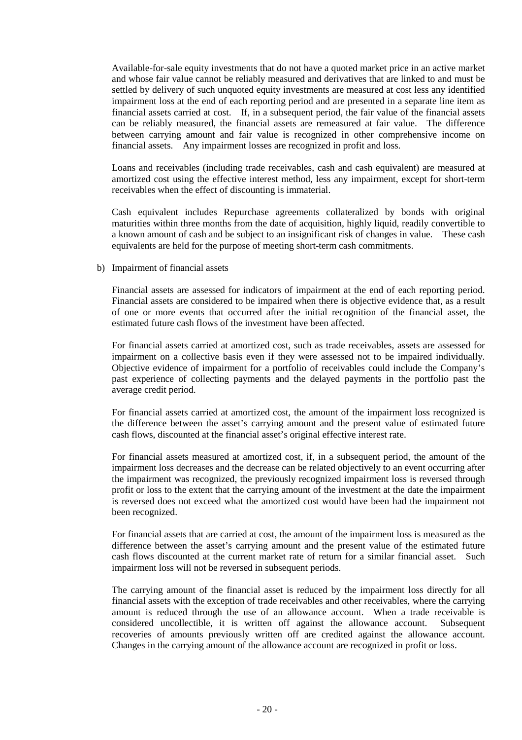Available-for-sale equity investments that do not have a quoted market price in an active market and whose fair value cannot be reliably measured and derivatives that are linked to and must be settled by delivery of such unquoted equity investments are measured at cost less any identified impairment loss at the end of each reporting period and are presented in a separate line item as financial assets carried at cost. If, in a subsequent period, the fair value of the financial assets can be reliably measured, the financial assets are remeasured at fair value. The difference between carrying amount and fair value is recognized in other comprehensive income on financial assets. Any impairment losses are recognized in profit and loss.

Loans and receivables (including trade receivables, cash and cash equivalent) are measured at amortized cost using the effective interest method, less any impairment, except for short-term receivables when the effect of discounting is immaterial.

Cash equivalent includes Repurchase agreements collateralized by bonds with original maturities within three months from the date of acquisition, highly liquid, readily convertible to a known amount of cash and be subject to an insignificant risk of changes in value. These cash equivalents are held for the purpose of meeting short-term cash commitments.

b) Impairment of financial assets

Financial assets are assessed for indicators of impairment at the end of each reporting period. Financial assets are considered to be impaired when there is objective evidence that, as a result of one or more events that occurred after the initial recognition of the financial asset, the estimated future cash flows of the investment have been affected.

For financial assets carried at amortized cost, such as trade receivables, assets are assessed for impairment on a collective basis even if they were assessed not to be impaired individually. Objective evidence of impairment for a portfolio of receivables could include the Company's past experience of collecting payments and the delayed payments in the portfolio past the average credit period.

For financial assets carried at amortized cost, the amount of the impairment loss recognized is the difference between the asset's carrying amount and the present value of estimated future cash flows, discounted at the financial asset's original effective interest rate.

For financial assets measured at amortized cost, if, in a subsequent period, the amount of the impairment loss decreases and the decrease can be related objectively to an event occurring after the impairment was recognized, the previously recognized impairment loss is reversed through profit or loss to the extent that the carrying amount of the investment at the date the impairment is reversed does not exceed what the amortized cost would have been had the impairment not been recognized.

For financial assets that are carried at cost, the amount of the impairment loss is measured as the difference between the asset's carrying amount and the present value of the estimated future cash flows discounted at the current market rate of return for a similar financial asset. Such impairment loss will not be reversed in subsequent periods.

The carrying amount of the financial asset is reduced by the impairment loss directly for all financial assets with the exception of trade receivables and other receivables, where the carrying amount is reduced through the use of an allowance account. When a trade receivable is considered uncollectible, it is written off against the allowance account. Subsequent recoveries of amounts previously written off are credited against the allowance account. Changes in the carrying amount of the allowance account are recognized in profit or loss.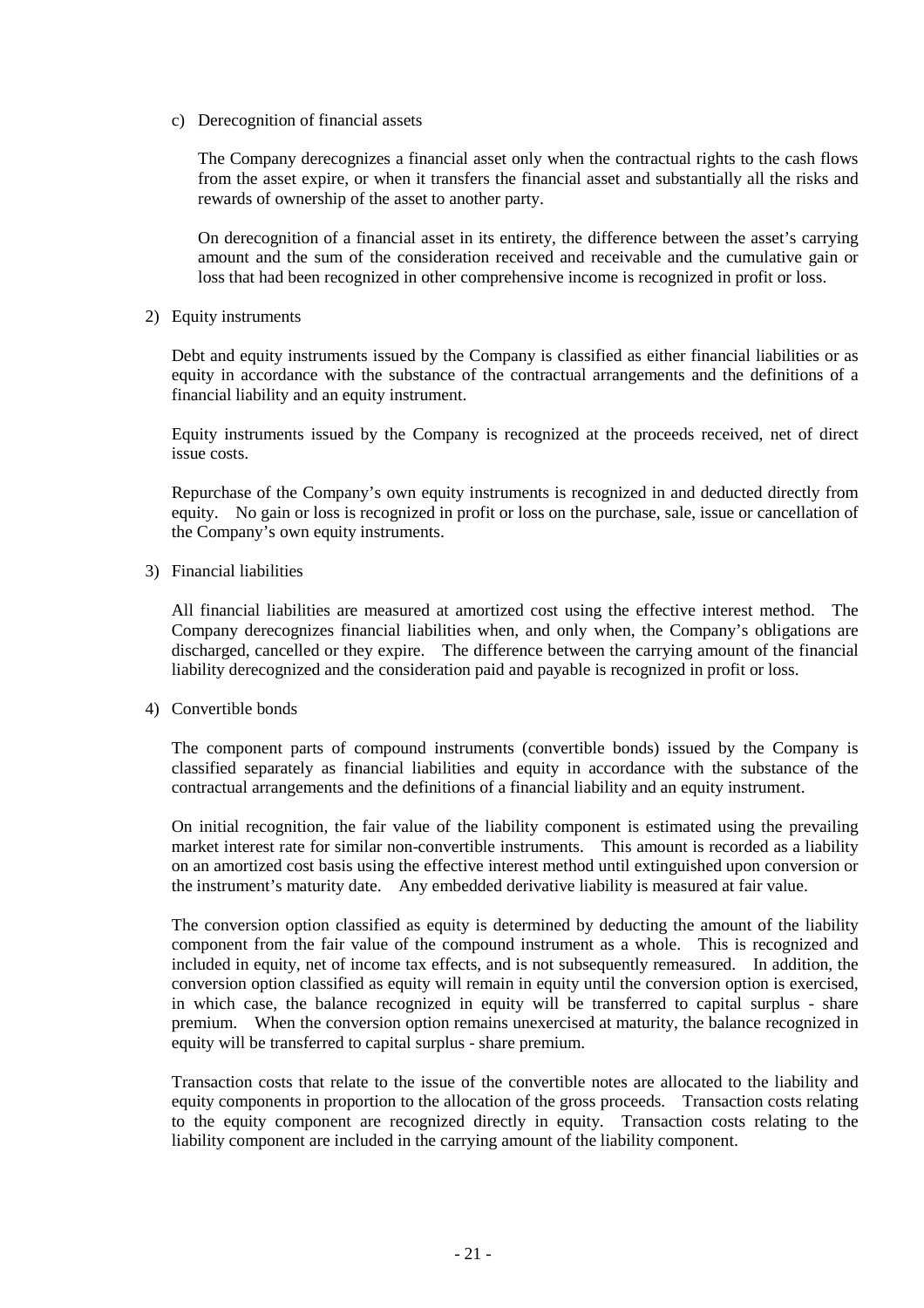c) Derecognition of financial assets

The Company derecognizes a financial asset only when the contractual rights to the cash flows from the asset expire, or when it transfers the financial asset and substantially all the risks and rewards of ownership of the asset to another party.

On derecognition of a financial asset in its entirety, the difference between the asset's carrying amount and the sum of the consideration received and receivable and the cumulative gain or loss that had been recognized in other comprehensive income is recognized in profit or loss.

2) Equity instruments

Debt and equity instruments issued by the Company is classified as either financial liabilities or as equity in accordance with the substance of the contractual arrangements and the definitions of a financial liability and an equity instrument.

Equity instruments issued by the Company is recognized at the proceeds received, net of direct issue costs.

Repurchase of the Company's own equity instruments is recognized in and deducted directly from equity. No gain or loss is recognized in profit or loss on the purchase, sale, issue or cancellation of the Company's own equity instruments.

3) Financial liabilities

All financial liabilities are measured at amortized cost using the effective interest method. The Company derecognizes financial liabilities when, and only when, the Company's obligations are discharged, cancelled or they expire. The difference between the carrying amount of the financial liability derecognized and the consideration paid and payable is recognized in profit or loss.

4) Convertible bonds

The component parts of compound instruments (convertible bonds) issued by the Company is classified separately as financial liabilities and equity in accordance with the substance of the contractual arrangements and the definitions of a financial liability and an equity instrument.

On initial recognition, the fair value of the liability component is estimated using the prevailing market interest rate for similar non-convertible instruments. This amount is recorded as a liability on an amortized cost basis using the effective interest method until extinguished upon conversion or the instrument's maturity date. Any embedded derivative liability is measured at fair value.

The conversion option classified as equity is determined by deducting the amount of the liability component from the fair value of the compound instrument as a whole. This is recognized and included in equity, net of income tax effects, and is not subsequently remeasured. In addition, the conversion option classified as equity will remain in equity until the conversion option is exercised, in which case, the balance recognized in equity will be transferred to capital surplus - share premium. When the conversion option remains unexercised at maturity, the balance recognized in equity will be transferred to capital surplus - share premium.

Transaction costs that relate to the issue of the convertible notes are allocated to the liability and equity components in proportion to the allocation of the gross proceeds. Transaction costs relating to the equity component are recognized directly in equity. Transaction costs relating to the liability component are included in the carrying amount of the liability component.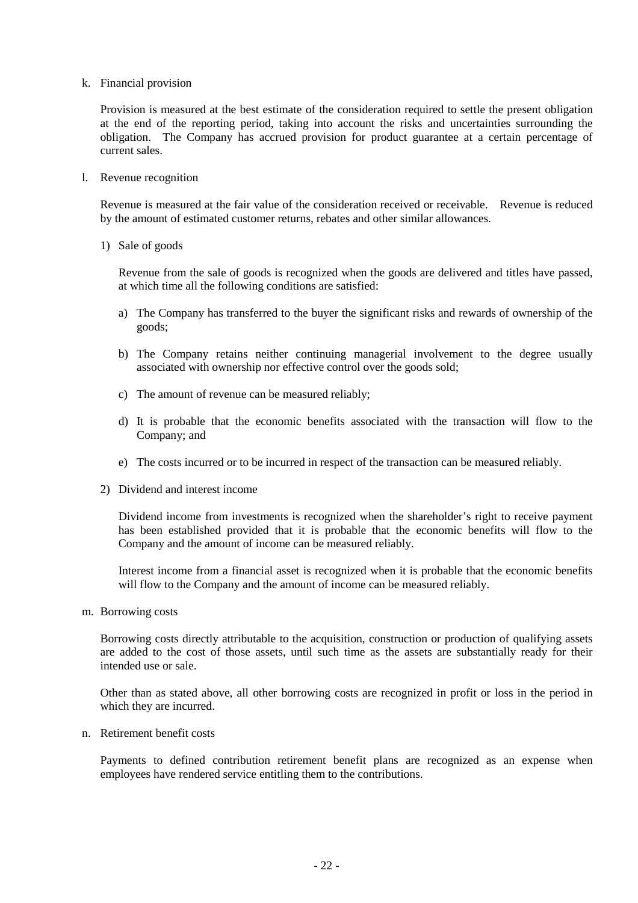k. Financial provision

Provision is measured at the best estimate of the consideration required to settle the present obligation at the end of the reporting period, taking into account the risks and uncertainties surrounding the obligation. The Company has accrued provision for product guarantee at a certain percentage of current sales.

l. Revenue recognition

Revenue is measured at the fair value of the consideration received or receivable. Revenue is reduced by the amount of estimated customer returns, rebates and other similar allowances.

1) Sale of goods

Revenue from the sale of goods is recognized when the goods are delivered and titles have passed, at which time all the following conditions are satisfied:

a) The Company has transferred to the buyer the significant risks and rewards of ownership of the goods;

b) The Company retains neither continuing managerial involvement to the degree usually associated with ownership nor effective control over the goods sold;

c) The amount of revenue can be measured reliably;

d) It is probable that the economic benefits associated with the transaction will flow to the Company; and

e) The costs incurred or to be incurred in respect of the transaction can be measured reliably.

2) Dividend and interest income

Dividend income from investments is recognized when the shareholder's right to receive payment has been established provided that it is probable that the economic benefits will flow to the Company and the amount of income can be measured reliably.

Interest income from a financial asset is recognized when it is probable that the economic benefits will flow to the Company and the amount of income can be measured reliably.

m. Borrowing costs

Borrowing costs directly attributable to the acquisition, construction or production of qualifying assets are added to the cost of those assets, until such time as the assets are substantially ready for their intended use or sale.

Other than as stated above, all other borrowing costs are recognized in profit or loss in the period in which they are incurred.

n. Retirement benefit costs

Payments to defined contribution retirement benefit plans are recognized as an expense when employees have rendered service entitling them to the contributions.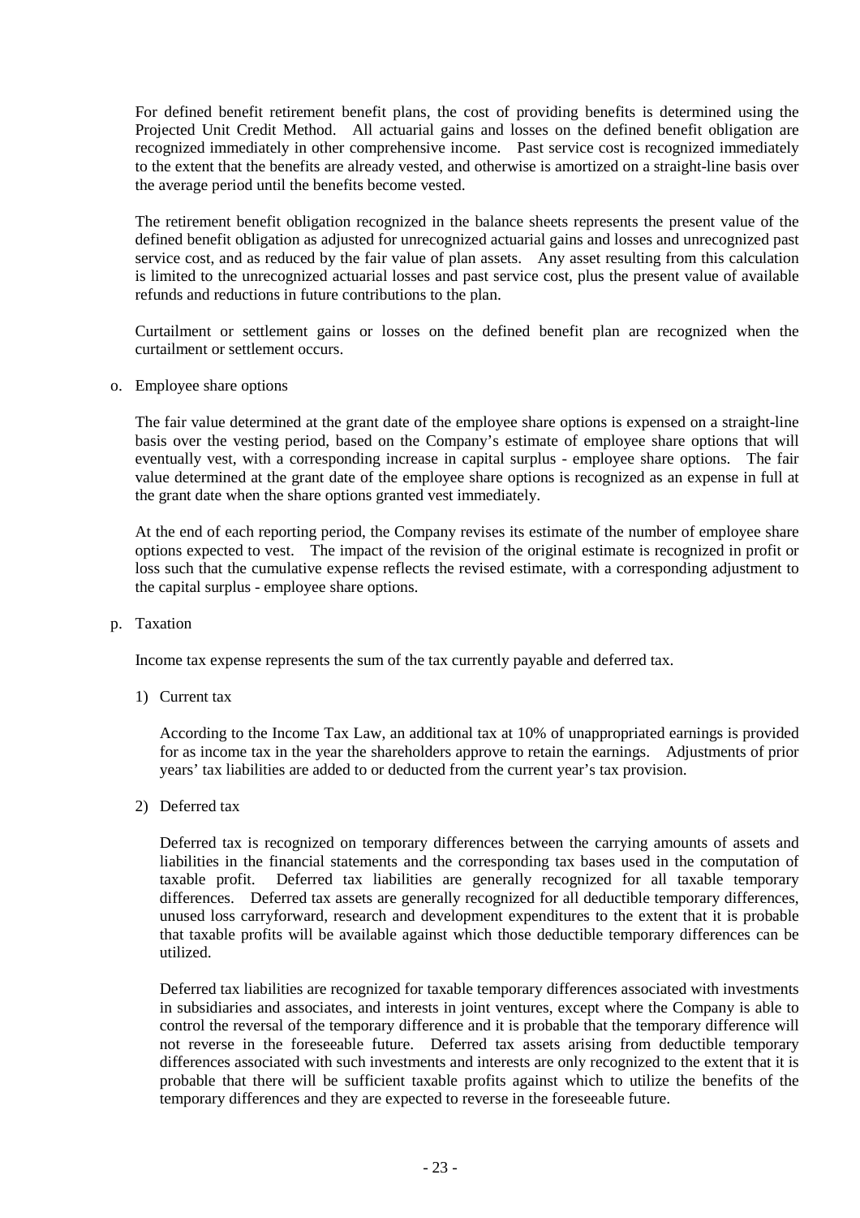For defined benefit retirement benefit plans, the cost of providing benefits is determined using the Projected Unit Credit Method. All actuarial gains and losses on the defined benefit obligation are recognized immediately in other comprehensive income. Past service cost is recognized immediately to the extent that the benefits are already vested, and otherwise is amortized on a straight-line basis over the average period until the benefits become vested.

The retirement benefit obligation recognized in the balance sheets represents the present value of the defined benefit obligation as adjusted for unrecognized actuarial gains and losses and unrecognized past service cost, and as reduced by the fair value of plan assets. Any asset resulting from this calculation is limited to the unrecognized actuarial losses and past service cost, plus the present value of available refunds and reductions in future contributions to the plan.

Curtailment or settlement gains or losses on the defined benefit plan are recognized when the curtailment or settlement occurs.

o. Employee share options

The fair value determined at the grant date of the employee share options is expensed on a straight-line basis over the vesting period, based on the Company's estimate of employee share options that will eventually vest, with a corresponding increase in capital surplus - employee share options. The fair value determined at the grant date of the employee share options is recognized as an expense in full at the grant date when the share options granted vest immediately.

At the end of each reporting period, the Company revises its estimate of the number of employee share options expected to vest. The impact of the revision of the original estimate is recognized in profit or loss such that the cumulative expense reflects the revised estimate, with a corresponding adjustment to the capital surplus - employee share options.

p. Taxation

Income tax expense represents the sum of the tax currently payable and deferred tax.

1) Current tax

According to the Income Tax Law, an additional tax at 10% of unappropriated earnings is provided for as income tax in the year the shareholders approve to retain the earnings. Adjustments of prior years' tax liabilities are added to or deducted from the current year's tax provision.

2) Deferred tax

Deferred tax is recognized on temporary differences between the carrying amounts of assets and liabilities in the financial statements and the corresponding tax bases used in the computation of taxable profit. Deferred tax liabilities are generally recognized for all taxable temporary differences. Deferred tax assets are generally recognized for all deductible temporary differences, unused loss carryforward, research and development expenditures to the extent that it is probable that taxable profits will be available against which those deductible temporary differences can be utilized.

Deferred tax liabilities are recognized for taxable temporary differences associated with investments in subsidiaries and associates, and interests in joint ventures, except where the Company is able to control the reversal of the temporary difference and it is probable that the temporary difference will not reverse in the foreseeable future. Deferred tax assets arising from deductible temporary differences associated with such investments and interests are only recognized to the extent that it is probable that there will be sufficient taxable profits against which to utilize the benefits of the temporary differences and they are expected to reverse in the foreseeable future.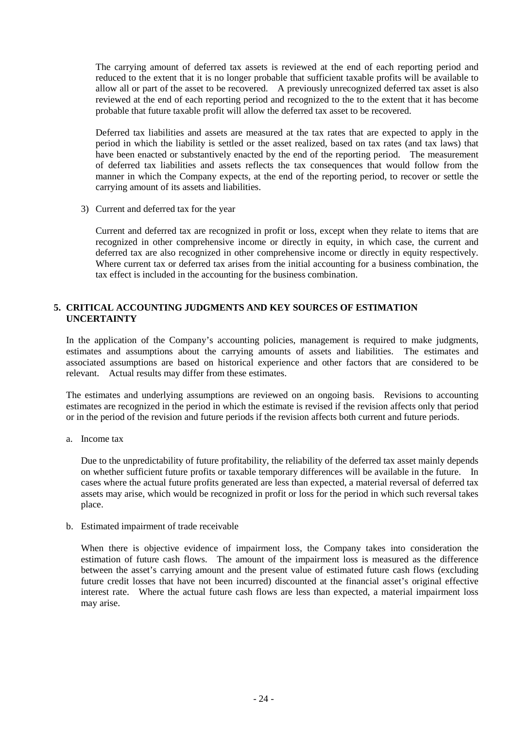The carrying amount of deferred tax assets is reviewed at the end of each reporting period and reduced to the extent that it is no longer probable that sufficient taxable profits will be available to allow all or part of the asset to be recovered. A previously unrecognized deferred tax asset is also reviewed at the end of each reporting period and recognized to the to the extent that it has become probable that future taxable profit will allow the deferred tax asset to be recovered.

Deferred tax liabilities and assets are measured at the tax rates that are expected to apply in the period in which the liability is settled or the asset realized, based on tax rates (and tax laws) that have been enacted or substantively enacted by the end of the reporting period. The measurement of deferred tax liabilities and assets reflects the tax consequences that would follow from the manner in which the Company expects, at the end of the reporting period, to recover or settle the carrying amount of its assets and liabilities.

3) Current and deferred tax for the year

Current and deferred tax are recognized in profit or loss, except when they relate to items that are recognized in other comprehensive income or directly in equity, in which case, the current and deferred tax are also recognized in other comprehensive income or directly in equity respectively. Where current tax or deferred tax arises from the initial accounting for a business combination, the tax effect is included in the accounting for the business combination.

## 5. CRITICAL ACCOUNTING JUDGMENTS AND KEY SOURCES OF ESTIMATION UNCERTAINTY

In the application of the Company's accounting policies, management is required to make judgments, estimates and assumptions about the carrying amounts of assets and liabilities. The estimates and associated assumptions are based on historical experience and other factors that are considered to be relevant. Actual results may differ from these estimates.

The estimates and underlying assumptions are reviewed on an ongoing basis. Revisions to accounting estimates are recognized in the period in which the estimate is revised if the revision affects only that period or in the period of the revision and future periods if the revision affects both current and future periods.

a. Income tax

Due to the unpredictability of future profitability, the reliability of the deferred tax asset mainly depends on whether sufficient future profits or taxable temporary differences will be available in the future. In cases where the actual future profits generated are less than expected, a material reversal of deferred tax assets may arise, which would be recognized in profit or loss for the period in which such reversal takes place.

b. Estimated impairment of trade receivable

When there is objective evidence of impairment loss, the Company takes into consideration the estimation of future cash flows. The amount of the impairment loss is measured as the difference between the asset's carrying amount and the present value of estimated future cash flows (excluding future credit losses that have not been incurred) discounted at the financial asset's original effective interest rate. Where the actual future cash flows are less than expected, a material impairment loss may arise.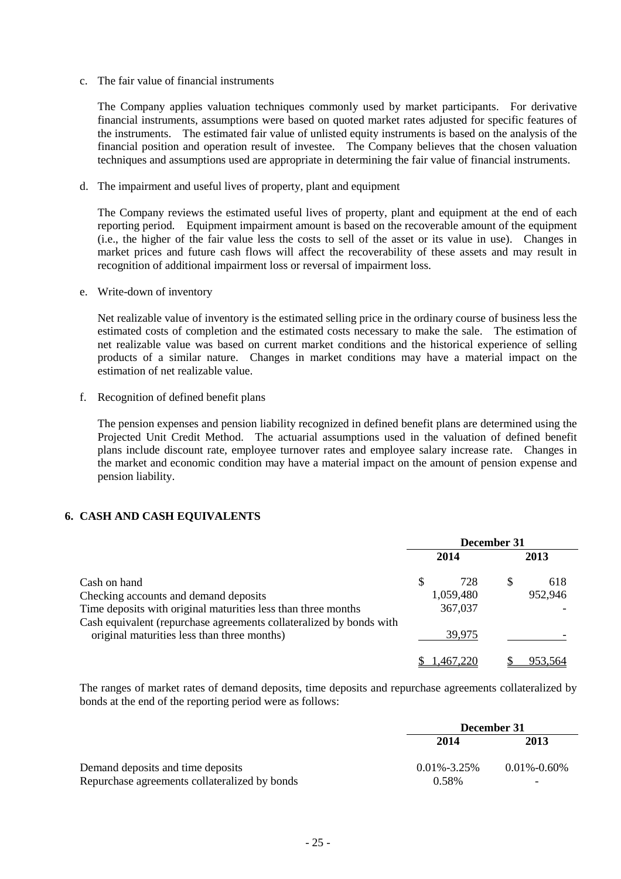c. The fair value of financial instruments

The Company applies valuation techniques commonly used by market participants. For derivative financial instruments, assumptions were based on quoted market rates adjusted for specific features of the instruments. The estimated fair value of unlisted equity instruments is based on the analysis of the financial position and operation result of investee. The Company believes that the chosen valuation techniques and assumptions used are appropriate in determining the fair value of financial instruments.

d. The impairment and useful lives of property, plant and equipment

The Company reviews the estimated useful lives of property, plant and equipment at the end of each reporting period. Equipment impairment amount is based on the recoverable amount of the equipment (i.e., the higher of the fair value less the costs to sell of the asset or its value in use). Changes in market prices and future cash flows will affect the recoverability of these assets and may result in recognition of additional impairment loss or reversal of impairment loss.

e. Write-down of inventory

Net realizable value of inventory is the estimated selling price in the ordinary course of business less the estimated costs of completion and the estimated costs necessary to make the sale. The estimation of net realizable value was based on current market conditions and the historical experience of selling products of a similar nature. Changes in market conditions may have a material impact on the estimation of net realizable value.

f. Recognition of defined benefit plans

The pension expenses and pension liability recognized in defined benefit plans are determined using the Projected Unit Credit Method. The actuarial assumptions used in the valuation of defined benefit plans include discount rate, employee turnover rates and employee salary increase rate. Changes in the market and economic condition may have a material impact on the amount of pension expense and pension liability.

## 6. CASH AND CASH EQUIVALENTS

| | December 31 | |
|---|---|---|
| | 2014 | 2013 |
| Cash on hand | $ 728 | $ 618 |
| Checking accounts and demand deposits | 1,059,480 | 952,946 |
| Time deposits with original maturities less than three months | 367,037 | - |
| Cash equivalent (repurchase agreements collateralized by bonds with original maturities less than three months) | 39,975 | - |
| | $ 1,467,220 | $ 953,564 |

The ranges of market rates of demand deposits, time deposits and repurchase agreements collateralized by bonds at the end of the reporting period were as follows:

| | December 31 | |
|---|---|---|
| | 2014 | 2013 |
| Demand deposits and time deposits | 0.01%-3.25% | 0.01%-0.60% |
| Repurchase agreements collateralized by bonds | 0.58% | - |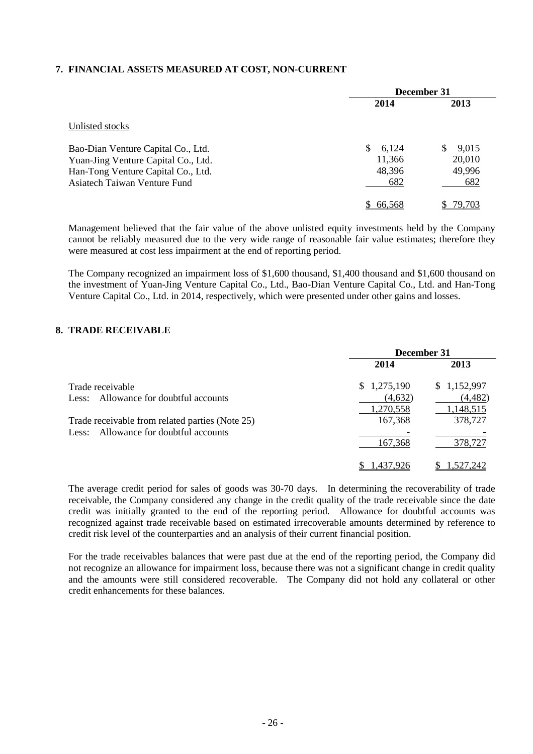## 7. FINANCIAL ASSETS MEASURED AT COST, NON-CURRENT

| | December 31 | |
|---|---|---|
| | 2014 | 2013 |
| Unlisted stocks | | |
| Bao-Dian Venture Capital Co., Ltd. | $ 6,124 | $ 9,015 |
| Yuan-Jing Venture Capital Co., Ltd. | 11,366 | 20,010 |
| Han-Tong Venture Capital Co., Ltd. | 48,396 | 49,996 |
| Asiatech Taiwan Venture Fund | 682 | 682 |
| | $ 66,568 | $ 79,703 |

Management believed that the fair value of the above unlisted equity investments held by the Company cannot be reliably measured due to the very wide range of reasonable fair value estimates; therefore they were measured at cost less impairment at the end of reporting period.

The Company recognized an impairment loss of $1,600 thousand, $1,400 thousand and $1,600 thousand on the investment of Yuan-Jing Venture Capital Co., Ltd., Bao-Dian Venture Capital Co., Ltd. and Han-Tong Venture Capital Co., Ltd. in 2014, respectively, which were presented under other gains and losses.

## 8. TRADE RECEIVABLE

| | December 31 | |
|---|---|---|
| | 2014 | 2013 |
| Trade receivable | $ 1,275,190 | $ 1,152,997 |
| Less: Allowance for doubtful accounts | (4,632) | (4,482) |
| | 1,270,558 | 1,148,515 |
| Trade receivable from related parties (Note 25) | 167,368 | 378,727 |
| Less: Allowance for doubtful accounts | - | - |
| | 167,368 | 378,727 |
| | $ 1,437,926 | $ 1,527,242 |

The average credit period for sales of goods was 30-70 days. In determining the recoverability of trade receivable, the Company considered any change in the credit quality of the trade receivable since the date credit was initially granted to the end of the reporting period. Allowance for doubtful accounts was recognized against trade receivable based on estimated irrecoverable amounts determined by reference to credit risk level of the counterparties and an analysis of their current financial position.

For the trade receivables balances that were past due at the end of the reporting period, the Company did not recognize an allowance for impairment loss, because there was not a significant change in credit quality and the amounts were still considered recoverable. The Company did not hold any collateral or other credit enhancements for these balances.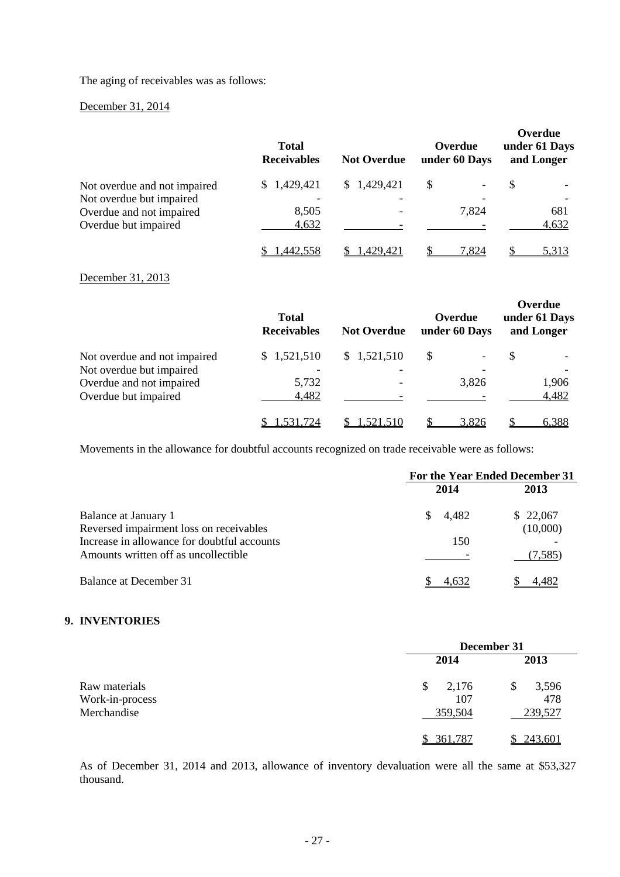The aging of receivables was as follows:

December 31, 2014

| | Total Receivables | Not Overdue | Overdue under 60 Days | Overdue under 61 Days and Longer |
|---|---|---|---|---|
| Not overdue and not impaired | $ 1,429,421 | $ 1,429,421 | $ - | $ - |
| Not overdue but impaired | - | - | - | - |
| Overdue and not impaired | 8,505 | - | 7,824 | 681 |
| Overdue but impaired | 4,632 | - | - | 4,632 |
| | $ 1,442,558 | $ 1,429,421 | $ 7,824 | $ 5,313 |

December 31, 2013

| | Total Receivables | Not Overdue | Overdue under 60 Days | Overdue under 61 Days and Longer |
|---|---|---|---|---|
| Not overdue and not impaired | $ 1,521,510 | $ 1,521,510 | $ - | $ - |
| Not overdue but impaired | - | - | - | - |
| Overdue and not impaired | 5,732 | - | 3,826 | 1,906 |
| Overdue but impaired | 4,482 | - | - | 4,482 |
| | $ 1,531,724 | $ 1,521,510 | $ 3,826 | $ 6,388 |

Movements in the allowance for doubtful accounts recognized on trade receivable were as follows:

| | For the Year Ended December 31 | |
|---|---|---|
| | 2014 | 2013 |
| Balance at January 1 | $ 4,482 | $ 22,067 |
| Reversed impairment loss on receivables | | (10,000) |
| Increase in allowance for doubtful accounts | 150 | - |
| Amounts written off as uncollectible | - | (7,585) |
| Balance at December 31 | $ 4,632 | $ 4,482 |

## 9. INVENTORIES

| | December 31 | |
|---|---|---|
| | 2014 | 2013 |
| Raw materials | $ 2,176 | $ 3,596 |
| Work-in-process | 107 | 478 |
| Merchandise | 359,504 | 239,527 |
| | $ 361,787 | $ 243,601 |

As of December 31, 2014 and 2013, allowance of inventory devaluation were all the same at $53,327 thousand.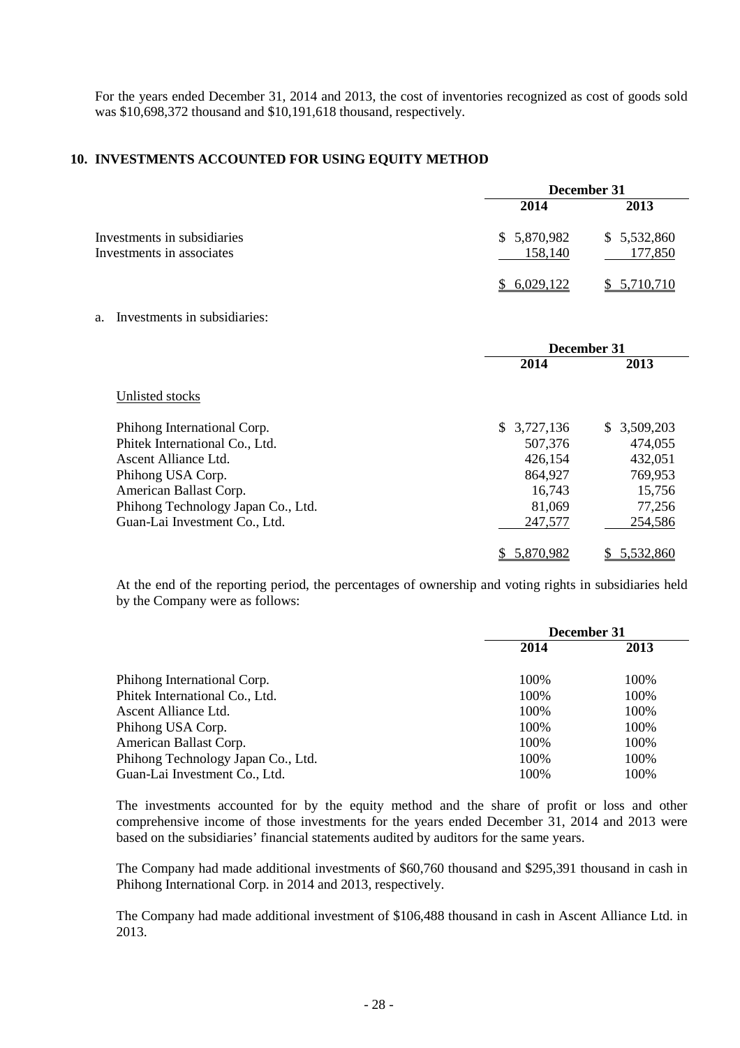For the years ended December 31, 2014 and 2013, the cost of inventories recognized as cost of goods sold was $10,698,372 thousand and $10,191,618 thousand, respectively.

## 10. INVESTMENTS ACCOUNTED FOR USING EQUITY METHOD

| | December 31 | |
|---|---|---|
| | 2014 | 2013 |
| Investments in subsidiaries | $ 5,870,982 | $ 5,532,860 |
| Investments in associates | 158,140 | 177,850 |
| | $ 6,029,122 | $ 5,710,710 |

a. Investments in subsidiaries:

| | December 31 | |
|---|---|---|
| | 2014 | 2013 |
| Unlisted stocks | | |
| Phihong International Corp. | $ 3,727,136 | $ 3,509,203 |
| Phitek International Co., Ltd. | 507,376 | 474,055 |
| Ascent Alliance Ltd. | 426,154 | 432,051 |
| Phihong USA Corp. | 864,927 | 769,953 |
| American Ballast Corp. | 16,743 | 15,756 |
| Phihong Technology Japan Co., Ltd. | 81,069 | 77,256 |
| Guan-Lai Investment Co., Ltd. | 247,577 | 254,586 |
| | $ 5,870,982 | $ 5,532,860 |

At the end of the reporting period, the percentages of ownership and voting rights in subsidiaries held by the Company were as follows:

| | December 31 | |
|---|---|---|
| | 2014 | 2013 |
| Phihong International Corp. | 100% | 100% |
| Phitek International Co., Ltd. | 100% | 100% |
| Ascent Alliance Ltd. | 100% | 100% |
| Phihong USA Corp. | 100% | 100% |
| American Ballast Corp. | 100% | 100% |
| Phihong Technology Japan Co., Ltd. | 100% | 100% |
| Guan-Lai Investment Co., Ltd. | 100% | 100% |

The investments accounted for by the equity method and the share of profit or loss and other comprehensive income of those investments for the years ended December 31, 2014 and 2013 were based on the subsidiaries' financial statements audited by auditors for the same years.

The Company had made additional investments of $60,760 thousand and $295,391 thousand in cash in Phihong International Corp. in 2014 and 2013, respectively.

The Company had made additional investment of $106,488 thousand in cash in Ascent Alliance Ltd. in 2013.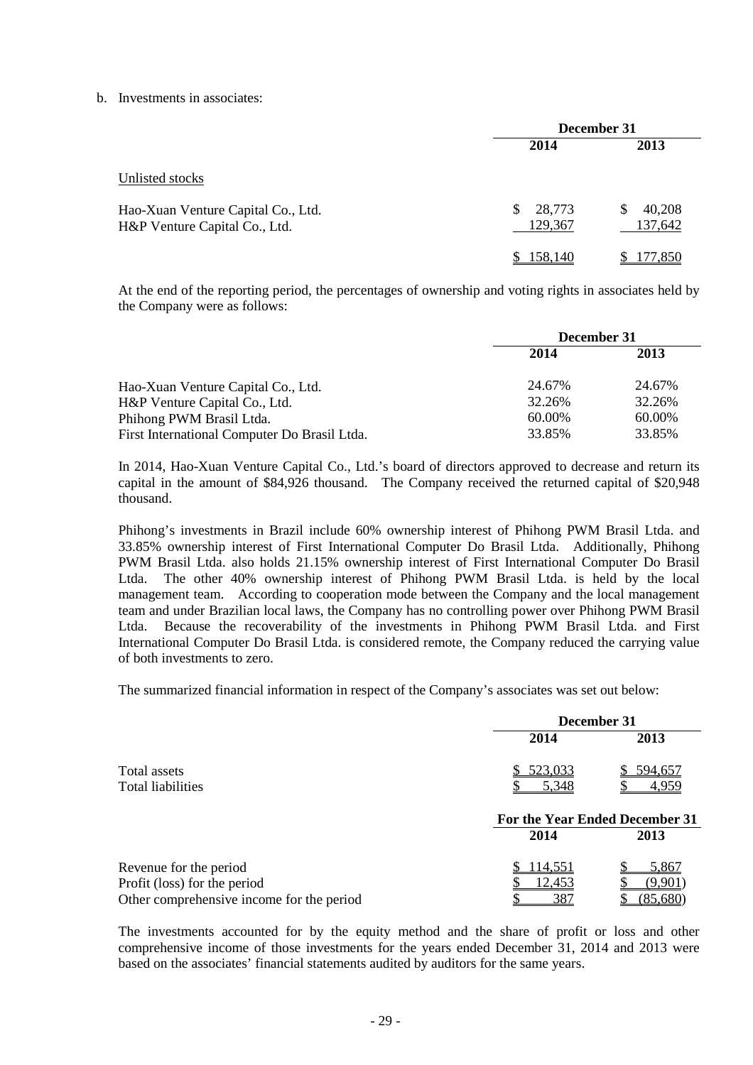b. Investments in associates:

| | December 31 | |
|---|---|---|
| | 2014 | 2013 |
| Unlisted stocks | | |
| Hao-Xuan Venture Capital Co., Ltd. | $ 28,773 | $ 40,208 |
| H&P Venture Capital Co., Ltd. | 129,367 | 137,642 |
| | $ 158,140 | $ 177,850 |

At the end of the reporting period, the percentages of ownership and voting rights in associates held by the Company were as follows:

| | December 31 | |
|---|---|---|
| | 2014 | 2013 |
| Hao-Xuan Venture Capital Co., Ltd. | 24.67% | 24.67% |
| H&P Venture Capital Co., Ltd. | 32.26% | 32.26% |
| Phihong PWM Brasil Ltda. | 60.00% | 60.00% |
| First International Computer Do Brasil Ltda. | 33.85% | 33.85% |

In 2014, Hao-Xuan Venture Capital Co., Ltd.'s board of directors approved to decrease and return its capital in the amount of $84,926 thousand. The Company received the returned capital of $20,948 thousand.

Phihong's investments in Brazil include 60% ownership interest of Phihong PWM Brasil Ltda. and 33.85% ownership interest of First International Computer Do Brasil Ltda. Additionally, Phihong PWM Brasil Ltda. also holds 21.15% ownership interest of First International Computer Do Brasil Ltda. The other 40% ownership interest of Phihong PWM Brasil Ltda. is held by the local management team. According to cooperation mode between the Company and the local management team and under Brazilian local laws, the Company has no controlling power over Phihong PWM Brasil Ltda. Because the recoverability of the investments in Phihong PWM Brasil Ltda. and First International Computer Do Brasil Ltda. is considered remote, the Company reduced the carrying value of both investments to zero.

The summarized financial information in respect of the Company's associates was set out below:

| | December 31 | |
|---|---|---|
| | 2014 | 2013 |
| Total assets | $ 523,033 | $ 594,657 |
| Total liabilities | $ 5,348 | $ 4,959 |

| | For the Year Ended December 31 | |
|---|---|---|
| | 2014 | 2013 |
| Revenue for the period | $ 114,551 | $ 5,867 |
| Profit (loss) for the period | $ 12,453 | $ (9,901) |
| Other comprehensive income for the period | $ 387 | $ (85,680) |

The investments accounted for by the equity method and the share of profit or loss and other comprehensive income of those investments for the years ended December 31, 2014 and 2013 were based on the associates' financial statements audited by auditors for the same years.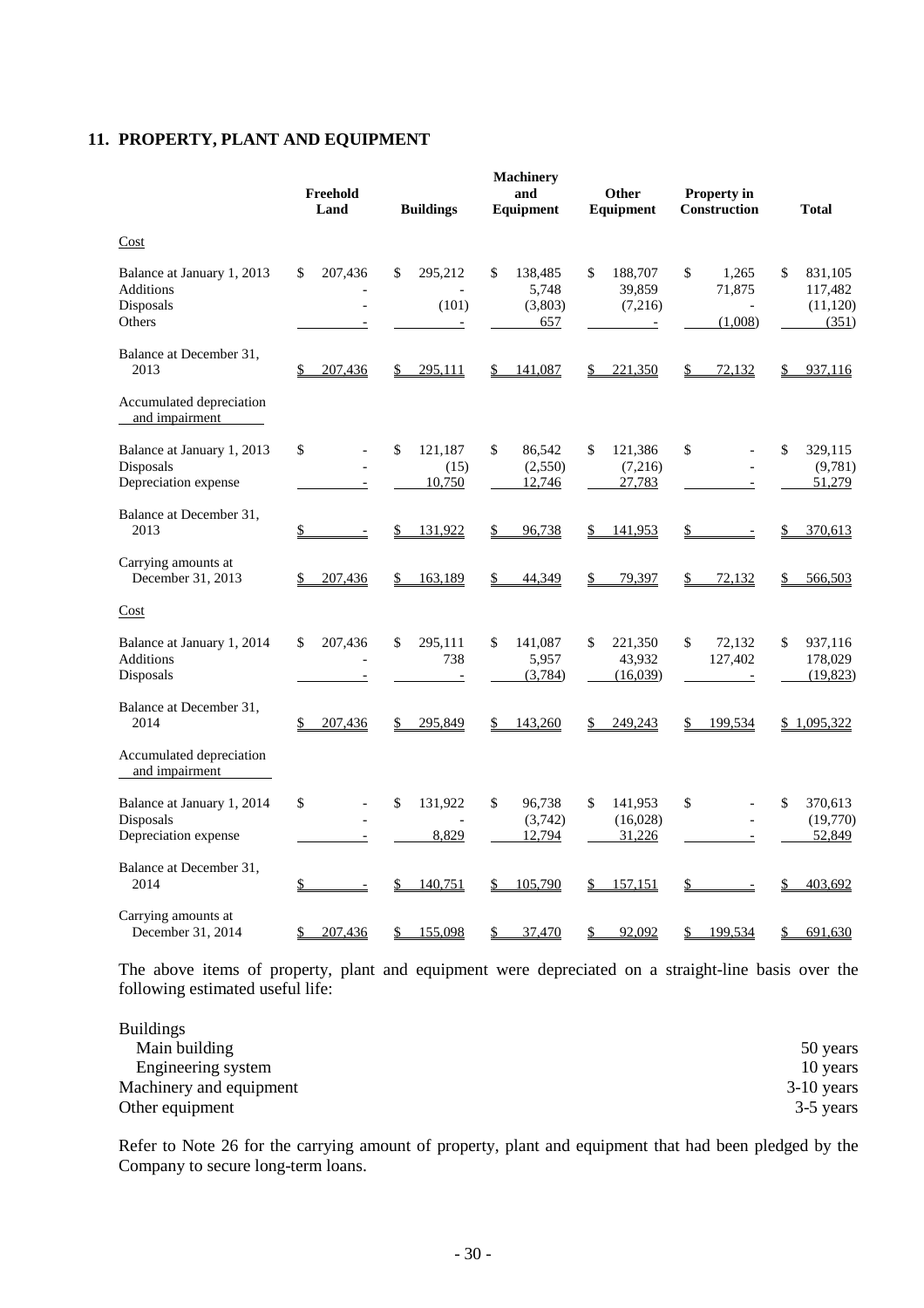## 11. PROPERTY, PLANT AND EQUIPMENT

| | Freehold Land | Buildings | Machinery and Equipment | Other Equipment | Property in Construction | Total |
|---|---|---|---|---|---|---|
| Cost | | | | | | |
| Balance at January 1, 2013 | $ 207,436 | $ 295,212 | $ 138,485 | $ 188,707 | $ 1,265 | $ 831,105 |
| Additions | - | - | 5,748 | 39,859 | 71,875 | 117,482 |
| Disposals | - | (101) | (3,803) | (7,216) | - | (11,120) |
| Others | - | - | 657 | - | (1,008) | (351) |
| Balance at December 31, 2013 | $ 207,436 | $ 295,111 | $ 141,087 | $ 221,350 | $ 72,132 | $ 937,116 |
| Accumulated depreciation and impairment | | | | | | |
| Balance at January 1, 2013 | $ - | $ 121,187 | $ 86,542 | $ 121,386 | $ - | $ 329,115 |
| Disposals | - | (15) | (2,550) | (7,216) | - | (9,781) |
| Depreciation expense | - | 10,750 | 12,746 | 27,783 | - | 51,279 |
| Balance at December 31, 2013 | $ - | $ 131,922 | $ 96,738 | $ 141,953 | $ - | $ 370,613 |
| Carrying amounts at December 31, 2013 | $ 207,436 | $ 163,189 | $ 44,349 | $ 79,397 | $ 72,132 | $ 566,503 |
| Cost | | | | | | |
| Balance at January 1, 2014 | $ 207,436 | $ 295,111 | $ 141,087 | $ 221,350 | $ 72,132 | $ 937,116 |
| Additions | - | 738 | 5,957 | 43,932 | 127,402 | 178,029 |
| Disposals | - | - | (3,784) | (16,039) | - | (19,823) |
| Balance at December 31, 2014 | $ 207,436 | $ 295,849 | $ 143,260 | $ 249,243 | $ 199,534 | $ 1,095,322 |
| Accumulated depreciation and impairment | | | | | | |
| Balance at January 1, 2014 | $ - | $ 131,922 | $ 96,738 | $ 141,953 | $ - | $ 370,613 |
| Disposals | - | - | (3,742) | (16,028) | - | (19,770) |
| Depreciation expense | - | 8,829 | 12,794 | 31,226 | - | 52,849 |
| Balance at December 31, 2014 | $ - | $ 140,751 | $ 105,790 | $ 157,151 | $ - | $ 403,692 |
| Carrying amounts at December 31, 2014 | $ 207,436 | $ 155,098 | $ 37,470 | $ 92,092 | $ 199,534 | $ 691,630 |

The above items of property, plant and equipment were depreciated on a straight-line basis over the following estimated useful life:

| | |
|---|---|
| Buildings | |
| Main building | 50 years |
| Engineering system | 10 years |
| Machinery and equipment | 3-10 years |
| Other equipment | 3-5 years |

Refer to Note 26 for the carrying amount of property, plant and equipment that had been pledged by the Company to secure long-term loans.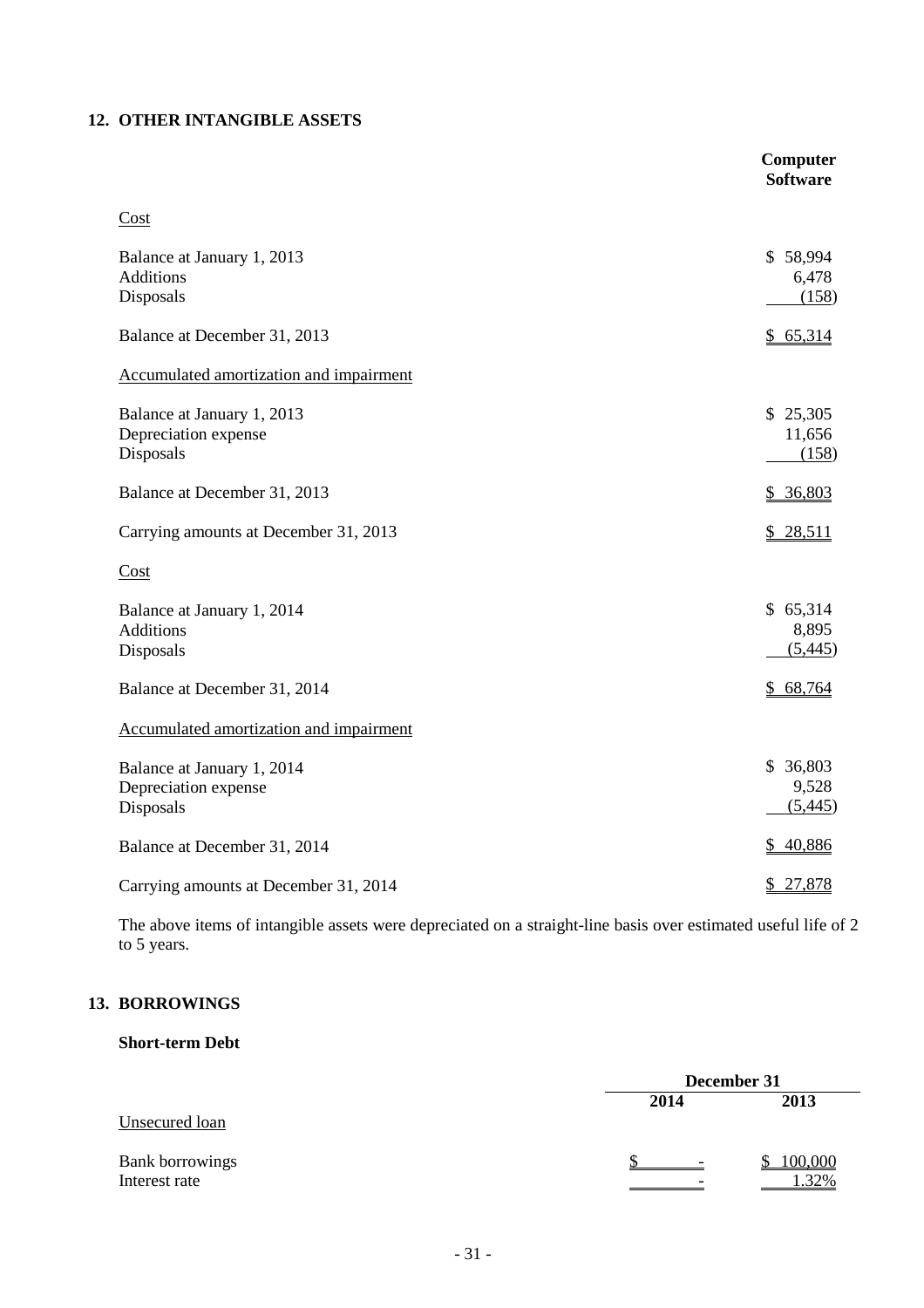## 12. OTHER INTANGIBLE ASSETS

| | Computer Software |
|---|---|
| Cost | |
| Balance at January 1, 2013 | $ 58,994 |
| Additions | 6,478 |
| Disposals | (158) |
| Balance at December 31, 2013 | $ 65,314 |
| Accumulated amortization and impairment | |
| Balance at January 1, 2013 | $ 25,305 |
| Depreciation expense | 11,656 |
| Disposals | (158) |
| Balance at December 31, 2013 | $ 36,803 |
| Carrying amounts at December 31, 2013 | $ 28,511 |
| Cost | |
| Balance at January 1, 2014 | $ 65,314 |
| Additions | 8,895 |
| Disposals | (5,445) |
| Balance at December 31, 2014 | $ 68,764 |
| Accumulated amortization and impairment | |
| Balance at January 1, 2014 | $ 36,803 |
| Depreciation expense | 9,528 |
| Disposals | (5,445) |
| Balance at December 31, 2014 | $ 40,886 |
| Carrying amounts at December 31, 2014 | $ 27,878 |

The above items of intangible assets were depreciated on a straight-line basis over estimated useful life of 2 to 5 years.

## 13. BORROWINGS

### Short-term Debt

| | December 31 | |
|---|---|---|
| | 2014 | 2013 |
| Unsecured loan | | |
| Bank borrowings | $ - | $ 100,000 |
| Interest rate | - | 1.32% |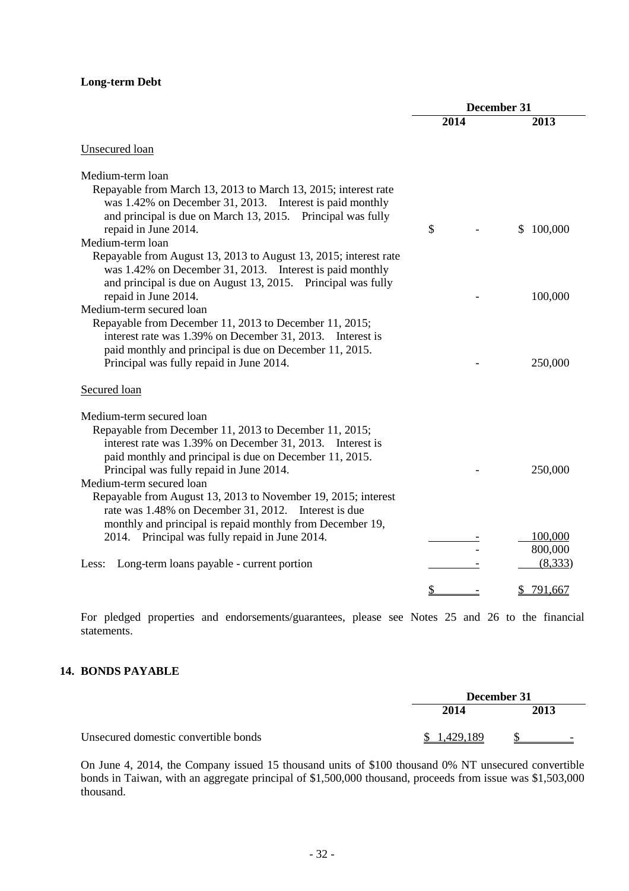**Long-term Debt**

| | December 31 | |
|---|---|---|
| | 2014 | 2013 |
| Unsecured loan | | |
| Medium-term loan<br>Repayable from March 13, 2013 to March 13, 2015; interest rate was 1.42% on December 31, 2013. Interest is paid monthly and principal is due on March 13, 2015. Principal was fully repaid in June 2014. | $ - | $ 100,000 |
| Medium-term loan<br>Repayable from August 13, 2013 to August 13, 2015; interest rate was 1.42% on December 31, 2013. Interest is paid monthly and principal is due on August 13, 2015. Principal was fully repaid in June 2014. | - | 100,000 |
| Medium-term secured loan<br>Repayable from December 11, 2013 to December 11, 2015; interest rate was 1.39% on December 31, 2013. Interest is paid monthly and principal is due on December 11, 2015. Principal was fully repaid in June 2014. | - | 250,000 |
| Secured loan | | |
| Medium-term secured loan<br>Repayable from December 11, 2013 to December 11, 2015; interest rate was 1.39% on December 31, 2013. Interest is paid monthly and principal is due on December 11, 2015. Principal was fully repaid in June 2014. | - | 250,000 |
| Medium-term secured loan<br>Repayable from August 13, 2013 to November 19, 2015; interest rate was 1.48% on December 31, 2012. Interest is due monthly and principal is repaid monthly from December 19, 2014. Principal was fully repaid in June 2014. | - | 100,000 |
| | - | 800,000 |
| Less: Long-term loans payable - current portion | - | (8,333) |
| | $ - | $ 791,667 |

For pledged properties and endorsements/guarantees, please see Notes 25 and 26 to the financial statements.

## 14. BONDS PAYABLE

| | December 31 | |
|---|---|---|
| | 2014 | 2013 |
| Unsecured domestic convertible bonds | $ 1,429,189 | $ - |

On June 4, 2014, the Company issued 15 thousand units of $100 thousand 0% NT unsecured convertible bonds in Taiwan, with an aggregate principal of $1,500,000 thousand, proceeds from issue was $1,503,000 thousand.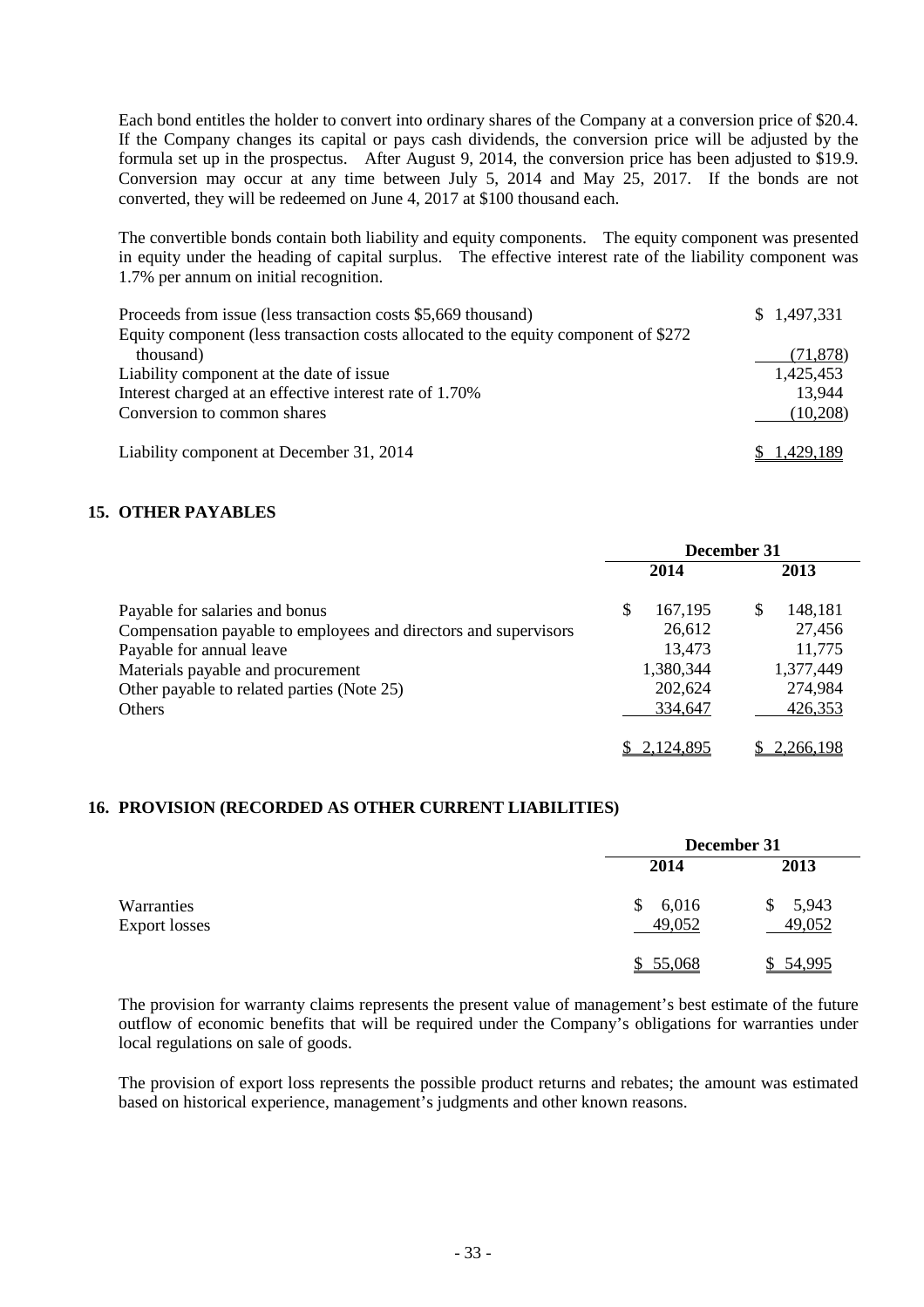Each bond entitles the holder to convert into ordinary shares of the Company at a conversion price of $20.4. If the Company changes its capital or pays cash dividends, the conversion price will be adjusted by the formula set up in the prospectus. After August 9, 2014, the conversion price has been adjusted to $19.9. Conversion may occur at any time between July 5, 2014 and May 25, 2017. If the bonds are not converted, they will be redeemed on June 4, 2017 at $100 thousand each.

The convertible bonds contain both liability and equity components. The equity component was presented in equity under the heading of capital surplus. The effective interest rate of the liability component was 1.7% per annum on initial recognition.

| | |
|---|---|
| Proceeds from issue (less transaction costs $5,669 thousand) | $ 1,497,331 |
| Equity component (less transaction costs allocated to the equity component of $272 thousand) | (71,878) |
| Liability component at the date of issue | 1,425,453 |
| Interest charged at an effective interest rate of 1.70% | 13,944 |
| Conversion to common shares | (10,208) |
| Liability component at December 31, 2014 | $ 1,429,189 |

## 15. OTHER PAYABLES

| | December 31 | |
|---|---|---|
| | 2014 | 2013 |
| Payable for salaries and bonus | $ 167,195 | $ 148,181 |
| Compensation payable to employees and directors and supervisors | 26,612 | 27,456 |
| Payable for annual leave | 13,473 | 11,775 |
| Materials payable and procurement | 1,380,344 | 1,377,449 |
| Other payable to related parties (Note 25) | 202,624 | 274,984 |
| Others | 334,647 | 426,353 |
| | $ 2,124,895 | $ 2,266,198 |

## 16. PROVISION (RECORDED AS OTHER CURRENT LIABILITIES)

| | December 31 | |
|---|---|---|
| | 2014 | 2013 |
| Warranties | $ 6,016 | $ 5,943 |
| Export losses | 49,052 | 49,052 |
| | $ 55,068 | $ 54,995 |

The provision for warranty claims represents the present value of management's best estimate of the future outflow of economic benefits that will be required under the Company's obligations for warranties under local regulations on sale of goods.

The provision of export loss represents the possible product returns and rebates; the amount was estimated based on historical experience, management's judgments and other known reasons.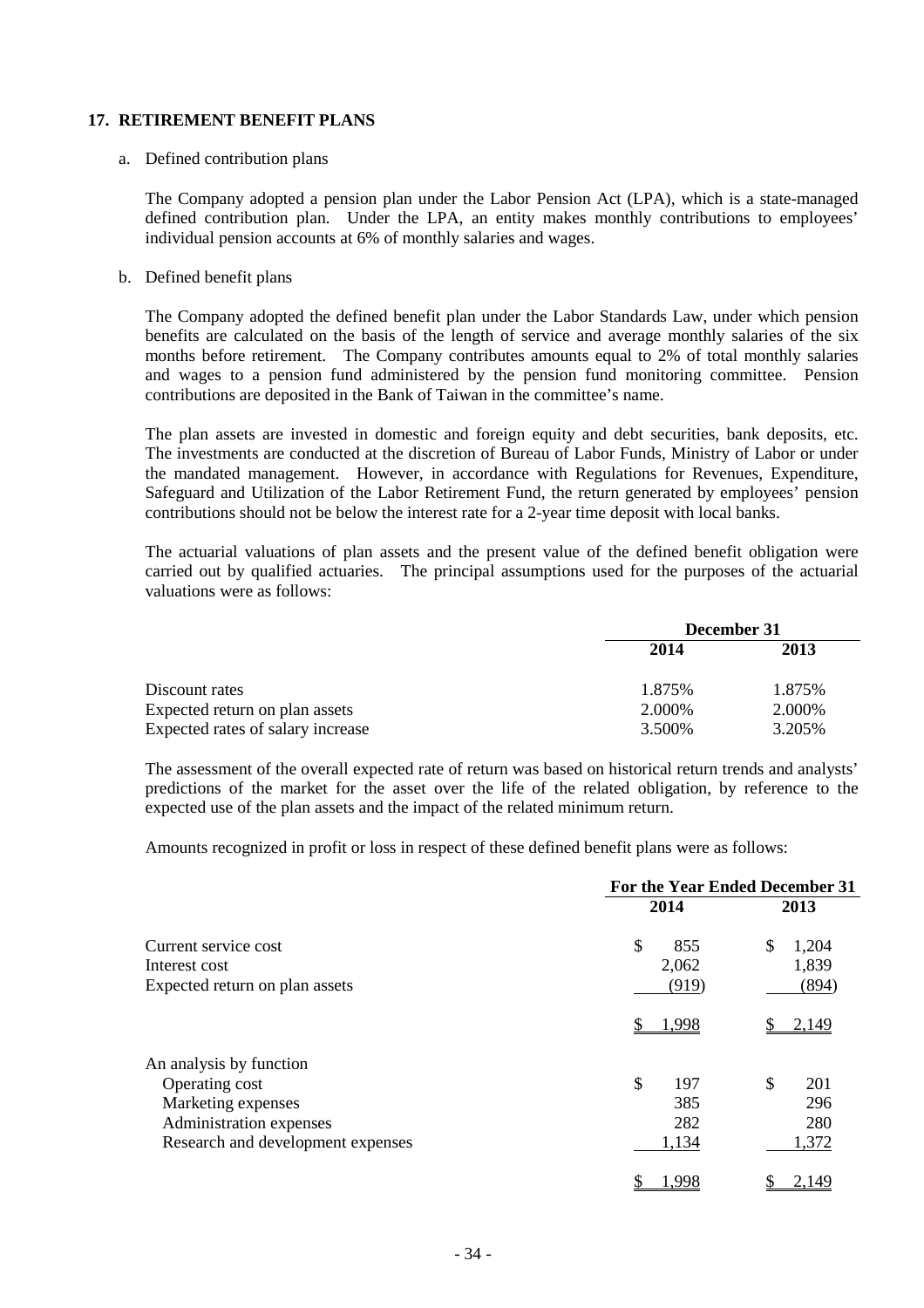## 17. RETIREMENT BENEFIT PLANS

a. Defined contribution plans

The Company adopted a pension plan under the Labor Pension Act (LPA), which is a state-managed defined contribution plan. Under the LPA, an entity makes monthly contributions to employees' individual pension accounts at 6% of monthly salaries and wages.

b. Defined benefit plans

The Company adopted the defined benefit plan under the Labor Standards Law, under which pension benefits are calculated on the basis of the length of service and average monthly salaries of the six months before retirement. The Company contributes amounts equal to 2% of total monthly salaries and wages to a pension fund administered by the pension fund monitoring committee. Pension contributions are deposited in the Bank of Taiwan in the committee's name.

The plan assets are invested in domestic and foreign equity and debt securities, bank deposits, etc. The investments are conducted at the discretion of Bureau of Labor Funds, Ministry of Labor or under the mandated management. However, in accordance with Regulations for Revenues, Expenditure, Safeguard and Utilization of the Labor Retirement Fund, the return generated by employees' pension contributions should not be below the interest rate for a 2-year time deposit with local banks.

The actuarial valuations of plan assets and the present value of the defined benefit obligation were carried out by qualified actuaries. The principal assumptions used for the purposes of the actuarial valuations were as follows:

| | December 31 | |
|---|---|---|
| | 2014 | 2013 |
| Discount rates | 1.875% | 1.875% |
| Expected return on plan assets | 2.000% | 2.000% |
| Expected rates of salary increase | 3.500% | 3.205% |

The assessment of the overall expected rate of return was based on historical return trends and analysts' predictions of the market for the asset over the life of the related obligation, by reference to the expected use of the plan assets and the impact of the related minimum return.

Amounts recognized in profit or loss in respect of these defined benefit plans were as follows:

| | For the Year Ended December 31 | |
|---|---|---|
| | 2014 | 2013 |
| Current service cost | $ 855 | $ 1,204 |
| Interest cost | 2,062 | 1,839 |
| Expected return on plan assets | (919) | (894) |
| | $ 1,998 | $ 2,149 |
| An analysis by function | | |
| Operating cost | $ 197 | $ 201 |
| Marketing expenses | 385 | 296 |
| Administration expenses | 282 | 280 |
| Research and development expenses | 1,134 | 1,372 |
| | $ 1,998 | $ 2,149 |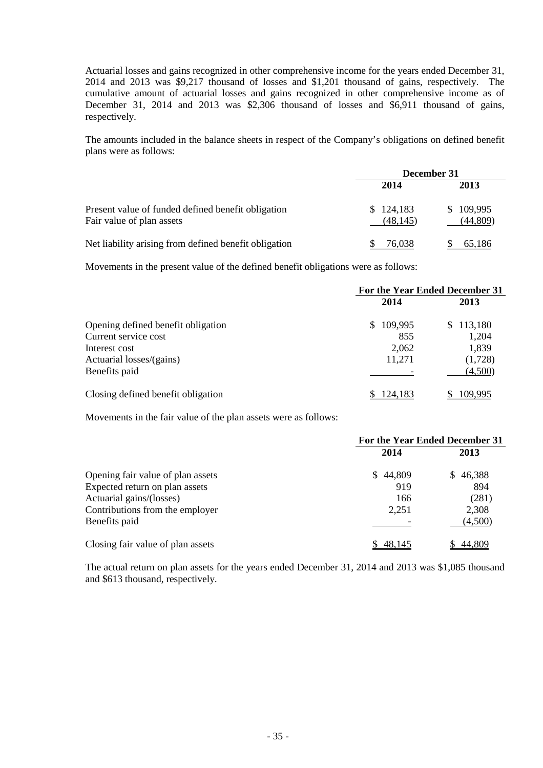Actuarial losses and gains recognized in other comprehensive income for the years ended December 31, 2014 and 2013 was $9,217 thousand of losses and $1,201 thousand of gains, respectively. The cumulative amount of actuarial losses and gains recognized in other comprehensive income as of December 31, 2014 and 2013 was $2,306 thousand of losses and $6,911 thousand of gains, respectively.

The amounts included in the balance sheets in respect of the Company's obligations on defined benefit plans were as follows:

| | December 31 | |
|---|---|---|
| | 2014 | 2013 |
| Present value of funded defined benefit obligation | $ 124,183 | $ 109,995 |
| Fair value of plan assets | (48,145) | (44,809) |
| Net liability arising from defined benefit obligation | $ 76,038 | $ 65,186 |

Movements in the present value of the defined benefit obligations were as follows:

| | For the Year Ended December 31 | |
|---|---|---|
| | 2014 | 2013 |
| Opening defined benefit obligation | $ 109,995 | $ 113,180 |
| Current service cost | 855 | 1,204 |
| Interest cost | 2,062 | 1,839 |
| Actuarial losses/(gains) | 11,271 | (1,728) |
| Benefits paid | - | (4,500) |
| Closing defined benefit obligation | $ 124,183 | $ 109,995 |

Movements in the fair value of the plan assets were as follows:

| | For the Year Ended December 31 | |
|---|---|---|
| | 2014 | 2013 |
| Opening fair value of plan assets | $ 44,809 | $ 46,388 |
| Expected return on plan assets | 919 | 894 |
| Actuarial gains/(losses) | 166 | (281) |
| Contributions from the employer | 2,251 | 2,308 |
| Benefits paid | - | (4,500) |
| Closing fair value of plan assets | $ 48,145 | $ 44,809 |

The actual return on plan assets for the years ended December 31, 2014 and 2013 was $1,085 thousand and $613 thousand, respectively.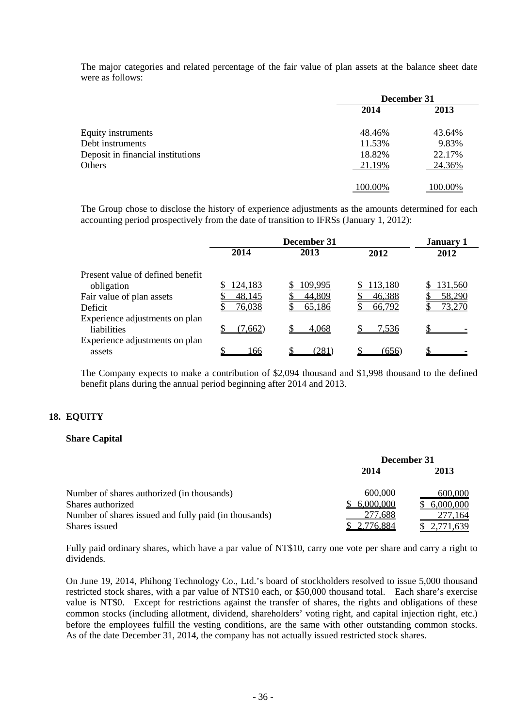The major categories and related percentage of the fair value of plan assets at the balance sheet date were as follows:

| | December 31 | |
|---|---|---|
| | 2014 | 2013 |
| Equity instruments | 48.46% | 43.64% |
| Debt instruments | 11.53% | 9.83% |
| Deposit in financial institutions | 18.82% | 22.17% |
| Others | 21.19% | 24.36% |
| | 100.00% | 100.00% |

The Group chose to disclose the history of experience adjustments as the amounts determined for each accounting period prospectively from the date of transition to IFRSs (January 1, 2012):

| | December 31 | | | January 1 |
|---|---|---|---|---|
| | 2014 | 2013 | 2012 | 2012 |
| Present value of defined benefit obligation | $ 124,183 | $ 109,995 | $ 113,180 | $ 131,560 |
| Fair value of plan assets | $ 48,145 | $ 44,809 | $ 46,388 | $ 58,290 |
| Deficit | $ 76,038 | $ 65,186 | $ 66,792 | $ 73,270 |
| Experience adjustments on plan liabilities | $ (7,662) | $ 4,068 | $ 7,536 | $ - |
| Experience adjustments on plan assets | $ 166 | $ (281) | $ (656) | $ - |

The Company expects to make a contribution of $2,094 thousand and $1,998 thousand to the defined benefit plans during the annual period beginning after 2014 and 2013.

## 18. EQUITY

### Share Capital

| | December 31 | |
|---|---|---|
| | 2014 | 2013 |
| Number of shares authorized (in thousands) | 600,000 | 600,000 |
| Shares authorized | $ 6,000,000 | $ 6,000,000 |
| Number of shares issued and fully paid (in thousands) | 277,688 | 277,164 |
| Shares issued | $ 2,776,884 | $ 2,771,639 |

Fully paid ordinary shares, which have a par value of NT$10, carry one vote per share and carry a right to dividends.

On June 19, 2014, Phihong Technology Co., Ltd.'s board of stockholders resolved to issue 5,000 thousand restricted stock shares, with a par value of NT$10 each, or $50,000 thousand total. Each share's exercise value is NT$0. Except for restrictions against the transfer of shares, the rights and obligations of these common stocks (including allotment, dividend, shareholders' voting right, and capital injection right, etc.) before the employees fulfill the vesting conditions, are the same with other outstanding common stocks. As of the date December 31, 2014, the company has not actually issued restricted stock shares.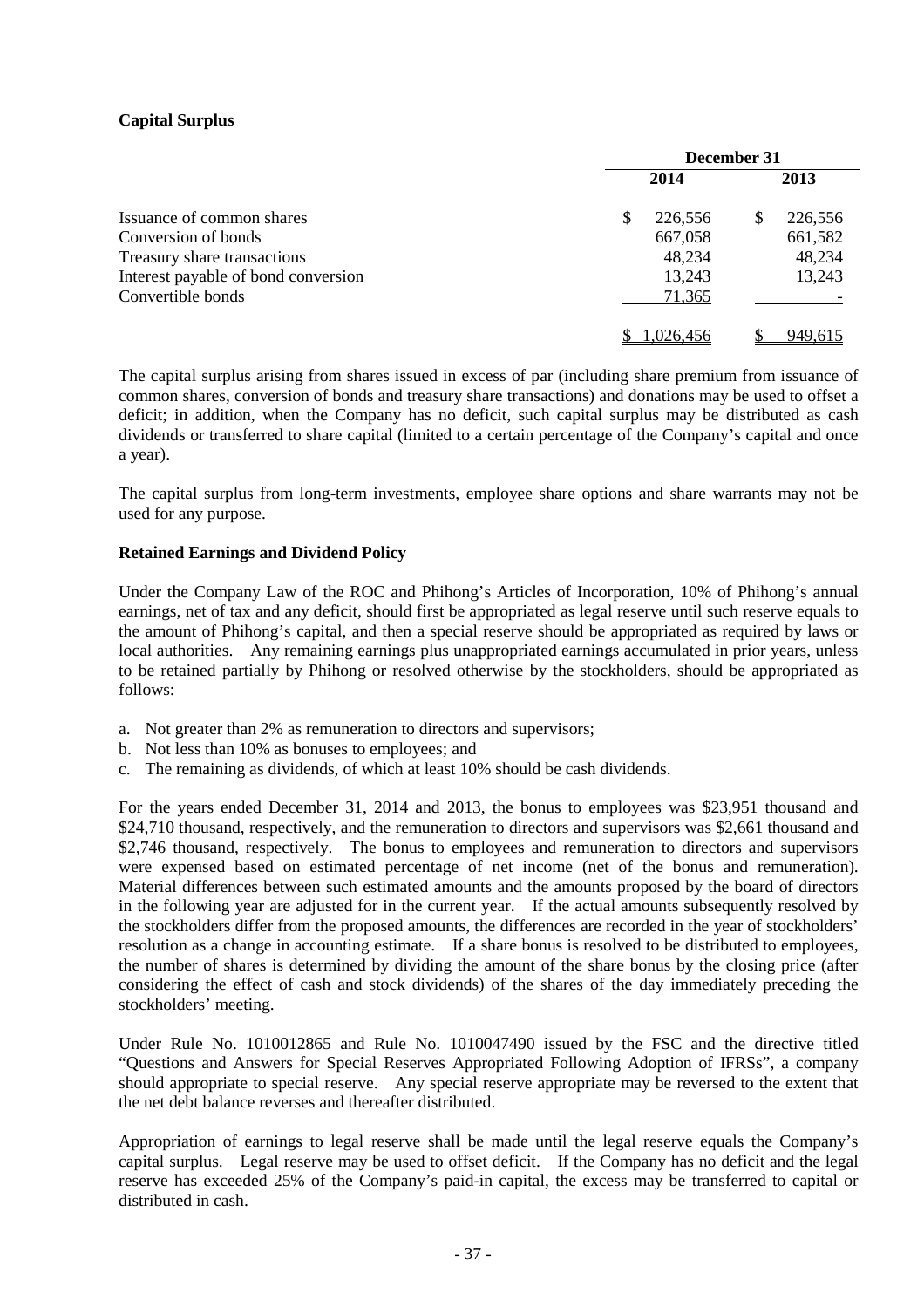**Capital Surplus**

| | December 31 | |
|---|---|---|
| | 2014 | 2013 |
| Issuance of common shares | $ 226,556 | $ 226,556 |
| Conversion of bonds | 667,058 | 661,582 |
| Treasury share transactions | 48,234 | 48,234 |
| Interest payable of bond conversion | 13,243 | 13,243 |
| Convertible bonds | 71,365 | - |
| | $ 1,026,456 | $ 949,615 |

The capital surplus arising from shares issued in excess of par (including share premium from issuance of common shares, conversion of bonds and treasury share transactions) and donations may be used to offset a deficit; in addition, when the Company has no deficit, such capital surplus may be distributed as cash dividends or transferred to share capital (limited to a certain percentage of the Company's capital and once a year).

The capital surplus from long-term investments, employee share options and share warrants may not be used for any purpose.

**Retained Earnings and Dividend Policy**

Under the Company Law of the ROC and Phihong's Articles of Incorporation, 10% of Phihong's annual earnings, net of tax and any deficit, should first be appropriated as legal reserve until such reserve equals to the amount of Phihong's capital, and then a special reserve should be appropriated as required by laws or local authorities. Any remaining earnings plus unappropriated earnings accumulated in prior years, unless to be retained partially by Phihong or resolved otherwise by the stockholders, should be appropriated as follows:

a. Not greater than 2% as remuneration to directors and supervisors;
b. Not less than 10% as bonuses to employees; and
c. The remaining as dividends, of which at least 10% should be cash dividends.

For the years ended December 31, 2014 and 2013, the bonus to employees was $23,951 thousand and $24,710 thousand, respectively, and the remuneration to directors and supervisors was $2,661 thousand and $2,746 thousand, respectively. The bonus to employees and remuneration to directors and supervisors were expensed based on estimated percentage of net income (net of the bonus and remuneration). Material differences between such estimated amounts and the amounts proposed by the board of directors in the following year are adjusted for in the current year. If the actual amounts subsequently resolved by the stockholders differ from the proposed amounts, the differences are recorded in the year of stockholders' resolution as a change in accounting estimate. If a share bonus is resolved to be distributed to employees, the number of shares is determined by dividing the amount of the share bonus by the closing price (after considering the effect of cash and stock dividends) of the shares of the day immediately preceding the stockholders' meeting.

Under Rule No. 1010012865 and Rule No. 1010047490 issued by the FSC and the directive titled "Questions and Answers for Special Reserves Appropriated Following Adoption of IFRSs", a company should appropriate to special reserve. Any special reserve appropriate may be reversed to the extent that the net debt balance reverses and thereafter distributed.

Appropriation of earnings to legal reserve shall be made until the legal reserve equals the Company's capital surplus. Legal reserve may be used to offset deficit. If the Company has no deficit and the legal reserve has exceeded 25% of the Company's paid-in capital, the excess may be transferred to capital or distributed in cash.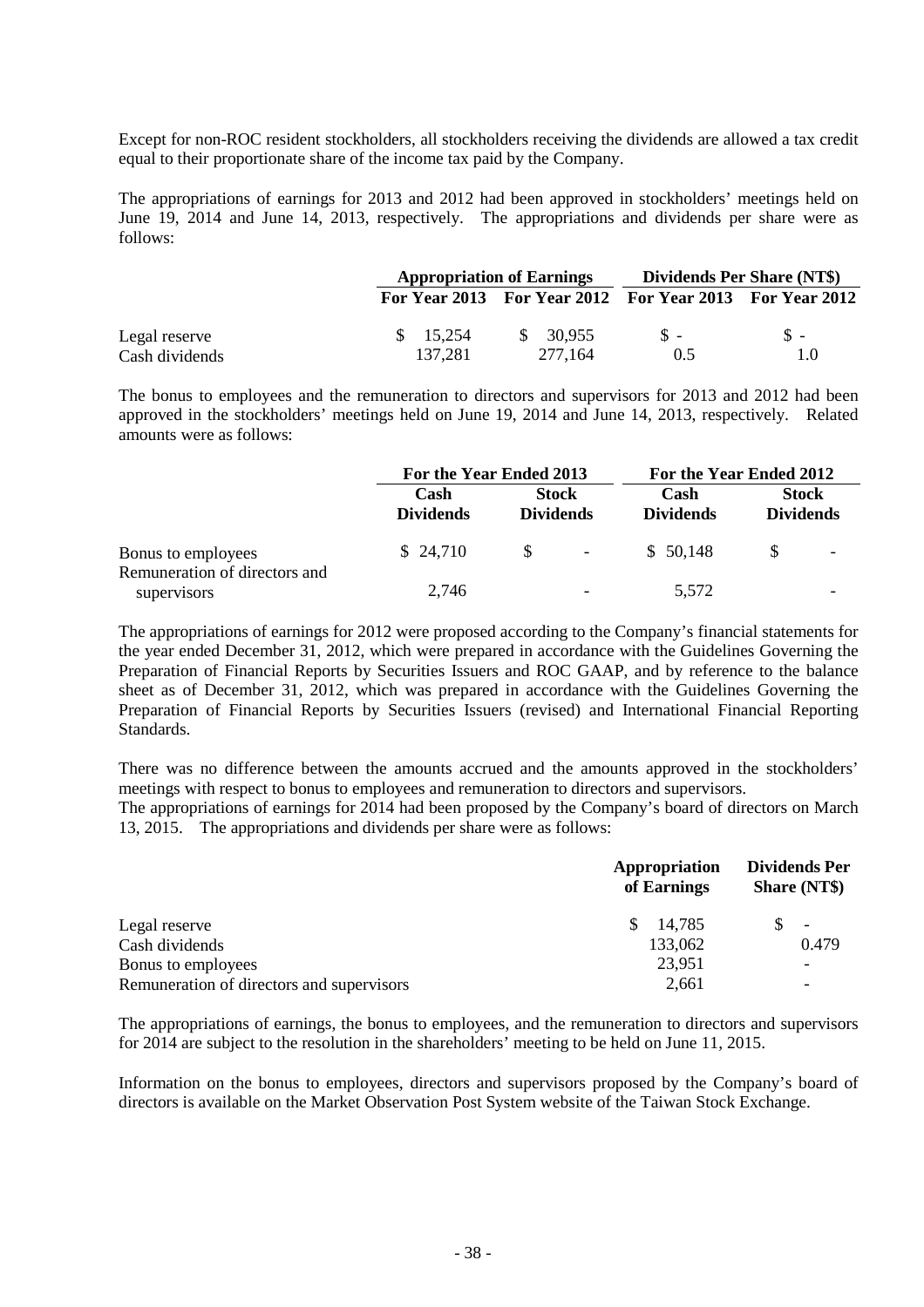Except for non-ROC resident stockholders, all stockholders receiving the dividends are allowed a tax credit equal to their proportionate share of the income tax paid by the Company.

The appropriations of earnings for 2013 and 2012 had been approved in stockholders' meetings held on June 19, 2014 and June 14, 2013, respectively. The appropriations and dividends per share were as follows:

| | Appropriation of Earnings | | Dividends Per Share (NT$) | |
|---|---|---|---|---|
| | For Year 2013 | For Year 2012 | For Year 2013 | For Year 2012 |
| Legal reserve | $ 15,254 | $ 30,955 | $ - | $ - |
| Cash dividends | 137,281 | 277,164 | 0.5 | 1.0 |

The bonus to employees and the remuneration to directors and supervisors for 2013 and 2012 had been approved in the stockholders' meetings held on June 19, 2014 and June 14, 2013, respectively. Related amounts were as follows:

| | For the Year Ended 2013 | | For the Year Ended 2012 | |
|---|---|---|---|---|
| | Cash Dividends | Stock Dividends | Cash Dividends | Stock Dividends |
| Bonus to employees | $ 24,710 | $ - | $ 50,148 | $ - |
| Remuneration of directors and supervisors | 2,746 | - | 5,572 | - |

The appropriations of earnings for 2012 were proposed according to the Company's financial statements for the year ended December 31, 2012, which were prepared in accordance with the Guidelines Governing the Preparation of Financial Reports by Securities Issuers and ROC GAAP, and by reference to the balance sheet as of December 31, 2012, which was prepared in accordance with the Guidelines Governing the Preparation of Financial Reports by Securities Issuers (revised) and International Financial Reporting Standards.

There was no difference between the amounts accrued and the amounts approved in the stockholders' meetings with respect to bonus to employees and remuneration to directors and supervisors.
The appropriations of earnings for 2014 had been proposed by the Company's board of directors on March 13, 2015. The appropriations and dividends per share were as follows:

| | Appropriation of Earnings | Dividends Per Share (NT$) |
|---|---|---|
| Legal reserve | $ 14,785 | $ - |
| Cash dividends | 133,062 | 0.479 |
| Bonus to employees | 23,951 | - |
| Remuneration of directors and supervisors | 2,661 | - |

The appropriations of earnings, the bonus to employees, and the remuneration to directors and supervisors for 2014 are subject to the resolution in the shareholders' meeting to be held on June 11, 2015.

Information on the bonus to employees, directors and supervisors proposed by the Company's board of directors is available on the Market Observation Post System website of the Taiwan Stock Exchange.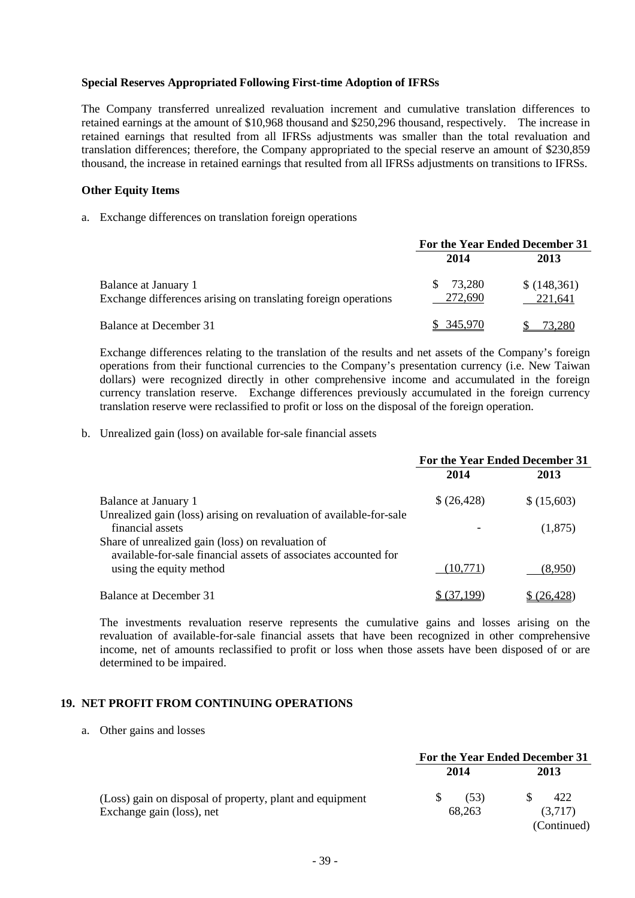**Special Reserves Appropriated Following First-time Adoption of IFRSs**

The Company transferred unrealized revaluation increment and cumulative translation differences to retained earnings at the amount of $10,968 thousand and $250,296 thousand, respectively. The increase in retained earnings that resulted from all IFRSs adjustments was smaller than the total revaluation and translation differences; therefore, the Company appropriated to the special reserve an amount of $230,859 thousand, the increase in retained earnings that resulted from all IFRSs adjustments on transitions to IFRSs.

**Other Equity Items**

a. Exchange differences on translation foreign operations

| | For the Year Ended December 31 | |
|---|---|---|
| | **2014** | **2013** |
| Balance at January 1 | $ 73,280 | $ (148,361) |
| Exchange differences arising on translating foreign operations | 272,690 | 221,641 |
| Balance at December 31 | $ 345,970 | $ 73,280 |

Exchange differences relating to the translation of the results and net assets of the Company's foreign operations from their functional currencies to the Company's presentation currency (i.e. New Taiwan dollars) were recognized directly in other comprehensive income and accumulated in the foreign currency translation reserve. Exchange differences previously accumulated in the foreign currency translation reserve were reclassified to profit or loss on the disposal of the foreign operation.

b. Unrealized gain (loss) on available for-sale financial assets

| | For the Year Ended December 31 | |
|---|---|---|
| | **2014** | **2013** |
| Balance at January 1 | $ (26,428) | $ (15,603) |
| Unrealized gain (loss) arising on revaluation of available-for-sale financial assets | - | (1,875) |
| Share of unrealized gain (loss) on revaluation of available-for-sale financial assets of associates accounted for using the equity method | (10,771) | (8,950) |
| Balance at December 31 | $ (37,199) | $ (26,428) |

The investments revaluation reserve represents the cumulative gains and losses arising on the revaluation of available-for-sale financial assets that have been recognized in other comprehensive income, net of amounts reclassified to profit or loss when those assets have been disposed of or are determined to be impaired.

## 19. NET PROFIT FROM CONTINUING OPERATIONS

a. Other gains and losses

| | For the Year Ended December 31 | |
|---|---|---|
| | **2014** | **2013** |
| (Loss) gain on disposal of property, plant and equipment | $ (53) | $ 422 |
| Exchange gain (loss), net | 68,263 | (3,717) |
| | | (Continued) |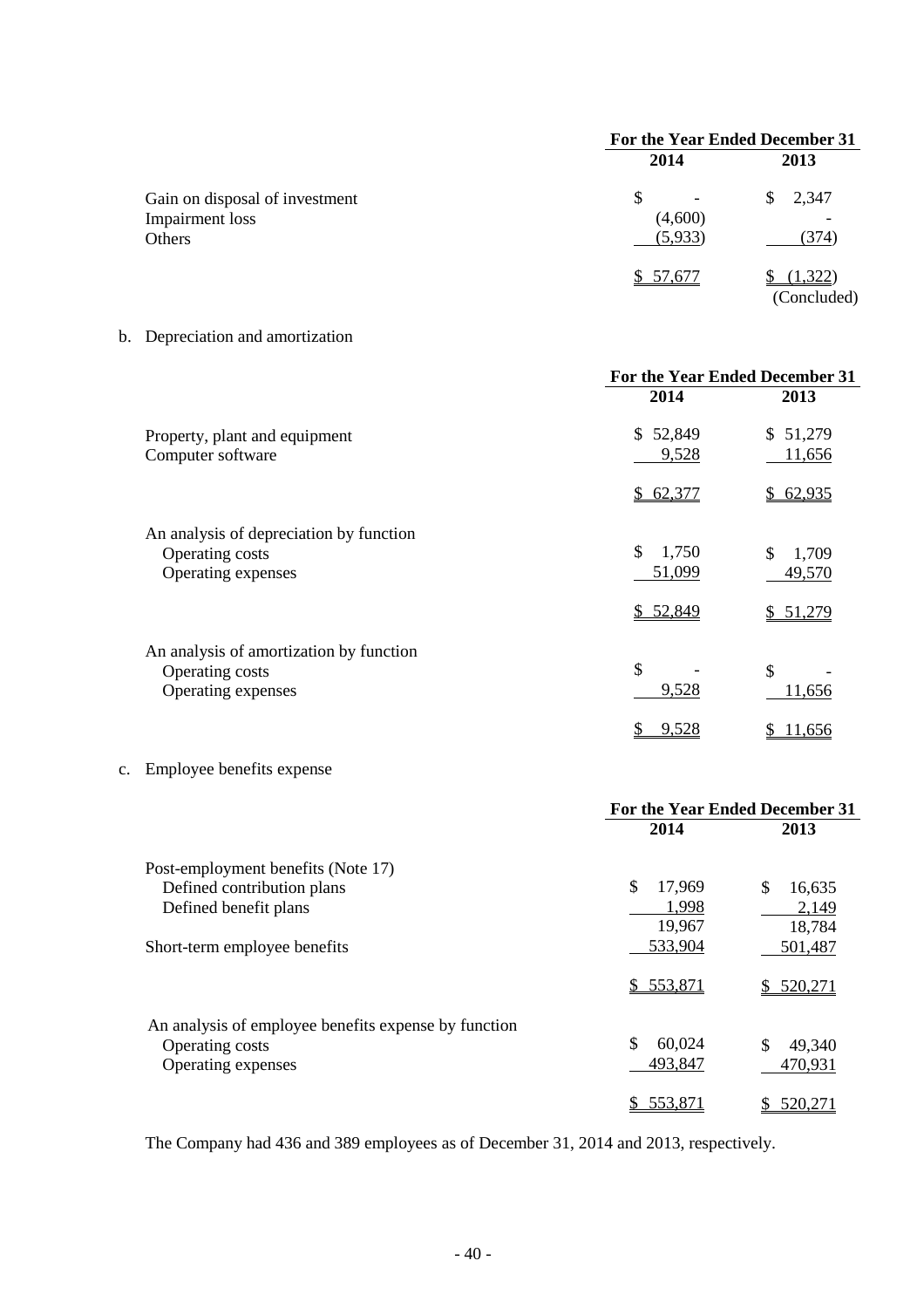| | For the Year Ended December 31 | |
|---|---|---|
| | 2014 | 2013 |
| Gain on disposal of investment | $ - | $ 2,347 |
| Impairment loss | (4,600) | - |
| Others | (5,933) | (374) |
| | $ 57,677 | $ (1,322) |
| | | (Concluded) |

b. Depreciation and amortization

| | For the Year Ended December 31 | |
|---|---|---|
| | 2014 | 2013 |
| Property, plant and equipment | $ 52,849 | $ 51,279 |
| Computer software | 9,528 | 11,656 |
| | $ 62,377 | $ 62,935 |
| An analysis of depreciation by function | | |
| Operating costs | $ 1,750 | $ 1,709 |
| Operating expenses | 51,099 | 49,570 |
| | $ 52,849 | $ 51,279 |
| An analysis of amortization by function | | |
| Operating costs | $ - | $ - |
| Operating expenses | 9,528 | 11,656 |
| | $ 9,528 | $ 11,656 |

c. Employee benefits expense

| | For the Year Ended December 31 | |
|---|---|---|
| | 2014 | 2013 |
| Post-employment benefits (Note 17) | | |
| Defined contribution plans | $ 17,969 | $ 16,635 |
| Defined benefit plans | 1,998 | 2,149 |
| | 19,967 | 18,784 |
| Short-term employee benefits | 533,904 | 501,487 |
| | $ 553,871 | $ 520,271 |
| An analysis of employee benefits expense by function | | |
| Operating costs | $ 60,024 | $ 49,340 |
| Operating expenses | 493,847 | 470,931 |
| | $ 553,871 | $ 520,271 |

The Company had 436 and 389 employees as of December 31, 2014 and 2013, respectively.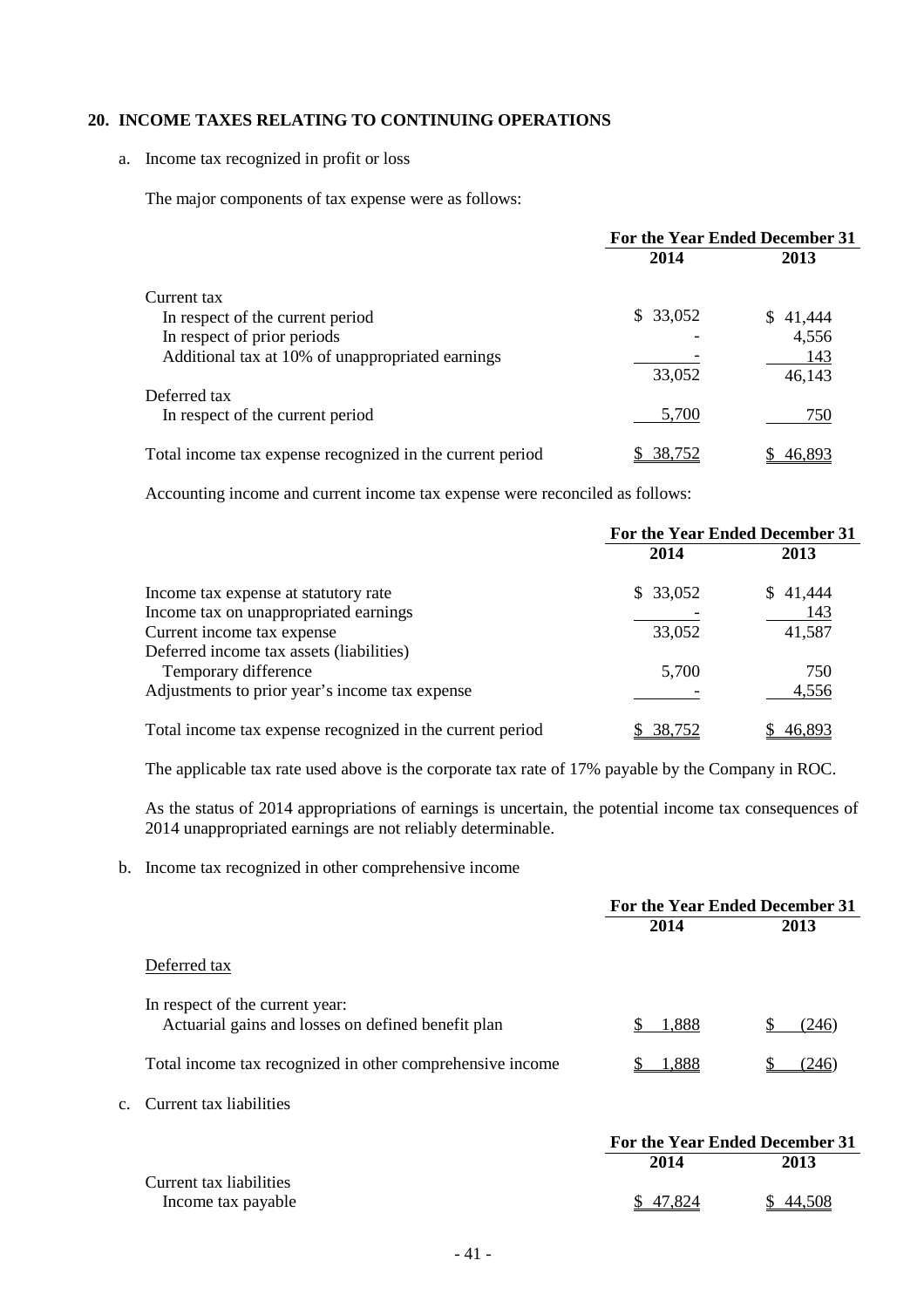## 20. INCOME TAXES RELATING TO CONTINUING OPERATIONS

a. Income tax recognized in profit or loss

The major components of tax expense were as follows:

| | For the Year Ended December 31 | |
|---|---|---|
| | 2014 | 2013 |
| Current tax | | |
| In respect of the current period | $ 33,052 | $ 41,444 |
| In respect of prior periods | - | 4,556 |
| Additional tax at 10% of unappropriated earnings | - | 143 |
| | 33,052 | 46,143 |
| Deferred tax | | |
| In respect of the current period | 5,700 | 750 |
| Total income tax expense recognized in the current period | $ 38,752 | $ 46,893 |

Accounting income and current income tax expense were reconciled as follows:

| | For the Year Ended December 31 | |
|---|---|---|
| | 2014 | 2013 |
| Income tax expense at statutory rate | $ 33,052 | $ 41,444 |
| Income tax on unappropriated earnings | - | 143 |
| Current income tax expense | 33,052 | 41,587 |
| Deferred income tax assets (liabilities) | | |
| Temporary difference | 5,700 | 750 |
| Adjustments to prior year's income tax expense | - | 4,556 |
| Total income tax expense recognized in the current period | $ 38,752 | $ 46,893 |

The applicable tax rate used above is the corporate tax rate of 17% payable by the Company in ROC.

As the status of 2014 appropriations of earnings is uncertain, the potential income tax consequences of 2014 unappropriated earnings are not reliably determinable.

b. Income tax recognized in other comprehensive income

| | For the Year Ended December 31 | |
|---|---|---|
| | 2014 | 2013 |
| Deferred tax | | |
| In respect of the current year: | | |
| Actuarial gains and losses on defined benefit plan | $ 1,888 | $ (246) |
| Total income tax recognized in other comprehensive income | $ 1,888 | $ (246) |

c. Current tax liabilities

| | For the Year Ended December 31 | |
|---|---|---|
| | 2014 | 2013 |
| Current tax liabilities | | |
| Income tax payable | $ 47,824 | $ 44,508 |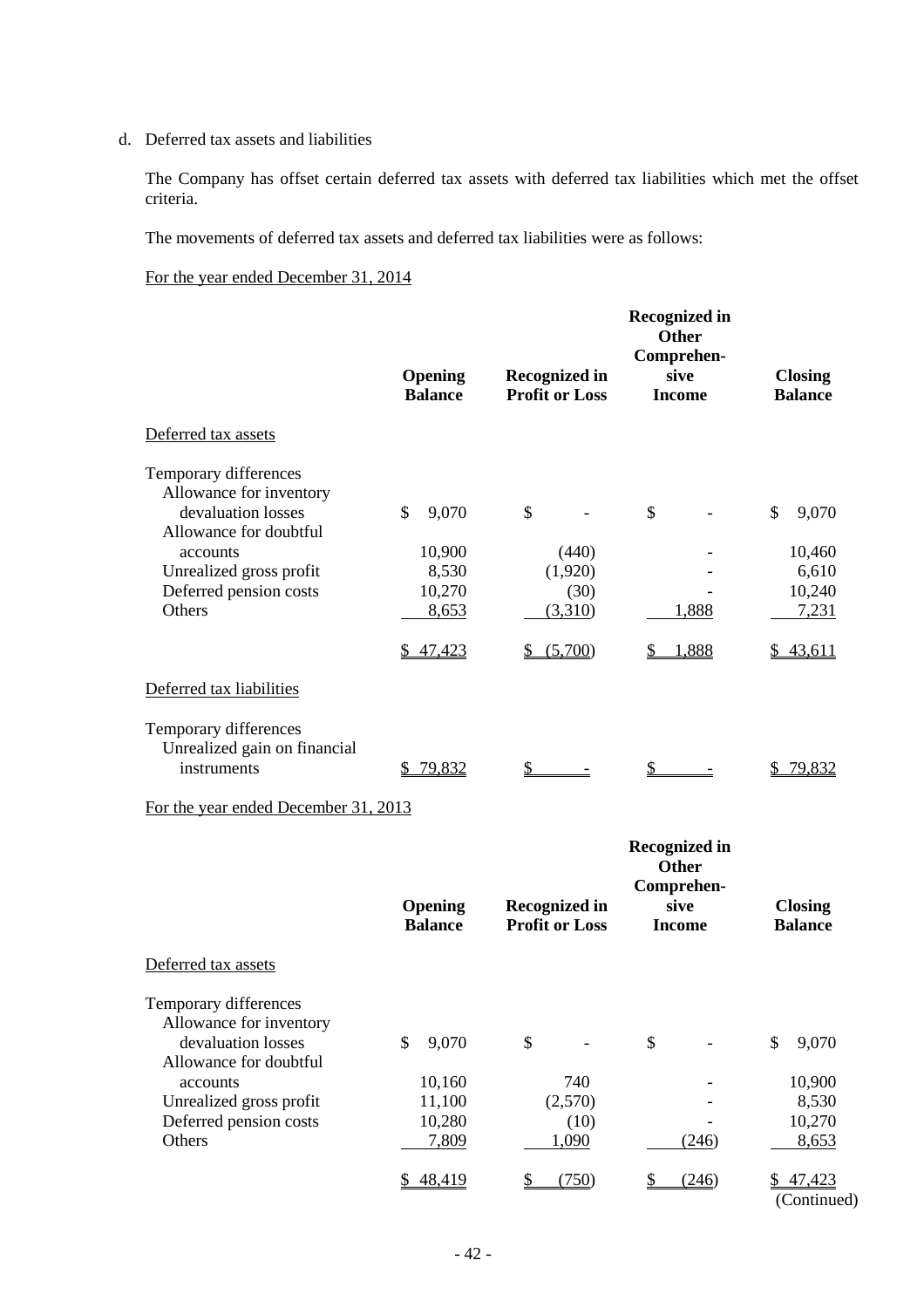d. Deferred tax assets and liabilities

The Company has offset certain deferred tax assets with deferred tax liabilities which met the offset criteria.

The movements of deferred tax assets and deferred tax liabilities were as follows:

For the year ended December 31, 2014

| | Opening Balance | Recognized in Profit or Loss | Recognized in Other Comprehensive Income | Closing Balance |
|---|---|---|---|---|
| Deferred tax assets | | | | |
| Temporary differences | | | | |
| Allowance for inventory devaluation losses | $ 9,070 | $ - | $ - | $ 9,070 |
| Allowance for doubtful accounts | 10,900 | (440) | - | 10,460 |
| Unrealized gross profit | 8,530 | (1,920) | - | 6,610 |
| Deferred pension costs | 10,270 | (30) | - | 10,240 |
| Others | 8,653 | (3,310) | 1,888 | 7,231 |
| | $ 47,423 | $ (5,700) | $ 1,888 | $ 43,611 |
| Deferred tax liabilities | | | | |
| Temporary differences | | | | |
| Unrealized gain on financial instruments | $ 79,832 | $ - | $ - | $ 79,832 |

For the year ended December 31, 2013

| | Opening Balance | Recognized in Profit or Loss | Recognized in Other Comprehensive Income | Closing Balance |
|---|---|---|---|---|
| Deferred tax assets | | | | |
| Temporary differences | | | | |
| Allowance for inventory devaluation losses | $ 9,070 | $ - | $ - | $ 9,070 |
| Allowance for doubtful accounts | 10,160 | 740 | - | 10,900 |
| Unrealized gross profit | 11,100 | (2,570) | - | 8,530 |
| Deferred pension costs | 10,280 | (10) | - | 10,270 |
| Others | 7,809 | 1,090 | (246) | 8,653 |
| | $ 48,419 | $ (750) | $ (246) | $ 47,423 |

(Continued)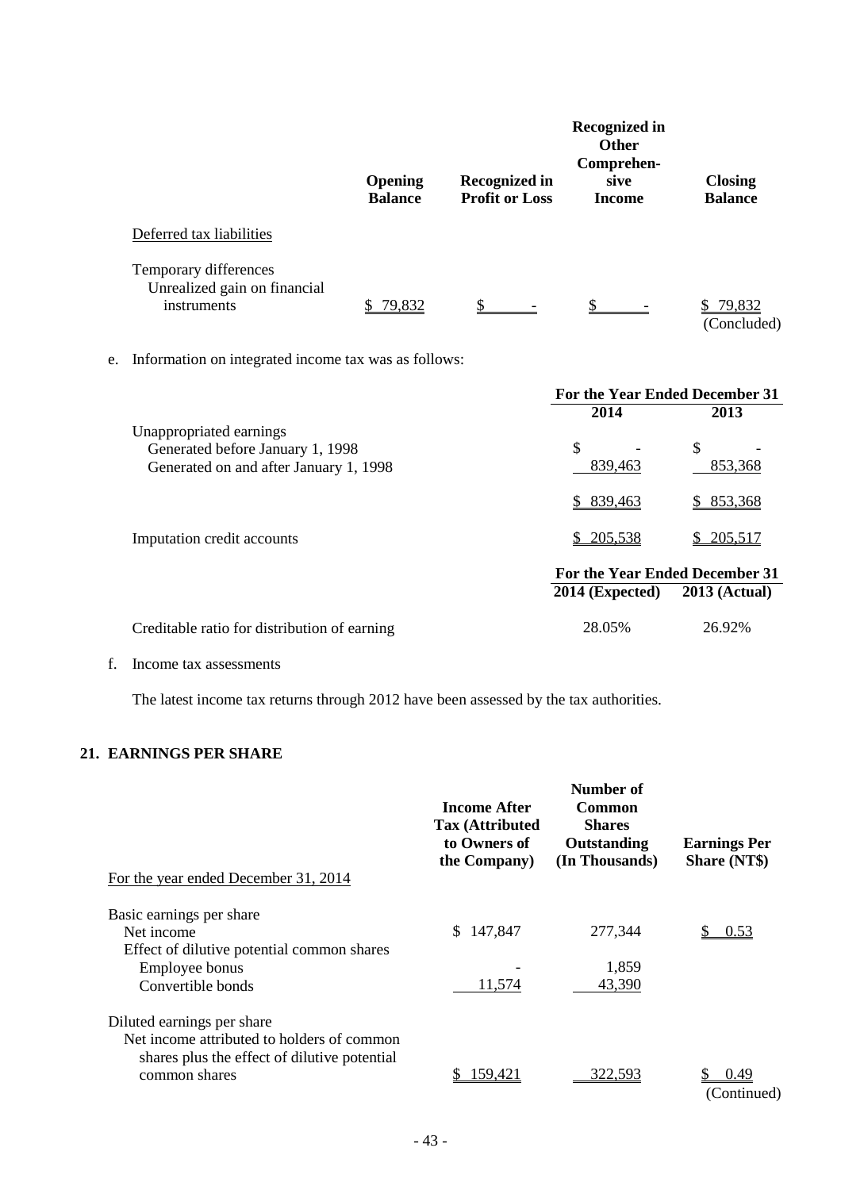| | Opening Balance | Recognized in Profit or Loss | Recognized in Other Comprehensive Income | Closing Balance |
|---|---|---|---|---|
| Deferred tax liabilities | | | | |
| Temporary differences | | | | |
| Unrealized gain on financial instruments | $ 79,832 | $ - | $ - | $ 79,832 |

(Concluded)

e. Information on integrated income tax was as follows:

| | For the Year Ended December 31 | |
|---|---|---|
| | 2014 | 2013 |
| Unappropriated earnings | | |
| Generated before January 1, 1998 | $ - | $ - |
| Generated on and after January 1, 1998 | 839,463 | 853,368 |
| | $ 839,463 | $ 853,368 |
| Imputation credit accounts | $ 205,538 | $ 205,517 |

| | For the Year Ended December 31 | |
|---|---|---|
| | 2014 (Expected) | 2013 (Actual) |
| Creditable ratio for distribution of earning | 28.05% | 26.92% |

f. Income tax assessments

The latest income tax returns through 2012 have been assessed by the tax authorities.

## 21. EARNINGS PER SHARE

| For the year ended December 31, 2014 | Income After Tax (Attributed to Owners of the Company) | Number of Common Shares Outstanding (In Thousands) | Earnings Per Share (NT$) |
|---|---|---|---|
| Basic earnings per share | | | |
| Net income | $ 147,847 | 277,344 | $ 0.53 |
| Effect of dilutive potential common shares | | | |
| Employee bonus | - | 1,859 | |
| Convertible bonds | 11,574 | 43,390 | |
| Diluted earnings per share | | | |
| Net income attributed to holders of common shares plus the effect of dilutive potential common shares | $ 159,421 | 322,593 | $ 0.49 |

(Continued)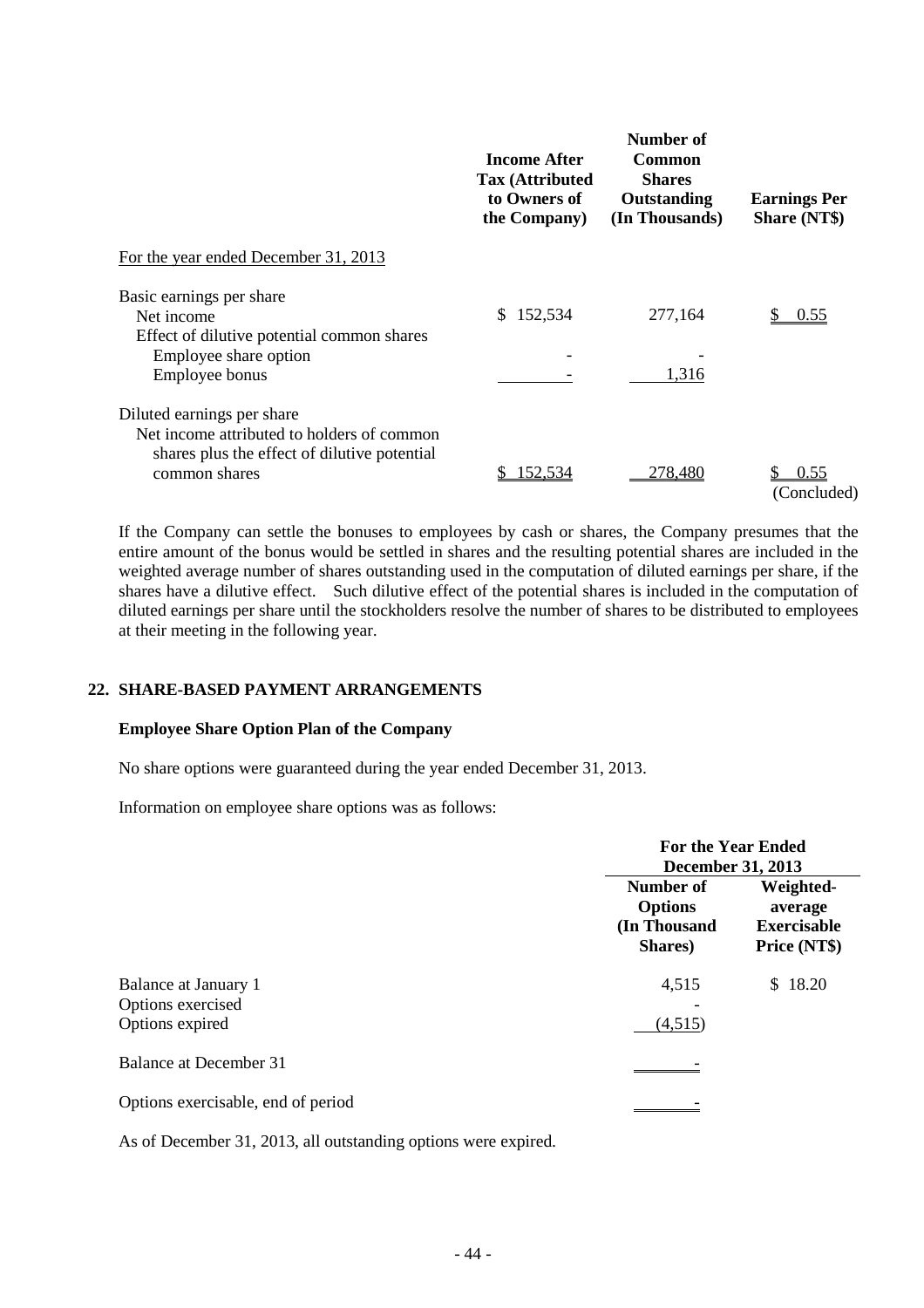| | Income After Tax (Attributed to Owners of the Company) | Number of Common Shares Outstanding (In Thousands) | Earnings Per Share (NT$) |
|---|---|---|---|
| For the year ended December 31, 2013 | | | |
| Basic earnings per share | | | |
| Net income | $ 152,534 | 277,164 | $ 0.55 |
| Effect of dilutive potential common shares | | | |
| Employee share option | - | - | |
| Employee bonus | - | 1,316 | |
| Diluted earnings per share | | | |
| Net income attributed to holders of common shares plus the effect of dilutive potential common shares | $ 152,534 | 278,480 | $ 0.55 |

(Concluded)

If the Company can settle the bonuses to employees by cash or shares, the Company presumes that the entire amount of the bonus would be settled in shares and the resulting potential shares are included in the weighted average number of shares outstanding used in the computation of diluted earnings per share, if the shares have a dilutive effect. Such dilutive effect of the potential shares is included in the computation of diluted earnings per share until the stockholders resolve the number of shares to be distributed to employees at their meeting in the following year.

## 22. SHARE-BASED PAYMENT ARRANGEMENTS

### Employee Share Option Plan of the Company

No share options were guaranteed during the year ended December 31, 2013.

Information on employee share options was as follows:

| | For the Year Ended December 31, 2013 | |
|---|---|---|
| | Number of Options (In Thousand Shares) | Weighted-average Exercisable Price (NT$) |
| Balance at January 1 | 4,515 | $ 18.20 |
| Options exercised | - | |
| Options expired | (4,515) | |
| Balance at December 31 | - | |
| Options exercisable, end of period | - | |

As of December 31, 2013, all outstanding options were expired.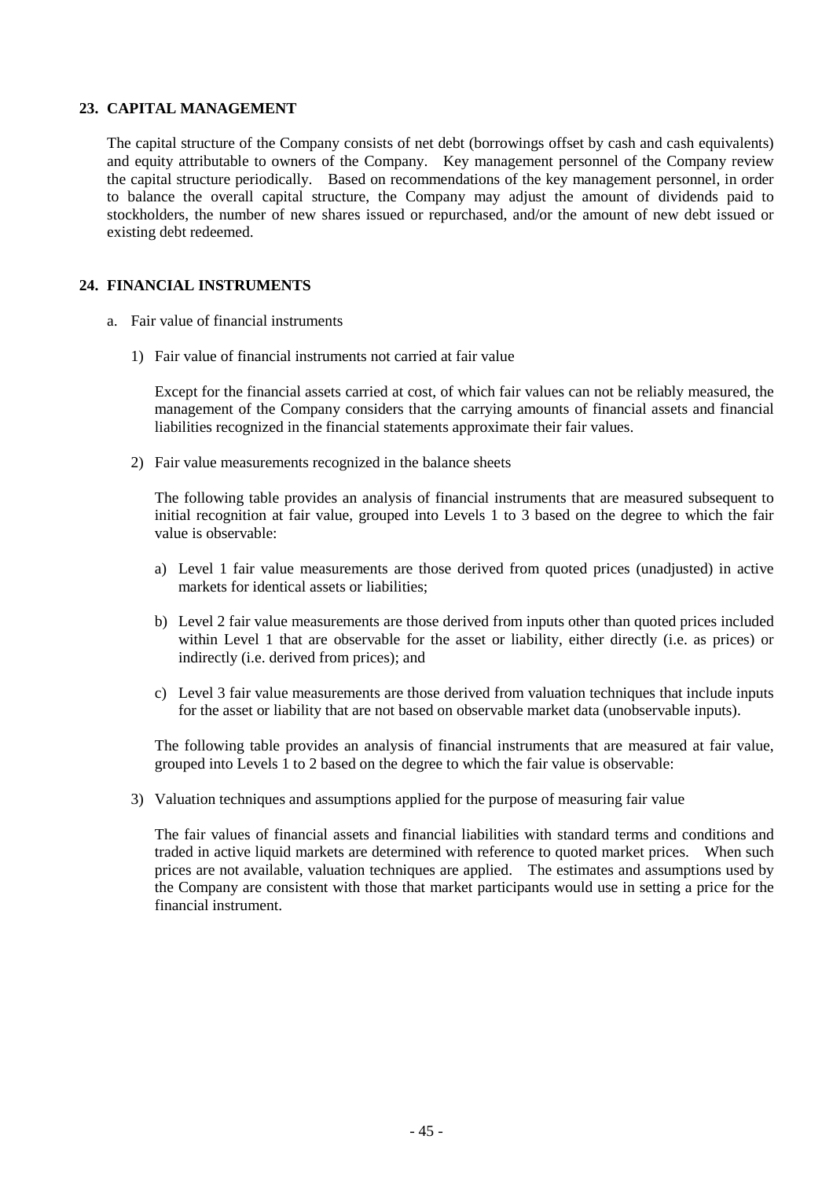## 23. CAPITAL MANAGEMENT

The capital structure of the Company consists of net debt (borrowings offset by cash and cash equivalents) and equity attributable to owners of the Company. Key management personnel of the Company review the capital structure periodically. Based on recommendations of the key management personnel, in order to balance the overall capital structure, the Company may adjust the amount of dividends paid to stockholders, the number of new shares issued or repurchased, and/or the amount of new debt issued or existing debt redeemed.

## 24. FINANCIAL INSTRUMENTS

a. Fair value of financial instruments

1) Fair value of financial instruments not carried at fair value

Except for the financial assets carried at cost, of which fair values can not be reliably measured, the management of the Company considers that the carrying amounts of financial assets and financial liabilities recognized in the financial statements approximate their fair values.

2) Fair value measurements recognized in the balance sheets

The following table provides an analysis of financial instruments that are measured subsequent to initial recognition at fair value, grouped into Levels 1 to 3 based on the degree to which the fair value is observable:

a) Level 1 fair value measurements are those derived from quoted prices (unadjusted) in active markets for identical assets or liabilities;

b) Level 2 fair value measurements are those derived from inputs other than quoted prices included within Level 1 that are observable for the asset or liability, either directly (i.e. as prices) or indirectly (i.e. derived from prices); and

c) Level 3 fair value measurements are those derived from valuation techniques that include inputs for the asset or liability that are not based on observable market data (unobservable inputs).

The following table provides an analysis of financial instruments that are measured at fair value, grouped into Levels 1 to 2 based on the degree to which the fair value is observable:

3) Valuation techniques and assumptions applied for the purpose of measuring fair value

The fair values of financial assets and financial liabilities with standard terms and conditions and traded in active liquid markets are determined with reference to quoted market prices. When such prices are not available, valuation techniques are applied. The estimates and assumptions used by the Company are consistent with those that market participants would use in setting a price for the financial instrument.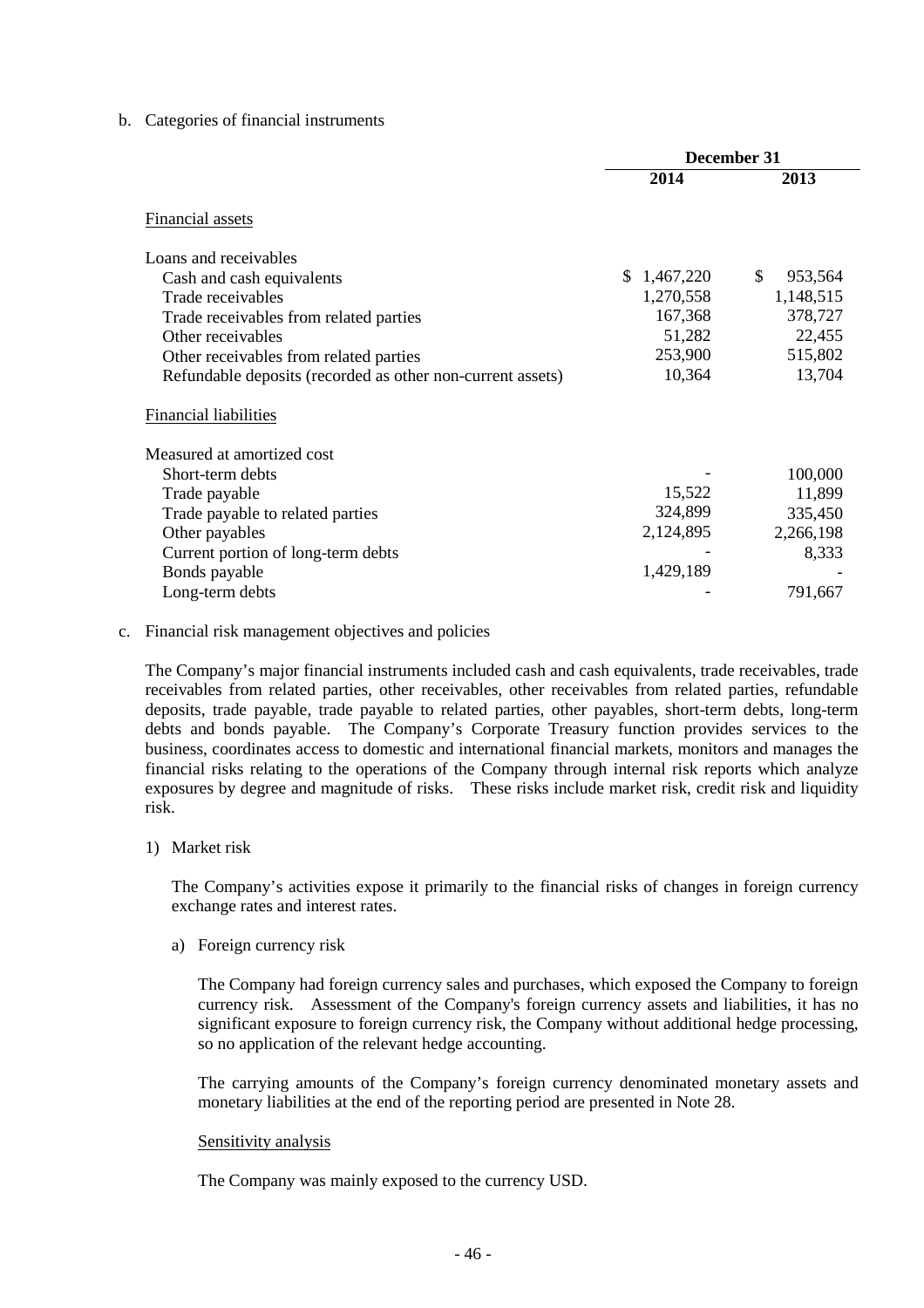b. Categories of financial instruments

| | December 31 | |
|---|---|---|
| | 2014 | 2013 |
| Financial assets | | |
| Loans and receivables | | |
| Cash and cash equivalents | $ 1,467,220 | $ 953,564 |
| Trade receivables | 1,270,558 | 1,148,515 |
| Trade receivables from related parties | 167,368 | 378,727 |
| Other receivables | 51,282 | 22,455 |
| Other receivables from related parties | 253,900 | 515,802 |
| Refundable deposits (recorded as other non-current assets) | 10,364 | 13,704 |
| Financial liabilities | | |
| Measured at amortized cost | | |
| Short-term debts | - | 100,000 |
| Trade payable | 15,522 | 11,899 |
| Trade payable to related parties | 324,899 | 335,450 |
| Other payables | 2,124,895 | 2,266,198 |
| Current portion of long-term debts | - | 8,333 |
| Bonds payable | 1,429,189 | - |
| Long-term debts | - | 791,667 |

c. Financial risk management objectives and policies

The Company's major financial instruments included cash and cash equivalents, trade receivables, trade receivables from related parties, other receivables, other receivables from related parties, refundable deposits, trade payable, trade payable to related parties, other payables, short-term debts, long-term debts and bonds payable. The Company's Corporate Treasury function provides services to the business, coordinates access to domestic and international financial markets, monitors and manages the financial risks relating to the operations of the Company through internal risk reports which analyze exposures by degree and magnitude of risks. These risks include market risk, credit risk and liquidity risk.

1) Market risk

The Company's activities expose it primarily to the financial risks of changes in foreign currency exchange rates and interest rates.

a) Foreign currency risk

The Company had foreign currency sales and purchases, which exposed the Company to foreign currency risk. Assessment of the Company's foreign currency assets and liabilities, it has no significant exposure to foreign currency risk, the Company without additional hedge processing, so no application of the relevant hedge accounting.

The carrying amounts of the Company's foreign currency denominated monetary assets and monetary liabilities at the end of the reporting period are presented in Note 28.

Sensitivity analysis

The Company was mainly exposed to the currency USD.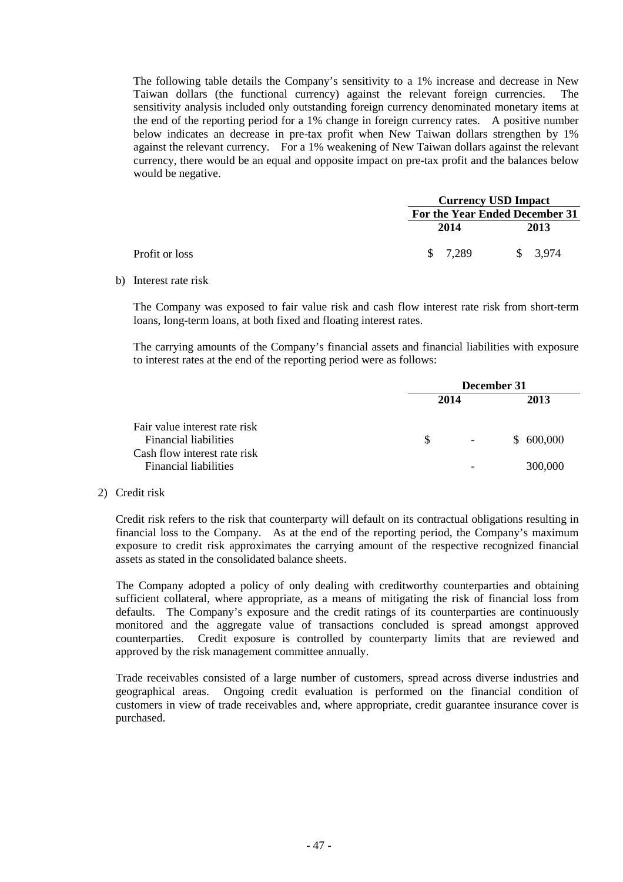The following table details the Company's sensitivity to a 1% increase and decrease in New Taiwan dollars (the functional currency) against the relevant foreign currencies. The sensitivity analysis included only outstanding foreign currency denominated monetary items at the end of the reporting period for a 1% change in foreign currency rates. A positive number below indicates an decrease in pre-tax profit when New Taiwan dollars strengthen by 1% against the relevant currency. For a 1% weakening of New Taiwan dollars against the relevant currency, there would be an equal and opposite impact on pre-tax profit and the balances below would be negative.

| | Currency USD Impact | |
|---|---|---|
| | For the Year Ended December 31 | |
| | 2014 | 2013 |
| Profit or loss | $ 7,289 | $ 3,974 |

b) Interest rate risk

The Company was exposed to fair value risk and cash flow interest rate risk from short-term loans, long-term loans, at both fixed and floating interest rates.

The carrying amounts of the Company's financial assets and financial liabilities with exposure to interest rates at the end of the reporting period were as follows:

| | December 31 | |
|---|---|---|
| | 2014 | 2013 |
| Fair value interest rate risk | | |
| Financial liabilities | $ - | $ 600,000 |
| Cash flow interest rate risk | | |
| Financial liabilities | - | 300,000 |

2) Credit risk

Credit risk refers to the risk that counterparty will default on its contractual obligations resulting in financial loss to the Company. As at the end of the reporting period, the Company's maximum exposure to credit risk approximates the carrying amount of the respective recognized financial assets as stated in the consolidated balance sheets.

The Company adopted a policy of only dealing with creditworthy counterparties and obtaining sufficient collateral, where appropriate, as a means of mitigating the risk of financial loss from defaults. The Company's exposure and the credit ratings of its counterparties are continuously monitored and the aggregate value of transactions concluded is spread amongst approved counterparties. Credit exposure is controlled by counterparty limits that are reviewed and approved by the risk management committee annually.

Trade receivables consisted of a large number of customers, spread across diverse industries and geographical areas. Ongoing credit evaluation is performed on the financial condition of customers in view of trade receivables and, where appropriate, credit guarantee insurance cover is purchased.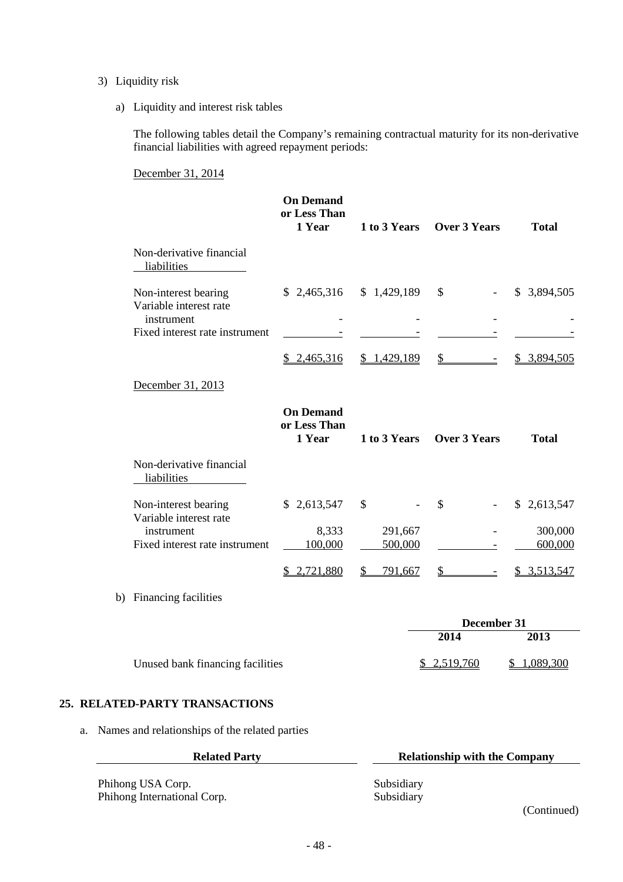3) Liquidity risk

a) Liquidity and interest risk tables

The following tables detail the Company's remaining contractual maturity for its non-derivative financial liabilities with agreed repayment periods:

December 31, 2014

| | On Demand or Less Than 1 Year | 1 to 3 Years | Over 3 Years | Total |
|---|---|---|---|---|
| Non-derivative financial liabilities | | | | |
| Non-interest bearing | $ 2,465,316 | $ 1,429,189 | $ - | $ 3,894,505 |
| Variable interest rate instrument | - | - | - | - |
| Fixed interest rate instrument | - | - | - | - |
| | $ 2,465,316 | $ 1,429,189 | $ - | $ 3,894,505 |

December 31, 2013

| | On Demand or Less Than 1 Year | 1 to 3 Years | Over 3 Years | Total |
|---|---|---|---|---|
| Non-derivative financial liabilities | | | | |
| Non-interest bearing | $ 2,613,547 | $ - | $ - | $ 2,613,547 |
| Variable interest rate instrument | 8,333 | 291,667 | - | 300,000 |
| Fixed interest rate instrument | 100,000 | 500,000 | - | 600,000 |
| | $ 2,721,880 | $ 791,667 | $ - | $ 3,513,547 |

b) Financing facilities

| | December 31 | |
|---|---|---|
| | 2014 | 2013 |
| Unused bank financing facilities | $ 2,519,760 | $ 1,089,300 |

## 25. RELATED-PARTY TRANSACTIONS

a. Names and relationships of the related parties

| Related Party | Relationship with the Company |
|---|---|
| Phihong USA Corp. | Subsidiary |
| Phihong International Corp. | Subsidiary |

(Continued)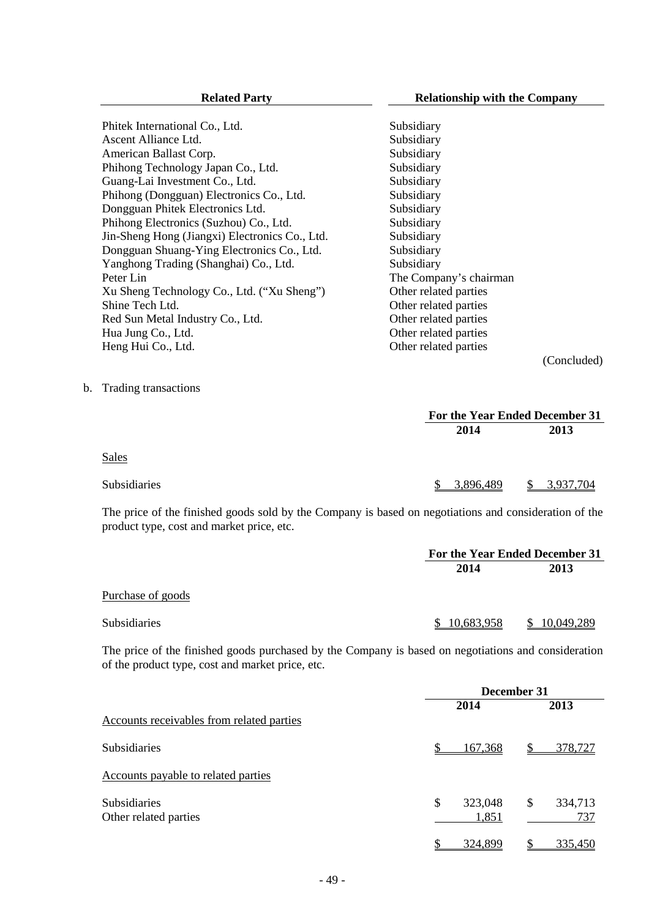| Related Party | Relationship with the Company |
|---|---|
| Phitek International Co., Ltd. | Subsidiary |
| Ascent Alliance Ltd. | Subsidiary |
| American Ballast Corp. | Subsidiary |
| Phihong Technology Japan Co., Ltd. | Subsidiary |
| Guang-Lai Investment Co., Ltd. | Subsidiary |
| Phihong (Dongguan) Electronics Co., Ltd. | Subsidiary |
| Dongguan Phitek Electronics Ltd. | Subsidiary |
| Phihong Electronics (Suzhou) Co., Ltd. | Subsidiary |
| Jin-Sheng Hong (Jiangxi) Electronics Co., Ltd. | Subsidiary |
| Dongguan Shuang-Ying Electronics Co., Ltd. | Subsidiary |
| Yanghong Trading (Shanghai) Co., Ltd. | Subsidiary |
| Peter Lin | The Company's chairman |
| Xu Sheng Technology Co., Ltd. ("Xu Sheng") | Other related parties |
| Shine Tech Ltd. | Other related parties |
| Red Sun Metal Industry Co., Ltd. | Other related parties |
| Hua Jung Co., Ltd. | Other related parties |
| Heng Hui Co., Ltd. | Other related parties |

(Concluded)

b. Trading transactions

| | For the Year Ended December 31 | |
|---|---|---|
| | 2014 | 2013 |
| Sales | | |
| Subsidiaries | $ 3,896,489 | $ 3,937,704 |

The price of the finished goods sold by the Company is based on negotiations and consideration of the product type, cost and market price, etc.

| | For the Year Ended December 31 | |
|---|---|---|
| | 2014 | 2013 |
| Purchase of goods | | |
| Subsidiaries | $ 10,683,958 | $ 10,049,289 |

The price of the finished goods purchased by the Company is based on negotiations and consideration of the product type, cost and market price, etc.

| | December 31 | |
|---|---|---|
| | 2014 | 2013 |
| Accounts receivables from related parties | | |
| Subsidiaries | $ 167,368 | $ 378,727 |
| Accounts payable to related parties | | |
| Subsidiaries | $ 323,048 | $ 334,713 |
| Other related parties | 1,851 | 737 |
| | $ 324,899 | $ 335,450 |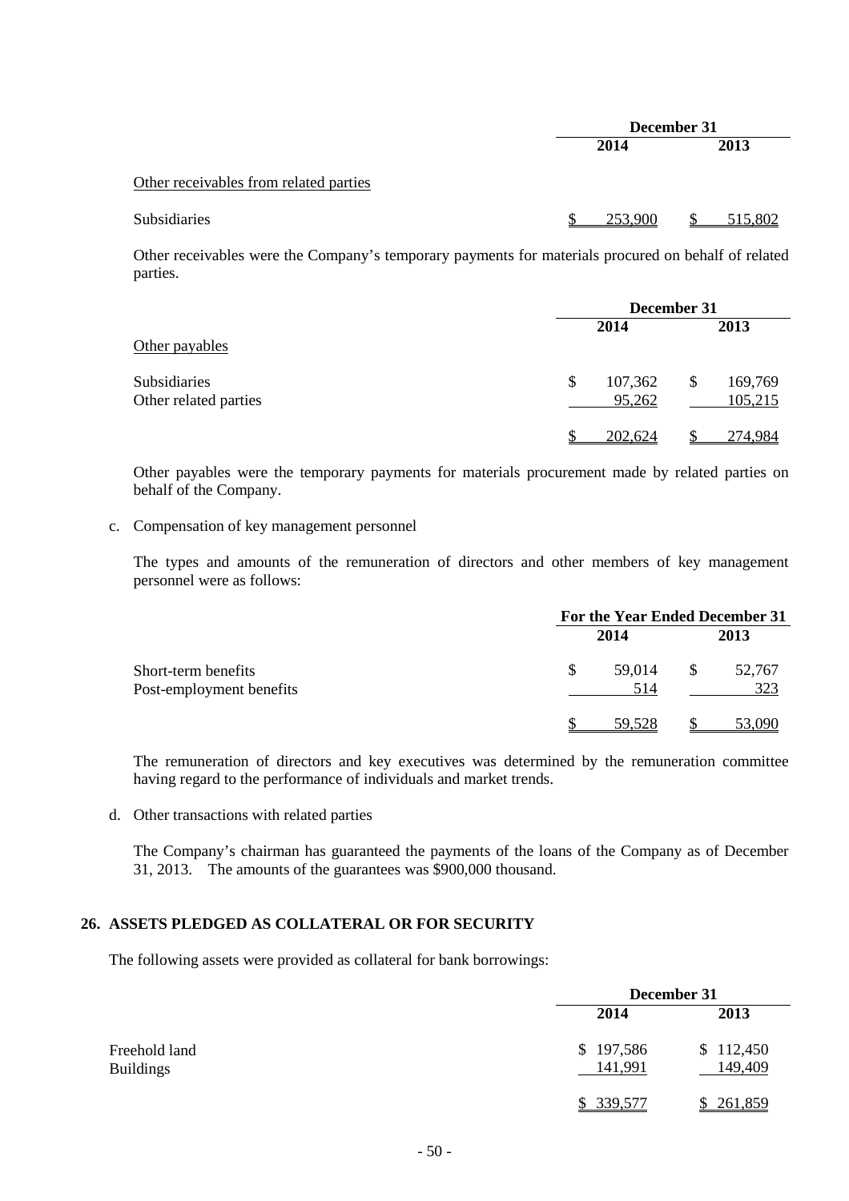| | December 31 | |
|---|---|---|
| | 2014 | 2013 |
| Other receivables from related parties | | |
| Subsidiaries | $ 253,900 | $ 515,802 |

Other receivables were the Company's temporary payments for materials procured on behalf of related parties.

| | December 31 | |
|---|---|---|
| | 2014 | 2013 |
| Other payables | | |
| Subsidiaries | $ 107,362 | $ 169,769 |
| Other related parties | 95,262 | 105,215 |
| | $ 202,624 | $ 274,984 |

Other payables were the temporary payments for materials procurement made by related parties on behalf of the Company.

c. Compensation of key management personnel

The types and amounts of the remuneration of directors and other members of key management personnel were as follows:

| | For the Year Ended December 31 | |
|---|---|---|
| | 2014 | 2013 |
| Short-term benefits | $ 59,014 | $ 52,767 |
| Post-employment benefits | 514 | 323 |
| | $ 59,528 | $ 53,090 |

The remuneration of directors and key executives was determined by the remuneration committee having regard to the performance of individuals and market trends.

d. Other transactions with related parties

The Company's chairman has guaranteed the payments of the loans of the Company as of December 31, 2013. The amounts of the guarantees was $900,000 thousand.

## 26. ASSETS PLEDGED AS COLLATERAL OR FOR SECURITY

The following assets were provided as collateral for bank borrowings:

| | December 31 | |
|---|---|---|
| | 2014 | 2013 |
| Freehold land | $ 197,586 | $ 112,450 |
| Buildings | 141,991 | 149,409 |
| | $ 339,577 | $ 261,859 |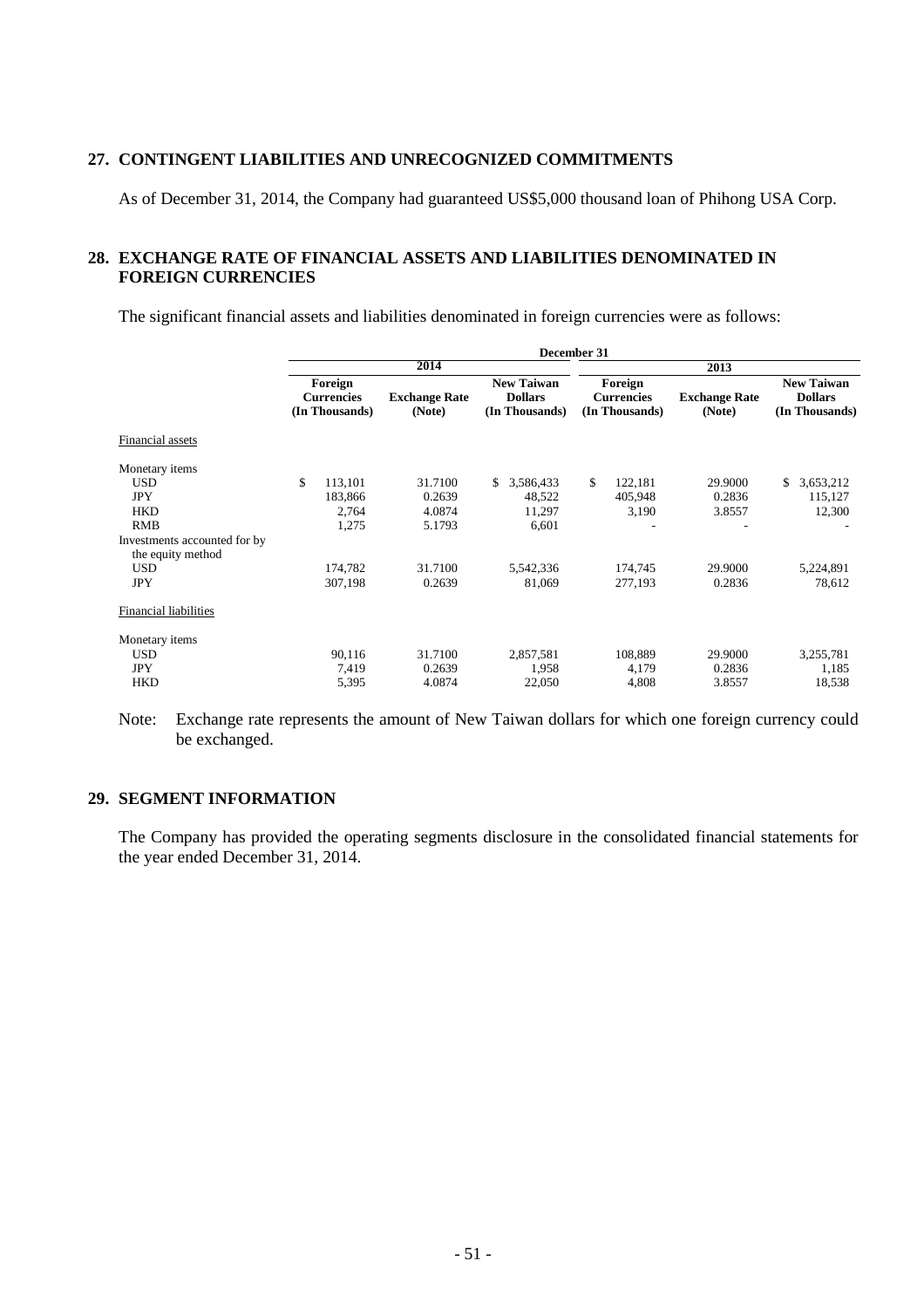## 27. CONTINGENT LIABILITIES AND UNRECOGNIZED COMMITMENTS

As of December 31, 2014, the Company had guaranteed US$5,000 thousand loan of Phihong USA Corp.

## 28. EXCHANGE RATE OF FINANCIAL ASSETS AND LIABILITIES DENOMINATED IN FOREIGN CURRENCIES

The significant financial assets and liabilities denominated in foreign currencies were as follows:

| | December 31 | | | | | |
|---|---|---|---|---|---|---|
| | 2014 | | | 2013 | | |
| | Foreign Currencies (In Thousands) | Exchange Rate (Note) | New Taiwan Dollars (In Thousands) | Foreign Currencies (In Thousands) | Exchange Rate (Note) | New Taiwan Dollars (In Thousands) |
| Financial assets | | | | | | |
| Monetary items | | | | | | |
| USD | $ 113,101 | 31.7100 | $ 3,586,433 | $ 122,181 | 29.9000 | $ 3,653,212 |
| JPY | 183,866 | 0.2639 | 48,522 | 405,948 | 0.2836 | 115,127 |
| HKD | 2,764 | 4.0874 | 11,297 | 3,190 | 3.8557 | 12,300 |
| RMB | 1,275 | 5.1793 | 6,601 | - | - | - |
| Investments accounted for by the equity method | | | | | | |
| USD | 174,782 | 31.7100 | 5,542,336 | 174,745 | 29.9000 | 5,224,891 |
| JPY | 307,198 | 0.2639 | 81,069 | 277,193 | 0.2836 | 78,612 |
| Financial liabilities | | | | | | |
| Monetary items | | | | | | |
| USD | 90,116 | 31.7100 | 2,857,581 | 108,889 | 29.9000 | 3,255,781 |
| JPY | 7,419 | 0.2639 | 1,958 | 4,179 | 0.2836 | 1,185 |
| HKD | 5,395 | 4.0874 | 22,050 | 4,808 | 3.8557 | 18,538 |

Note: Exchange rate represents the amount of New Taiwan dollars for which one foreign currency could be exchanged.

## 29. SEGMENT INFORMATION

The Company has provided the operating segments disclosure in the consolidated financial statements for the year ended December 31, 2014.